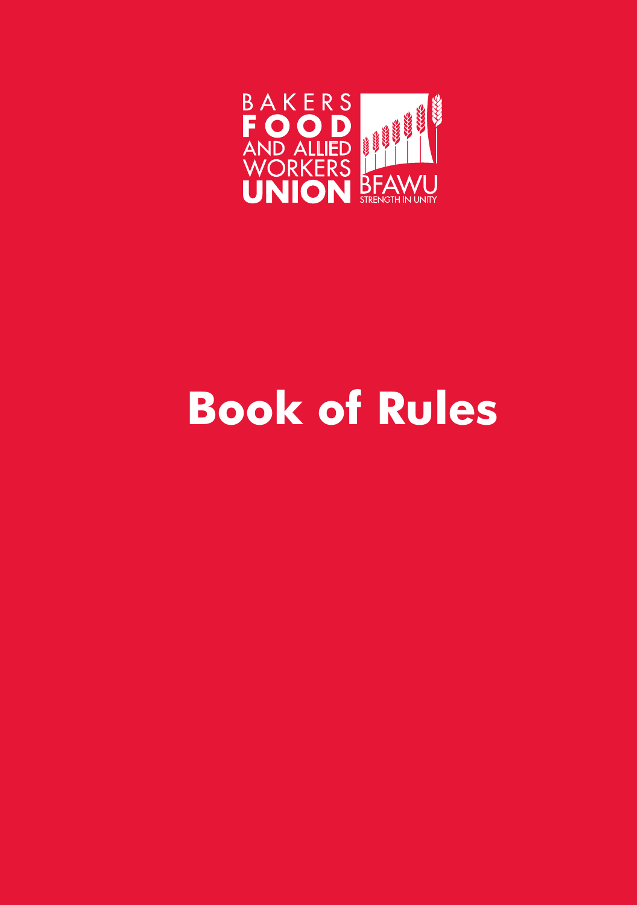BAKERS FOOD AND ALLIED WORKERS UNION

BFAWU

STRENGTH IN UNITY

# Book of Rules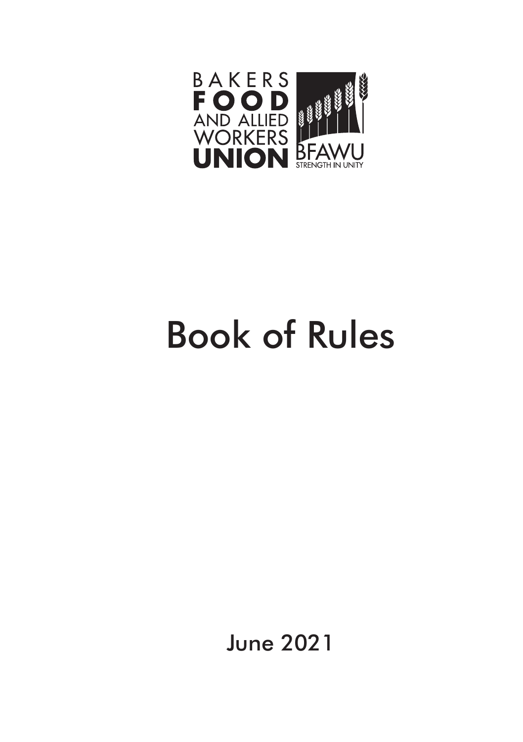BAKERS FOOD AND ALLIED WORKERS UNION

BFAWU

STRENGTH IN UNITY

# Book of Rules

June 2021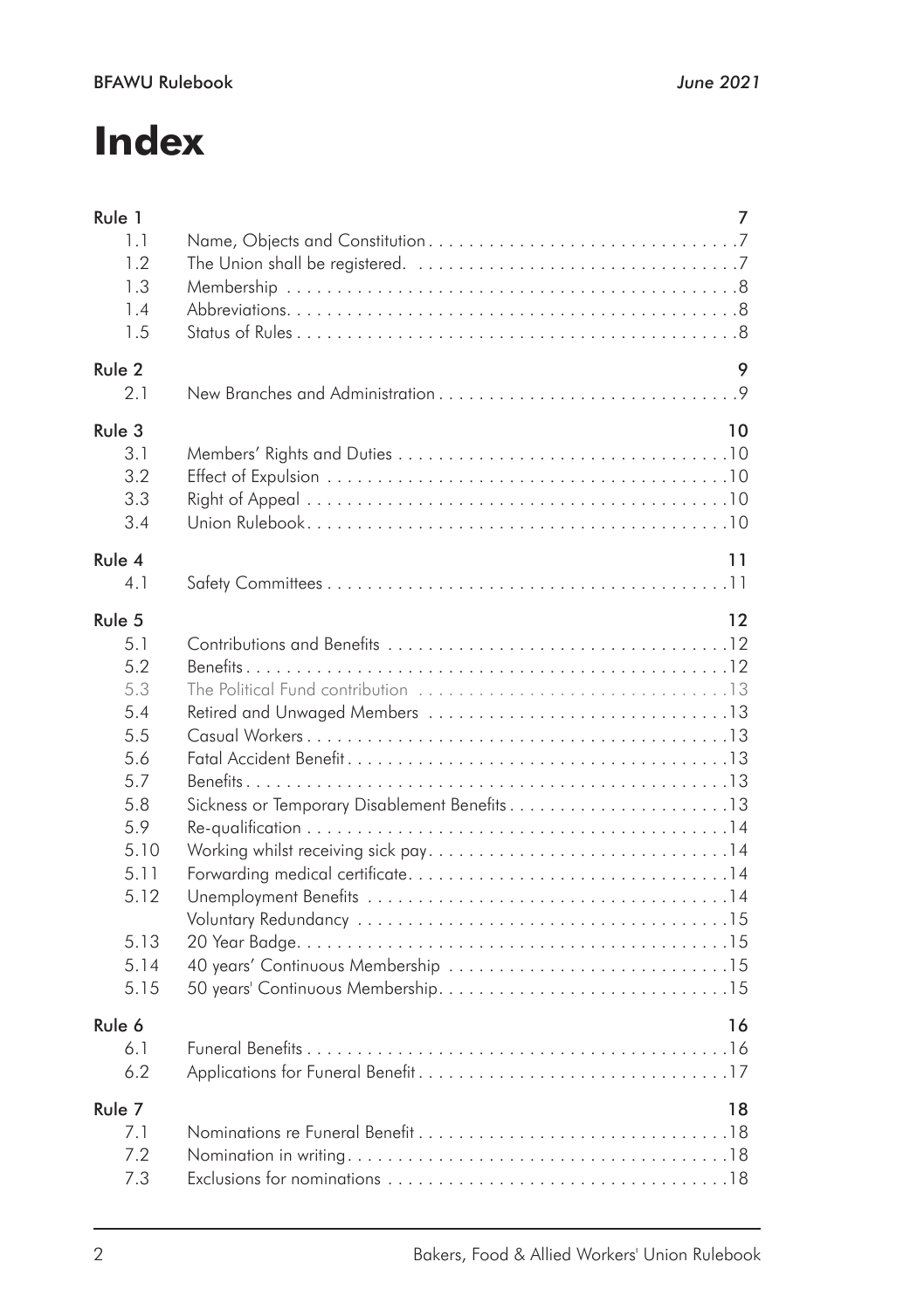# Index

| | | |
|---|---|---|
| **Rule 1** | | **7** |
| 1.1 | Name, Objects and Constitution | 7 |
| 1.2 | The Union shall be registered. | 7 |
| 1.3 | Membership | 8 |
| 1.4 | Abbreviations. | 8 |
| 1.5 | Status of Rules | 8 |
| **Rule 2** | | **9** |
| 2.1 | New Branches and Administration | 9 |
| **Rule 3** | | **10** |
| 3.1 | Members' Rights and Duties | 10 |
| 3.2 | Effect of Expulsion | 10 |
| 3.3 | Right of Appeal | 10 |
| 3.4 | Union Rulebook | 10 |
| **Rule 4** | | **11** |
| 4.1 | Safety Committees | 11 |
| **Rule 5** | | **12** |
| 5.1 | Contributions and Benefits | 12 |
| 5.2 | Benefits | 12 |
| 5.3 | The Political Fund contribution | 13 |
| 5.4 | Retired and Unwaged Members | 13 |
| 5.5 | Casual Workers | 13 |
| 5.6 | Fatal Accident Benefit | 13 |
| 5.7 | Benefits | 13 |
| 5.8 | Sickness or Temporary Disablement Benefits | 13 |
| 5.9 | Re-qualification | 14 |
| 5.10 | Working whilst receiving sick pay | 14 |
| 5.11 | Forwarding medical certificate | 14 |
| 5.12 | Unemployment Benefits | 14 |
| | Voluntary Redundancy | 15 |
| 5.13 | 20 Year Badge | 15 |
| 5.14 | 40 years' Continuous Membership | 15 |
| 5.15 | 50 years' Continuous Membership | 15 |
| **Rule 6** | | **16** |
| 6.1 | Funeral Benefits | 16 |
| 6.2 | Applications for Funeral Benefit | 17 |
| **Rule 7** | | **18** |
| 7.1 | Nominations re Funeral Benefit | 18 |
| 7.2 | Nomination in writing | 18 |
| 7.3 | Exclusions for nominations | 18 |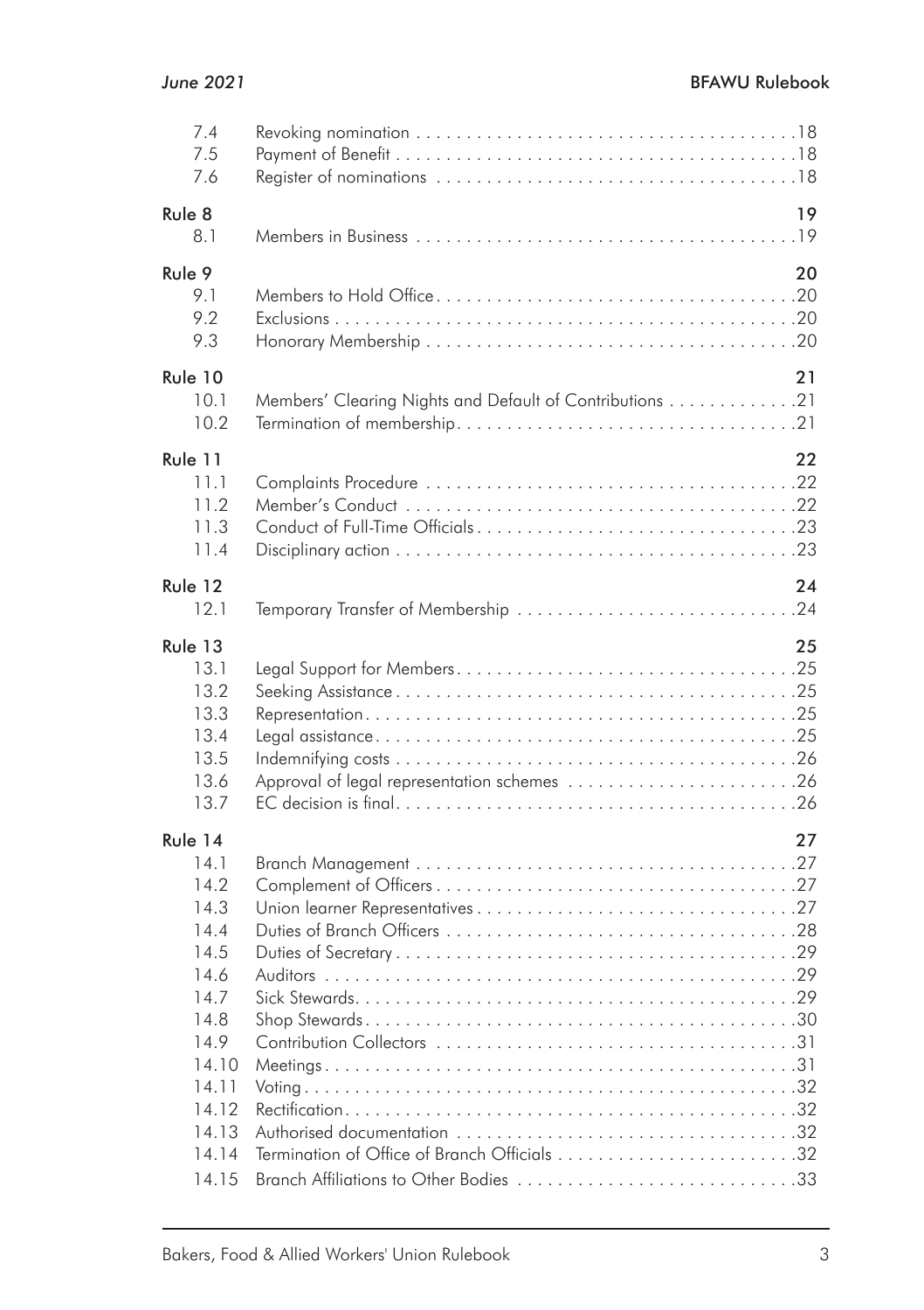| | | |
|---|---|---|
| 7.4 | Revoking nomination | 18 |
| 7.5 | Payment of Benefit | 18 |
| 7.6 | Register of nominations | 18 |
| **Rule 8** | | **19** |
| 8.1 | Members in Business | 19 |
| **Rule 9** | | **20** |
| 9.1 | Members to Hold Office | 20 |
| 9.2 | Exclusions | 20 |
| 9.3 | Honorary Membership | 20 |
| **Rule 10** | | **21** |
| 10.1 | Members' Clearing Nights and Default of Contributions | 21 |
| 10.2 | Termination of membership | 21 |
| **Rule 11** | | **22** |
| 11.1 | Complaints Procedure | 22 |
| 11.2 | Member's Conduct | 22 |
| 11.3 | Conduct of Full-Time Officials | 23 |
| 11.4 | Disciplinary action | 23 |
| **Rule 12** | | **24** |
| 12.1 | Temporary Transfer of Membership | 24 |
| **Rule 13** | | **25** |
| 13.1 | Legal Support for Members | 25 |
| 13.2 | Seeking Assistance | 25 |
| 13.3 | Representation | 25 |
| 13.4 | Legal assistance | 25 |
| 13.5 | Indemnifying costs | 26 |
| 13.6 | Approval of legal representation schemes | 26 |
| 13.7 | EC decision is final | 26 |
| **Rule 14** | | **27** |
| 14.1 | Branch Management | 27 |
| 14.2 | Complement of Officers | 27 |
| 14.3 | Union learner Representatives | 27 |
| 14.4 | Duties of Branch Officers | 28 |
| 14.5 | Duties of Secretary | 29 |
| 14.6 | Auditors | 29 |
| 14.7 | Sick Stewards | 29 |
| 14.8 | Shop Stewards | 30 |
| 14.9 | Contribution Collectors | 31 |
| 14.10 | Meetings | 31 |
| 14.11 | Voting | 32 |
| 14.12 | Rectification | 32 |
| 14.13 | Authorised documentation | 32 |
| 14.14 | Termination of Office of Branch Officials | 32 |
| 14.15 | Branch Affiliations to Other Bodies | 33 |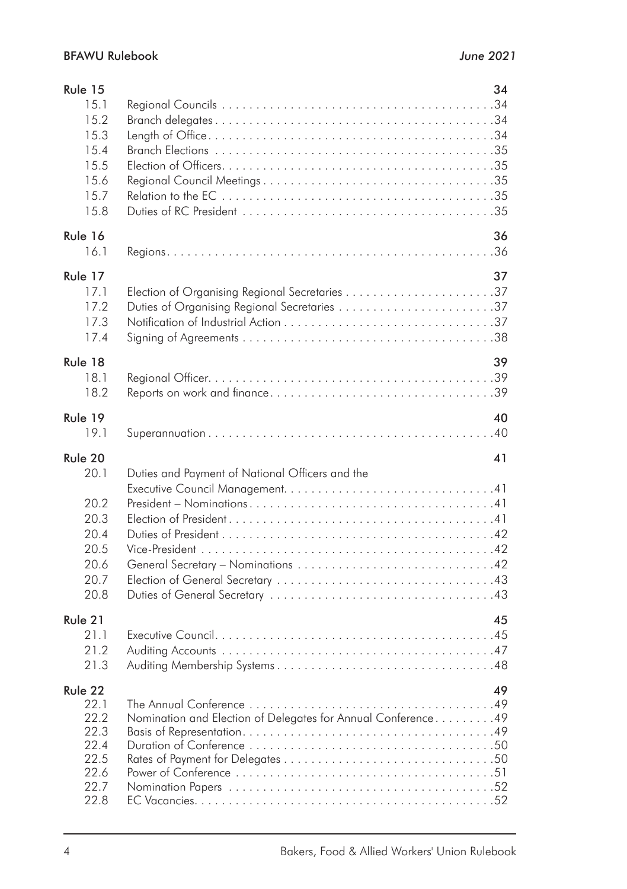| | | |
|---|---|---|
| **Rule 15** | | **34** |
| 15.1 | Regional Councils | 34 |
| 15.2 | Branch delegates | 34 |
| 15.3 | Length of Office | 34 |
| 15.4 | Branch Elections | 35 |
| 15.5 | Election of Officers | 35 |
| 15.6 | Regional Council Meetings | 35 |
| 15.7 | Relation to the EC | 35 |
| 15.8 | Duties of RC President | 35 |
| **Rule 16** | | **36** |
| 16.1 | Regions | 36 |
| **Rule 17** | | **37** |
| 17.1 | Election of Organising Regional Secretaries | 37 |
| 17.2 | Duties of Organising Regional Secretaries | 37 |
| 17.3 | Notification of Industrial Action | 37 |
| 17.4 | Signing of Agreements | 38 |
| **Rule 18** | | **39** |
| 18.1 | Regional Officer | 39 |
| 18.2 | Reports on work and finance | 39 |
| **Rule 19** | | **40** |
| 19.1 | Superannuation | 40 |
| **Rule 20** | | **41** |
| 20.1 | Duties and Payment of National Officers and the Executive Council Management | 41 |
| 20.2 | President – Nominations | 41 |
| 20.3 | Election of President | 41 |
| 20.4 | Duties of President | 42 |
| 20.5 | Vice-President | 42 |
| 20.6 | General Secretary – Nominations | 42 |
| 20.7 | Election of General Secretary | 43 |
| 20.8 | Duties of General Secretary | 43 |
| **Rule 21** | | **45** |
| 21.1 | Executive Council | 45 |
| 21.2 | Auditing Accounts | 47 |
| 21.3 | Auditing Membership Systems | 48 |
| **Rule 22** | | **49** |
| 22.1 | The Annual Conference | 49 |
| 22.2 | Nomination and Election of Delegates for Annual Conference | 49 |
| 22.3 | Basis of Representation | 49 |
| 22.4 | Duration of Conference | 50 |
| 22.5 | Rates of Payment for Delegates | 50 |
| 22.6 | Power of Conference | 51 |
| 22.7 | Nomination Papers | 52 |
| 22.8 | EC Vacancies | 52 |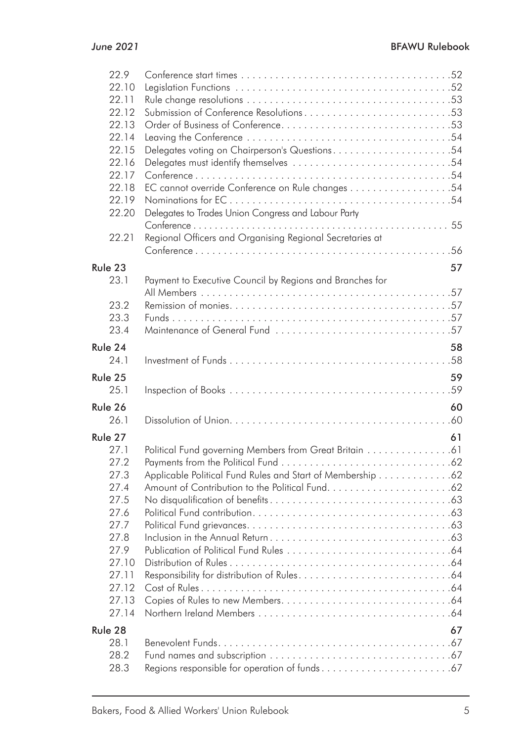| | | |
|---|---|---|
| 22.9 | Conference start times | 52 |
| 22.10 | Legislation Functions | 52 |
| 22.11 | Rule change resolutions | 53 |
| 22.12 | Submission of Conference Resolutions | 53 |
| 22.13 | Order of Business of Conference | 53 |
| 22.14 | Leaving the Conference | 54 |
| 22.15 | Delegates voting on Chairperson's Questions | 54 |
| 22.16 | Delegates must identify themselves | 54 |
| 22.17 | Conference | 54 |
| 22.18 | EC cannot override Conference on Rule changes | 54 |
| 22.19 | Nominations for EC | 54 |
| 22.20 | Delegates to Trades Union Congress and Labour Party Conference | 55 |
| 22.21 | Regional Officers and Organising Regional Secretaries at Conference | 56 |
| **Rule 23** | | **57** |
| 23.1 | Payment to Executive Council by Regions and Branches for All Members | 57 |
| 23.2 | Remission of monies | 57 |
| 23.3 | Funds | 57 |
| 23.4 | Maintenance of General Fund | 57 |
| **Rule 24** | | **58** |
| 24.1 | Investment of Funds | 58 |
| **Rule 25** | | **59** |
| 25.1 | Inspection of Books | 59 |
| **Rule 26** | | **60** |
| 26.1 | Dissolution of Union | 60 |
| **Rule 27** | | **61** |
| 27.1 | Political Fund governing Members from Great Britain | 61 |
| 27.2 | Payments from the Political Fund | 62 |
| 27.3 | Applicable Political Fund Rules and Start of Membership | 62 |
| 27.4 | Amount of Contribution to the Political Fund | 62 |
| 27.5 | No disqualification of benefits | 63 |
| 27.6 | Political Fund contribution | 63 |
| 27.7 | Political Fund grievances | 63 |
| 27.8 | Inclusion in the Annual Return | 63 |
| 27.9 | Publication of Political Fund Rules | 64 |
| 27.10 | Distribution of Rules | 64 |
| 27.11 | Responsibility for distribution of Rules | 64 |
| 27.12 | Cost of Rules | 64 |
| 27.13 | Copies of Rules to new Members | 64 |
| 27.14 | Northern Ireland Members | 64 |
| **Rule 28** | | **67** |
| 28.1 | Benevolent Funds | 67 |
| 28.2 | Fund names and subscription | 67 |
| 28.3 | Regions responsible for operation of funds | 67 |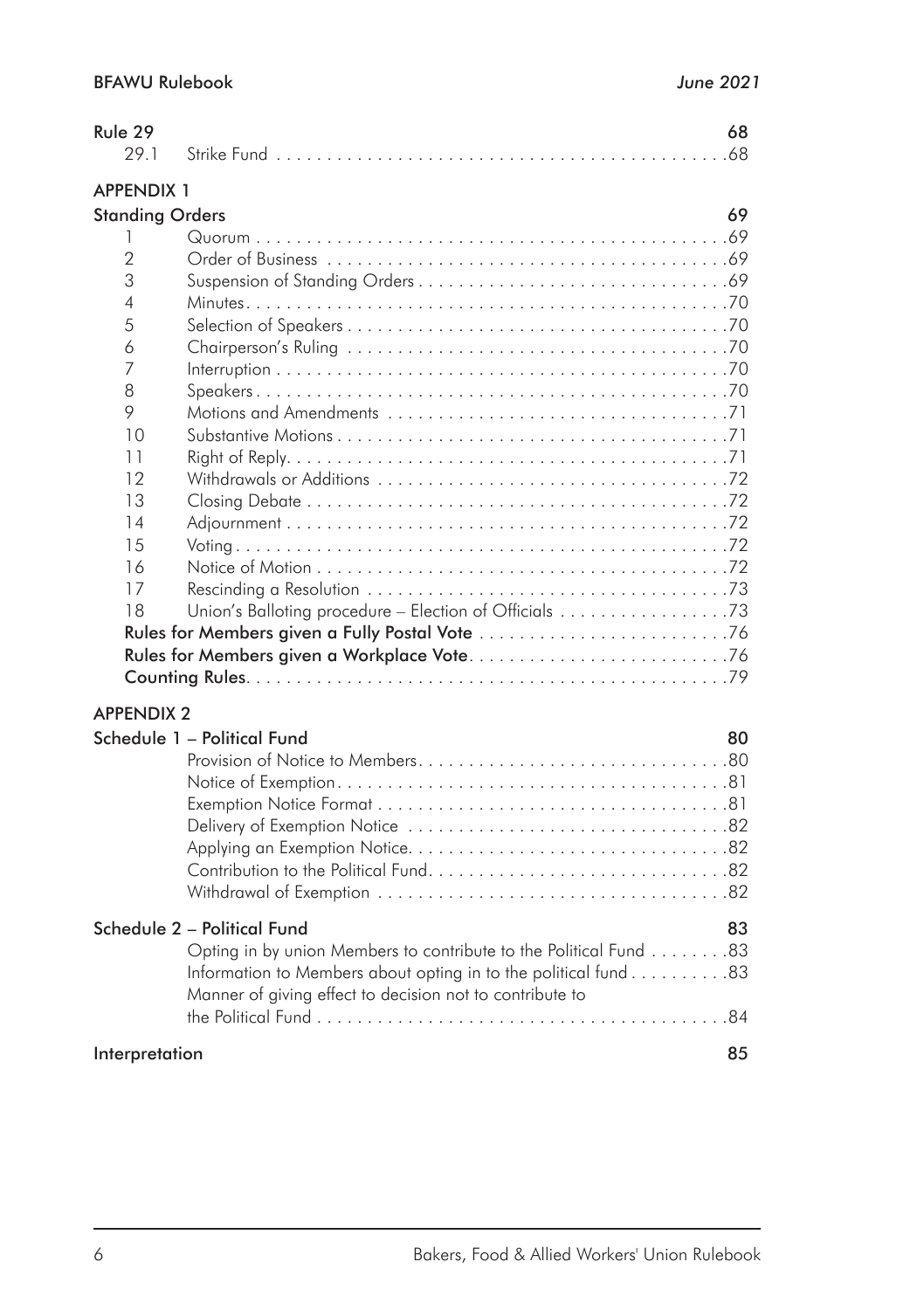**Rule 29** 68

29.1 Strike Fund . . . 68

**APPENDIX 1**

**Standing Orders** 69

1 Quorum . . . 69
2 Order of Business . . . 69
3 Suspension of Standing Orders . . . 69
4 Minutes . . . 70
5 Selection of Speakers . . . 70
6 Chairperson's Ruling . . . 70
7 Interruption . . . 70
8 Speakers . . . 70
9 Motions and Amendments . . . 71
10 Substantive Motions . . . 71
11 Right of Reply . . . 71
12 Withdrawals or Additions . . . 72
13 Closing Debate . . . 72
14 Adjournment . . . 72
15 Voting . . . 72
16 Notice of Motion . . . 72
17 Rescinding a Resolution . . . 73
18 Union's Balloting procedure – Election of Officials . . . 73

**Rules for Members given a Fully Postal Vote** . . . 76
**Rules for Members given a Workplace Vote** . . . 76
**Counting Rules** . . . 79

**APPENDIX 2**

**Schedule 1 – Political Fund** 80

Provision of Notice to Members . . . 80
Notice of Exemption . . . 81
Exemption Notice Format . . . 81
Delivery of Exemption Notice . . . 82
Applying an Exemption Notice . . . 82
Contribution to the Political Fund . . . 82
Withdrawal of Exemption . . . 82

**Schedule 2 – Political Fund** 83

Opting in by union Members to contribute to the Political Fund . . . 83
Information to Members about opting in to the political fund . . . 83
Manner of giving effect to decision not to contribute to the Political Fund . . . 84

**Interpretation** 85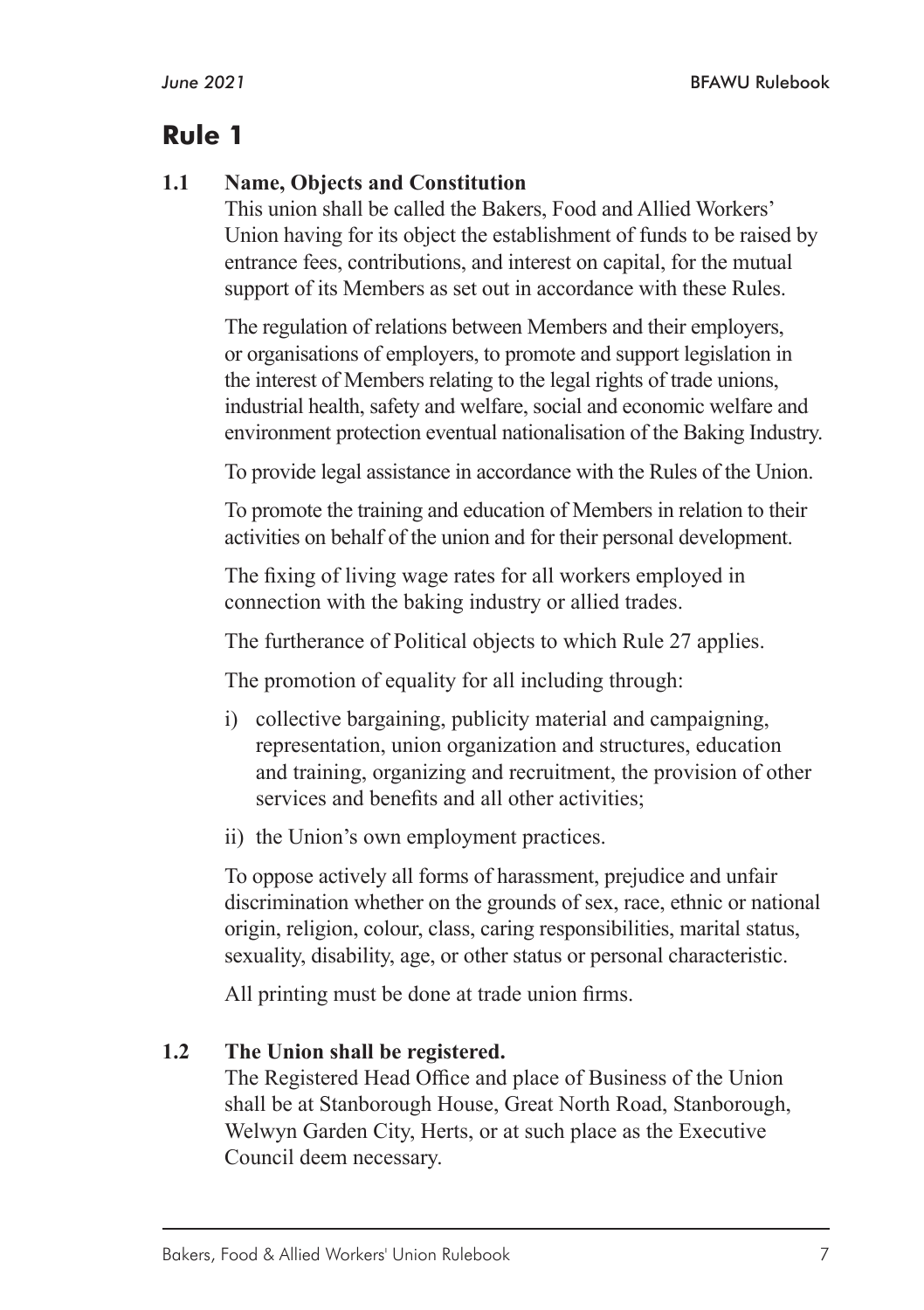# Rule 1

### 1.1 Name, Objects and Constitution

This union shall be called the Bakers, Food and Allied Workers' Union having for its object the establishment of funds to be raised by entrance fees, contributions, and interest on capital, for the mutual support of its Members as set out in accordance with these Rules.

The regulation of relations between Members and their employers, or organisations of employers, to promote and support legislation in the interest of Members relating to the legal rights of trade unions, industrial health, safety and welfare, social and economic welfare and environment protection eventual nationalisation of the Baking Industry.

To provide legal assistance in accordance with the Rules of the Union.

To promote the training and education of Members in relation to their activities on behalf of the union and for their personal development.

The fixing of living wage rates for all workers employed in connection with the baking industry or allied trades.

The furtherance of Political objects to which Rule 27 applies.

The promotion of equality for all including through:

i) collective bargaining, publicity material and campaigning, representation, union organization and structures, education and training, organizing and recruitment, the provision of other services and benefits and all other activities;

ii) the Union's own employment practices.

To oppose actively all forms of harassment, prejudice and unfair discrimination whether on the grounds of sex, race, ethnic or national origin, religion, colour, class, caring responsibilities, marital status, sexuality, disability, age, or other status or personal characteristic.

All printing must be done at trade union firms.

### 1.2 The Union shall be registered.

The Registered Head Office and place of Business of the Union shall be at Stanborough House, Great North Road, Stanborough, Welwyn Garden City, Herts, or at such place as the Executive Council deem necessary.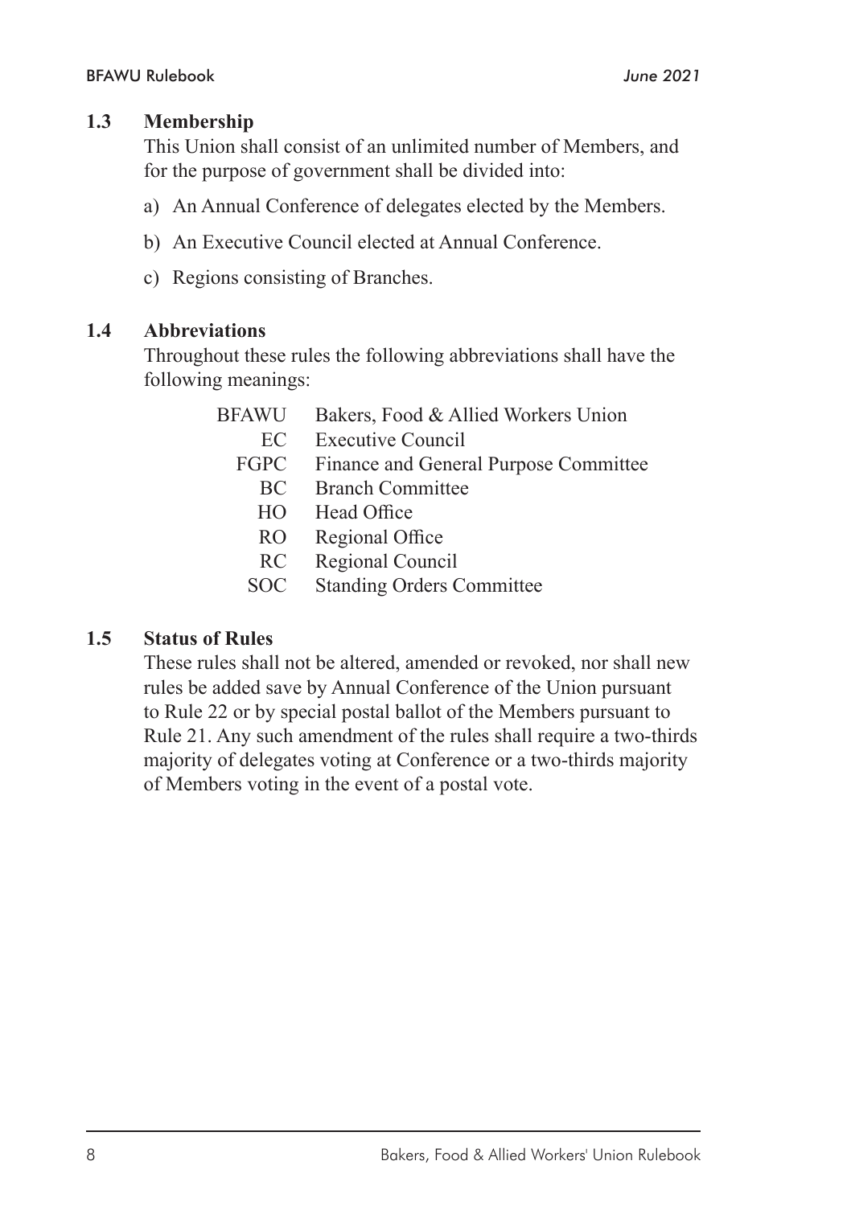### 1.3 Membership

This Union shall consist of an unlimited number of Members, and for the purpose of government shall be divided into:

a) An Annual Conference of delegates elected by the Members.

b) An Executive Council elected at Annual Conference.

c) Regions consisting of Branches.

### 1.4 Abbreviations

Throughout these rules the following abbreviations shall have the following meanings:

| | |
|---|---|
| BFAWU | Bakers, Food & Allied Workers Union |
| EC | Executive Council |
| FGPC | Finance and General Purpose Committee |
| BC | Branch Committee |
| HO | Head Office |
| RO | Regional Office |
| RC | Regional Council |
| SOC | Standing Orders Committee |

### 1.5 Status of Rules

These rules shall not be altered, amended or revoked, nor shall new rules be added save by Annual Conference of the Union pursuant to Rule 22 or by special postal ballot of the Members pursuant to Rule 21. Any such amendment of the rules shall require a two-thirds majority of delegates voting at Conference or a two-thirds majority of Members voting in the event of a postal vote.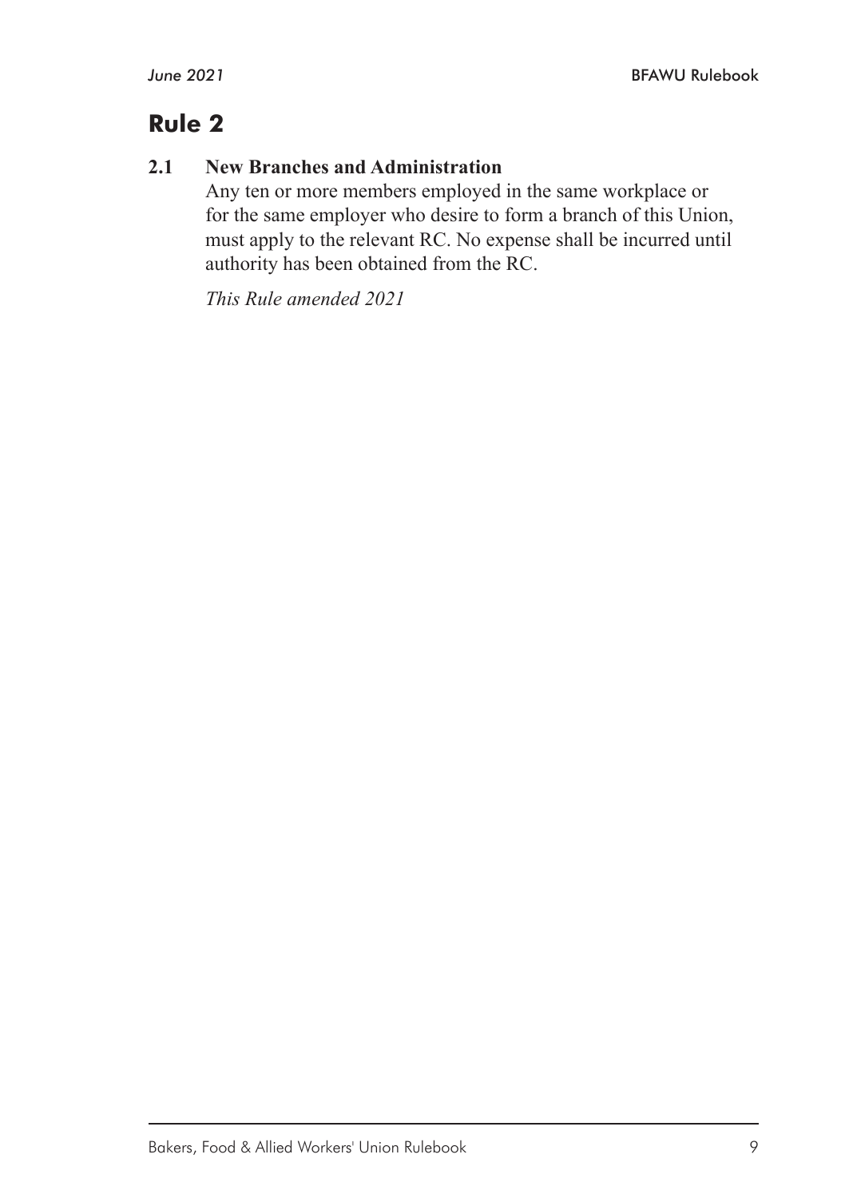# Rule 2

### 2.1 New Branches and Administration

Any ten or more members employed in the same workplace or for the same employer who desire to form a branch of this Union, must apply to the relevant RC. No expense shall be incurred until authority has been obtained from the RC.

*This Rule amended 2021*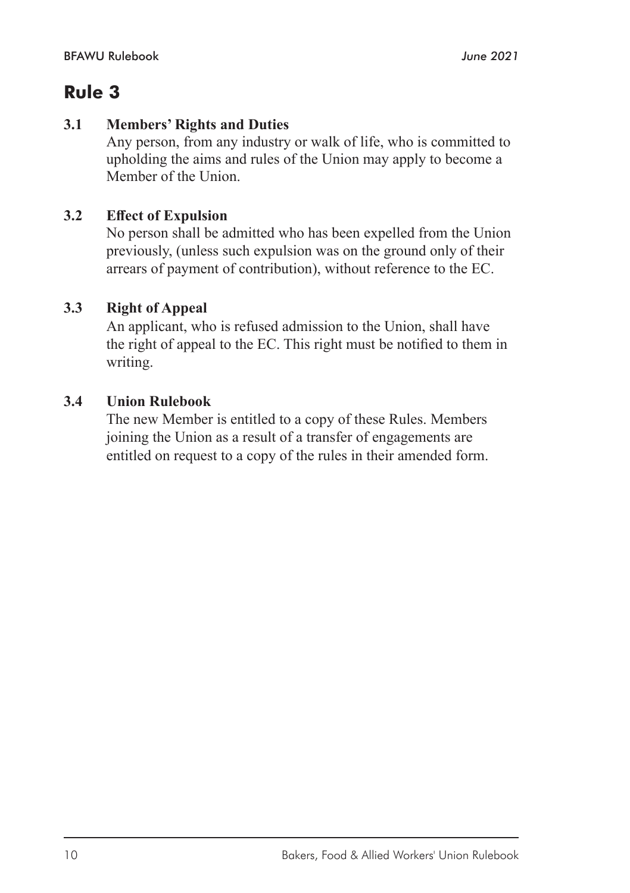# Rule 3

**3.1 Members' Rights and Duties**

Any person, from any industry or walk of life, who is committed to upholding the aims and rules of the Union may apply to become a Member of the Union.

**3.2 Effect of Expulsion**

No person shall be admitted who has been expelled from the Union previously, (unless such expulsion was on the ground only of their arrears of payment of contribution), without reference to the EC.

**3.3 Right of Appeal**

An applicant, who is refused admission to the Union, shall have the right of appeal to the EC. This right must be notified to them in writing.

**3.4 Union Rulebook**

The new Member is entitled to a copy of these Rules. Members joining the Union as a result of a transfer of engagements are entitled on request to a copy of the rules in their amended form.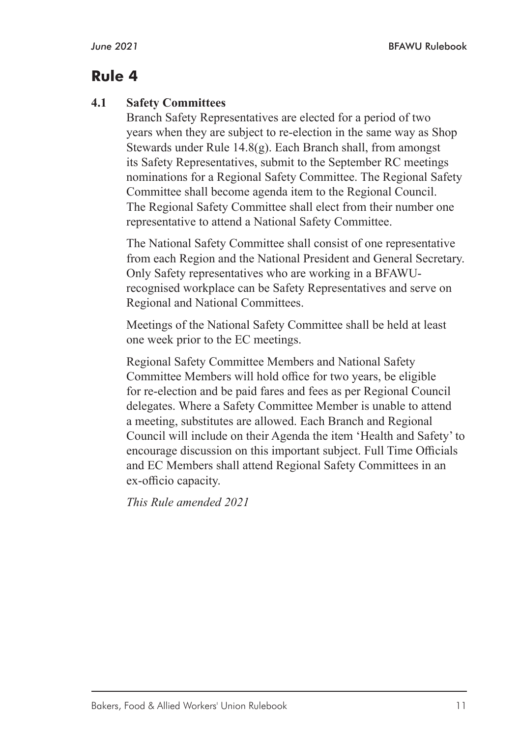# Rule 4

## 4.1 Safety Committees

Branch Safety Representatives are elected for a period of two years when they are subject to re-election in the same way as Shop Stewards under Rule 14.8(g). Each Branch shall, from amongst its Safety Representatives, submit to the September RC meetings nominations for a Regional Safety Committee. The Regional Safety Committee shall become agenda item to the Regional Council. The Regional Safety Committee shall elect from their number one representative to attend a National Safety Committee.

The National Safety Committee shall consist of one representative from each Region and the National President and General Secretary. Only Safety representatives who are working in a BFAWU-recognised workplace can be Safety Representatives and serve on Regional and National Committees.

Meetings of the National Safety Committee shall be held at least one week prior to the EC meetings.

Regional Safety Committee Members and National Safety Committee Members will hold office for two years, be eligible for re-election and be paid fares and fees as per Regional Council delegates. Where a Safety Committee Member is unable to attend a meeting, substitutes are allowed. Each Branch and Regional Council will include on their Agenda the item 'Health and Safety' to encourage discussion on this important subject. Full Time Officials and EC Members shall attend Regional Safety Committees in an ex-officio capacity.

*This Rule amended 2021*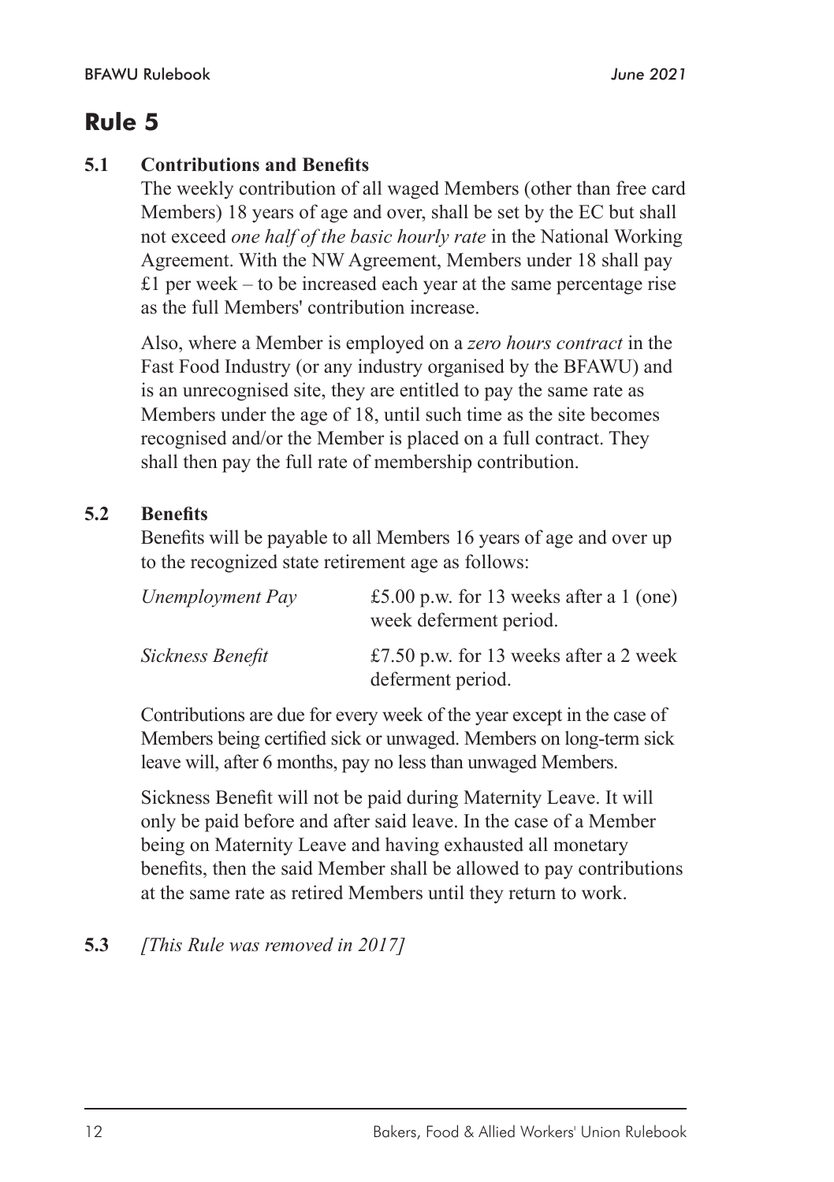# Rule 5

**5.1 Contributions and Benefits**

The weekly contribution of all waged Members (other than free card Members) 18 years of age and over, shall be set by the EC but shall not exceed *one half of the basic hourly rate* in the National Working Agreement. With the NW Agreement, Members under 18 shall pay £1 per week – to be increased each year at the same percentage rise as the full Members' contribution increase.

Also, where a Member is employed on a *zero hours contract* in the Fast Food Industry (or any industry organised by the BFAWU) and is an unrecognised site, they are entitled to pay the same rate as Members under the age of 18, until such time as the site becomes recognised and/or the Member is placed on a full contract. They shall then pay the full rate of membership contribution.

**5.2 Benefits**

Benefits will be payable to all Members 16 years of age and over up to the recognized state retirement age as follows:

| | |
|---|---|
| *Unemployment Pay* | £5.00 p.w. for 13 weeks after a 1 (one) week deferment period. |
| *Sickness Benefit* | £7.50 p.w. for 13 weeks after a 2 week deferment period. |

Contributions are due for every week of the year except in the case of Members being certified sick or unwaged. Members on long-term sick leave will, after 6 months, pay no less than unwaged Members.

Sickness Benefit will not be paid during Maternity Leave. It will only be paid before and after said leave. In the case of a Member being on Maternity Leave and having exhausted all monetary benefits, then the said Member shall be allowed to pay contributions at the same rate as retired Members until they return to work.

**5.3** *[This Rule was removed in 2017]*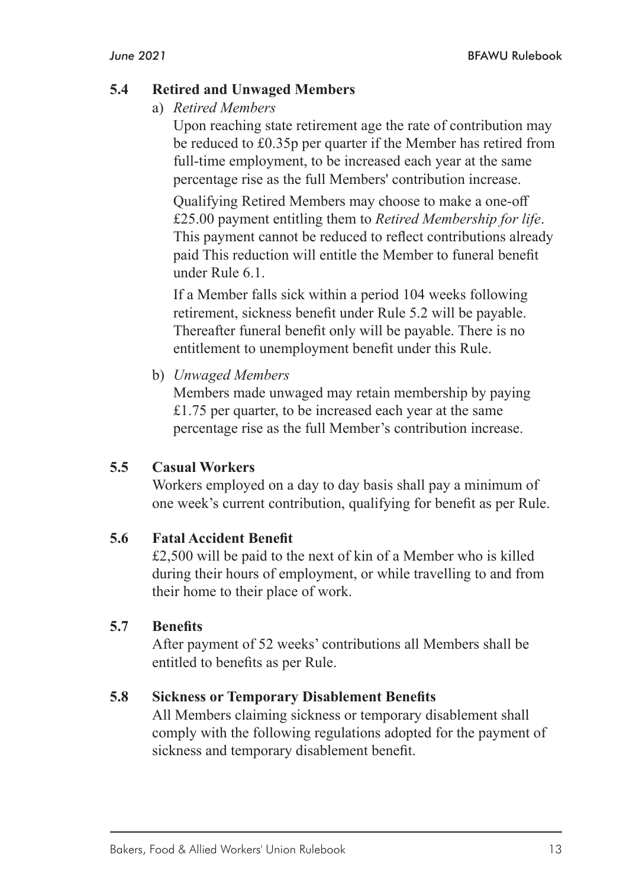### 5.4 Retired and Unwaged Members

a) *Retired Members*

Upon reaching state retirement age the rate of contribution may be reduced to £0.35p per quarter if the Member has retired from full-time employment, to be increased each year at the same percentage rise as the full Members' contribution increase.

Qualifying Retired Members may choose to make a one-off £25.00 payment entitling them to *Retired Membership for life*. This payment cannot be reduced to reflect contributions already paid This reduction will entitle the Member to funeral benefit under Rule 6.1.

If a Member falls sick within a period 104 weeks following retirement, sickness benefit under Rule 5.2 will be payable. Thereafter funeral benefit only will be payable. There is no entitlement to unemployment benefit under this Rule.

b) *Unwaged Members*

Members made unwaged may retain membership by paying £1.75 per quarter, to be increased each year at the same percentage rise as the full Member's contribution increase.

### 5.5 Casual Workers

Workers employed on a day to day basis shall pay a minimum of one week's current contribution, qualifying for benefit as per Rule.

### 5.6 Fatal Accident Benefit

£2,500 will be paid to the next of kin of a Member who is killed during their hours of employment, or while travelling to and from their home to their place of work.

### 5.7 Benefits

After payment of 52 weeks' contributions all Members shall be entitled to benefits as per Rule.

### 5.8 Sickness or Temporary Disablement Benefits

All Members claiming sickness or temporary disablement shall comply with the following regulations adopted for the payment of sickness and temporary disablement benefit.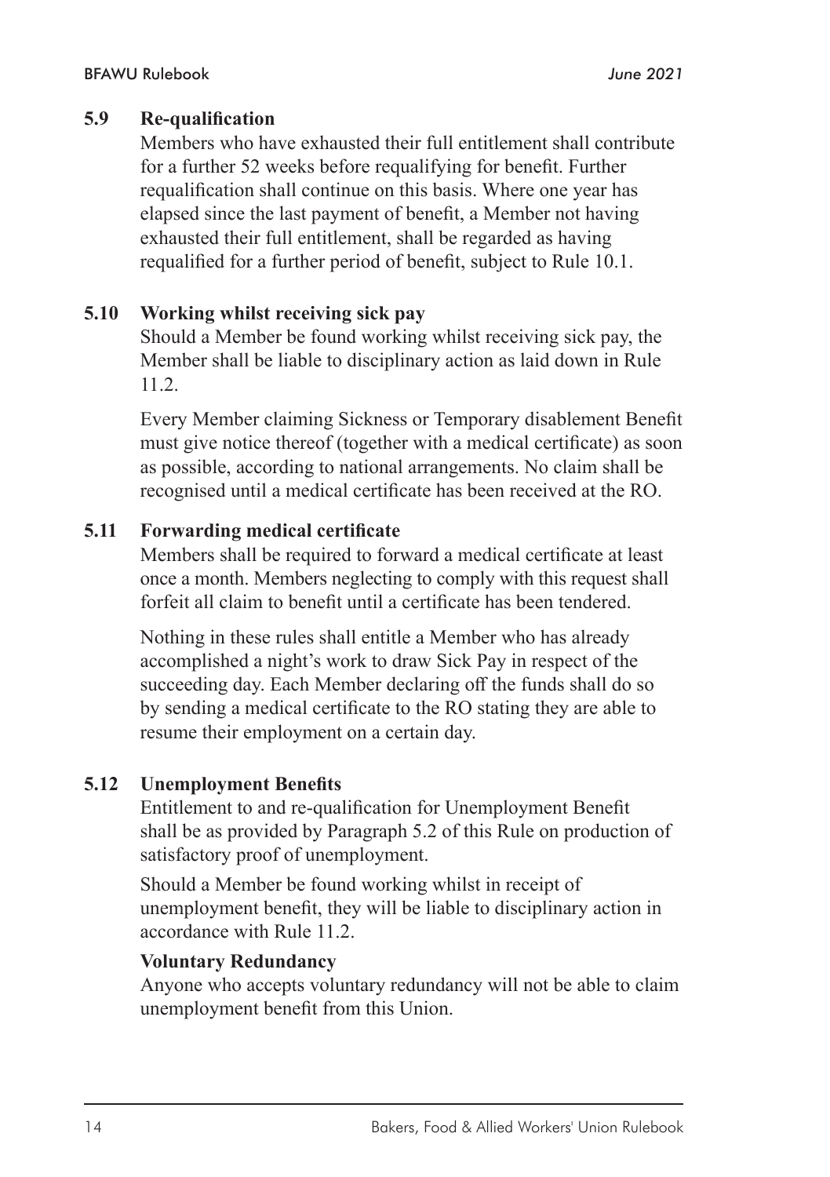### 5.9 Re-qualification

Members who have exhausted their full entitlement shall contribute for a further 52 weeks before requalifying for benefit. Further requalification shall continue on this basis. Where one year has elapsed since the last payment of benefit, a Member not having exhausted their full entitlement, shall be regarded as having requalified for a further period of benefit, subject to Rule 10.1.

### 5.10 Working whilst receiving sick pay

Should a Member be found working whilst receiving sick pay, the Member shall be liable to disciplinary action as laid down in Rule 11.2.

Every Member claiming Sickness or Temporary disablement Benefit must give notice thereof (together with a medical certificate) as soon as possible, according to national arrangements. No claim shall be recognised until a medical certificate has been received at the RO.

### 5.11 Forwarding medical certificate

Members shall be required to forward a medical certificate at least once a month. Members neglecting to comply with this request shall forfeit all claim to benefit until a certificate has been tendered.

Nothing in these rules shall entitle a Member who has already accomplished a night's work to draw Sick Pay in respect of the succeeding day. Each Member declaring off the funds shall do so by sending a medical certificate to the RO stating they are able to resume their employment on a certain day.

### 5.12 Unemployment Benefits

Entitlement to and re-qualification for Unemployment Benefit shall be as provided by Paragraph 5.2 of this Rule on production of satisfactory proof of unemployment.

Should a Member be found working whilst in receipt of unemployment benefit, they will be liable to disciplinary action in accordance with Rule 11.2.

**Voluntary Redundancy**

Anyone who accepts voluntary redundancy will not be able to claim unemployment benefit from this Union.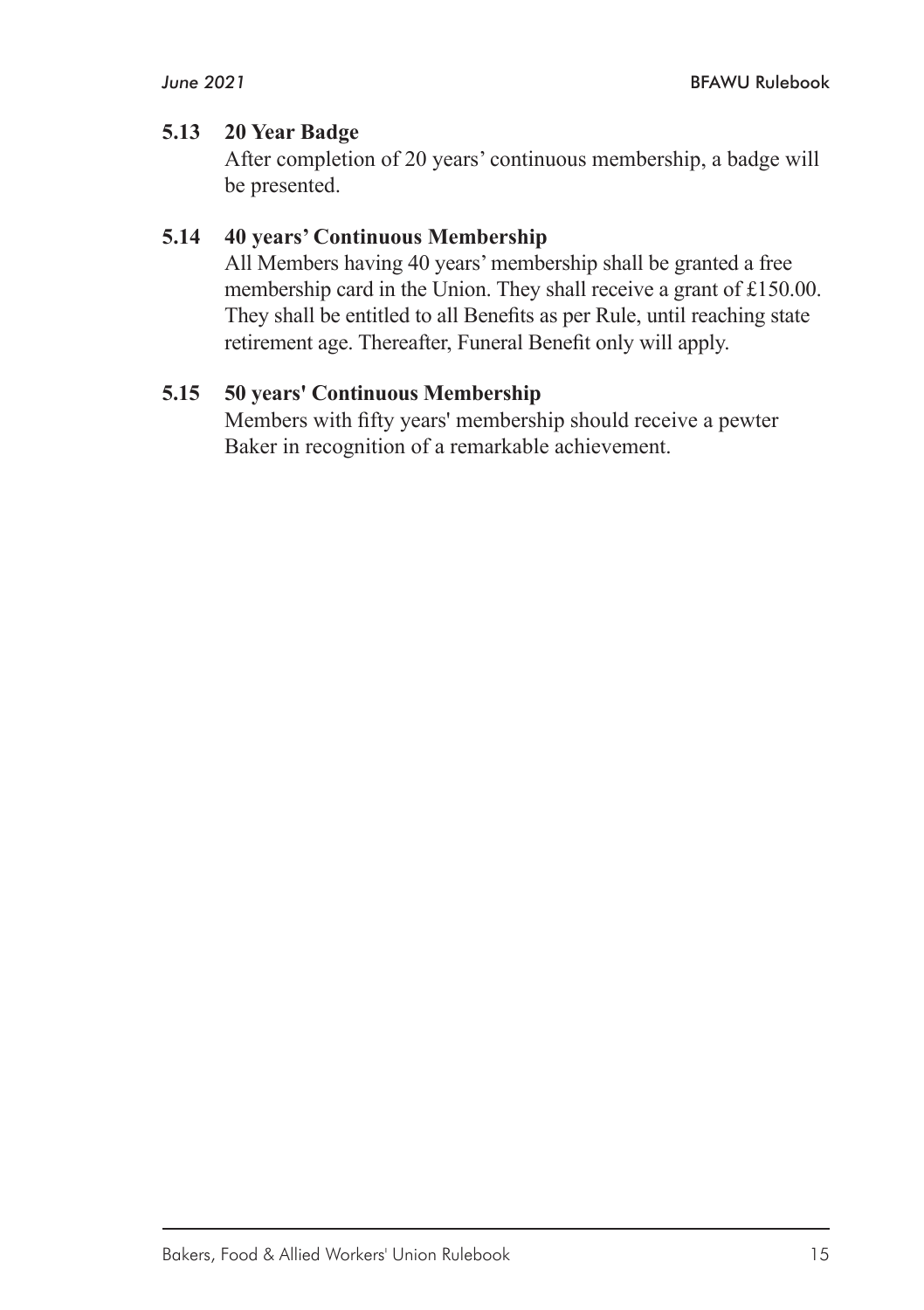### 5.13 20 Year Badge

After completion of 20 years' continuous membership, a badge will be presented.

### 5.14 40 years' Continuous Membership

All Members having 40 years' membership shall be granted a free membership card in the Union. They shall receive a grant of £150.00. They shall be entitled to all Benefits as per Rule, until reaching state retirement age. Thereafter, Funeral Benefit only will apply.

### 5.15 50 years' Continuous Membership

Members with fifty years' membership should receive a pewter Baker in recognition of a remarkable achievement.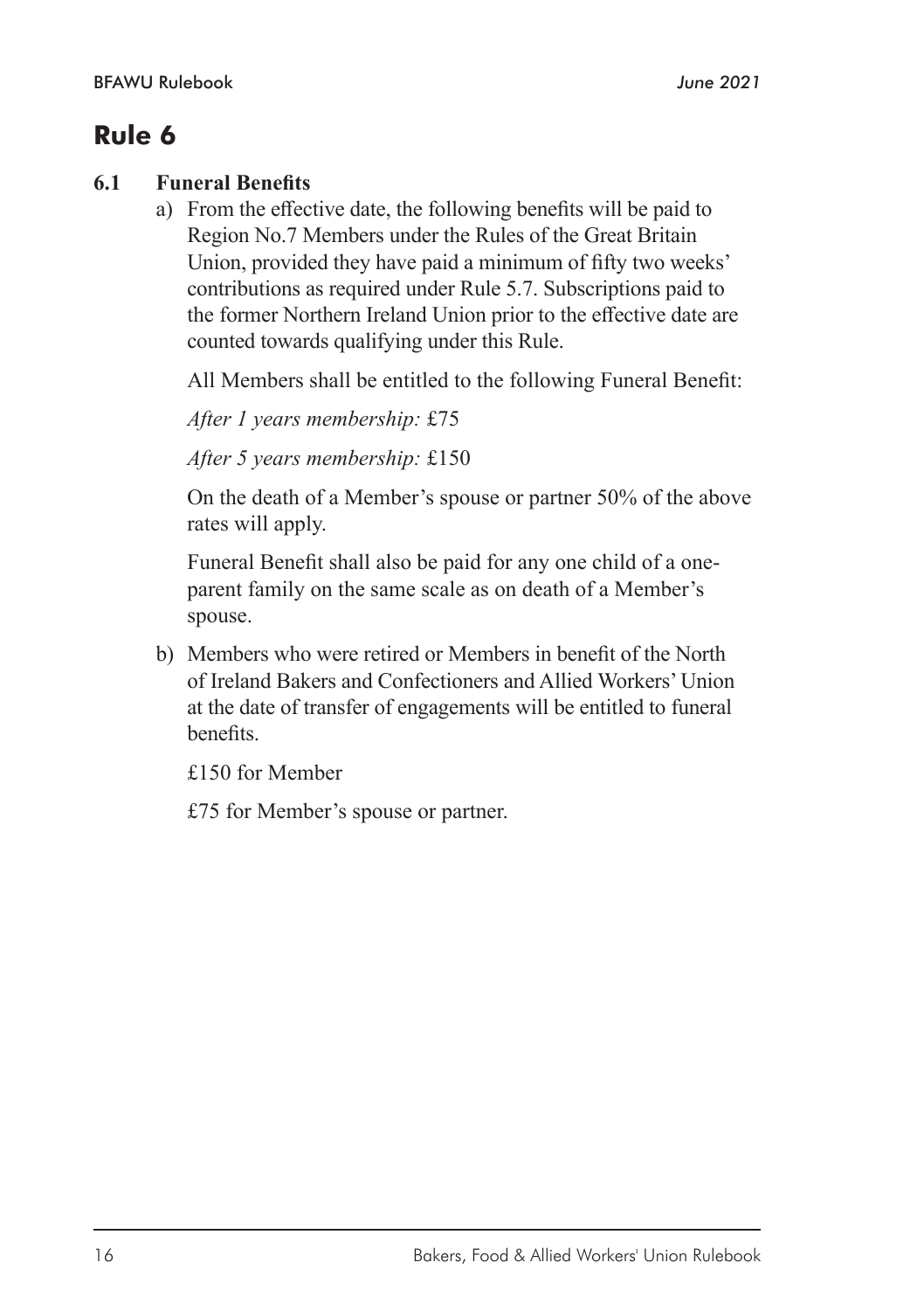# Rule 6

**6.1 Funeral Benefits**

a) From the effective date, the following benefits will be paid to Region No.7 Members under the Rules of the Great Britain Union, provided they have paid a minimum of fifty two weeks' contributions as required under Rule 5.7. Subscriptions paid to the former Northern Ireland Union prior to the effective date are counted towards qualifying under this Rule.

All Members shall be entitled to the following Funeral Benefit:

*After 1 years membership:* £75

*After 5 years membership:* £150

On the death of a Member's spouse or partner 50% of the above rates will apply.

Funeral Benefit shall also be paid for any one child of a one-parent family on the same scale as on death of a Member's spouse.

b) Members who were retired or Members in benefit of the North of Ireland Bakers and Confectioners and Allied Workers' Union at the date of transfer of engagements will be entitled to funeral benefits.

£150 for Member

£75 for Member's spouse or partner.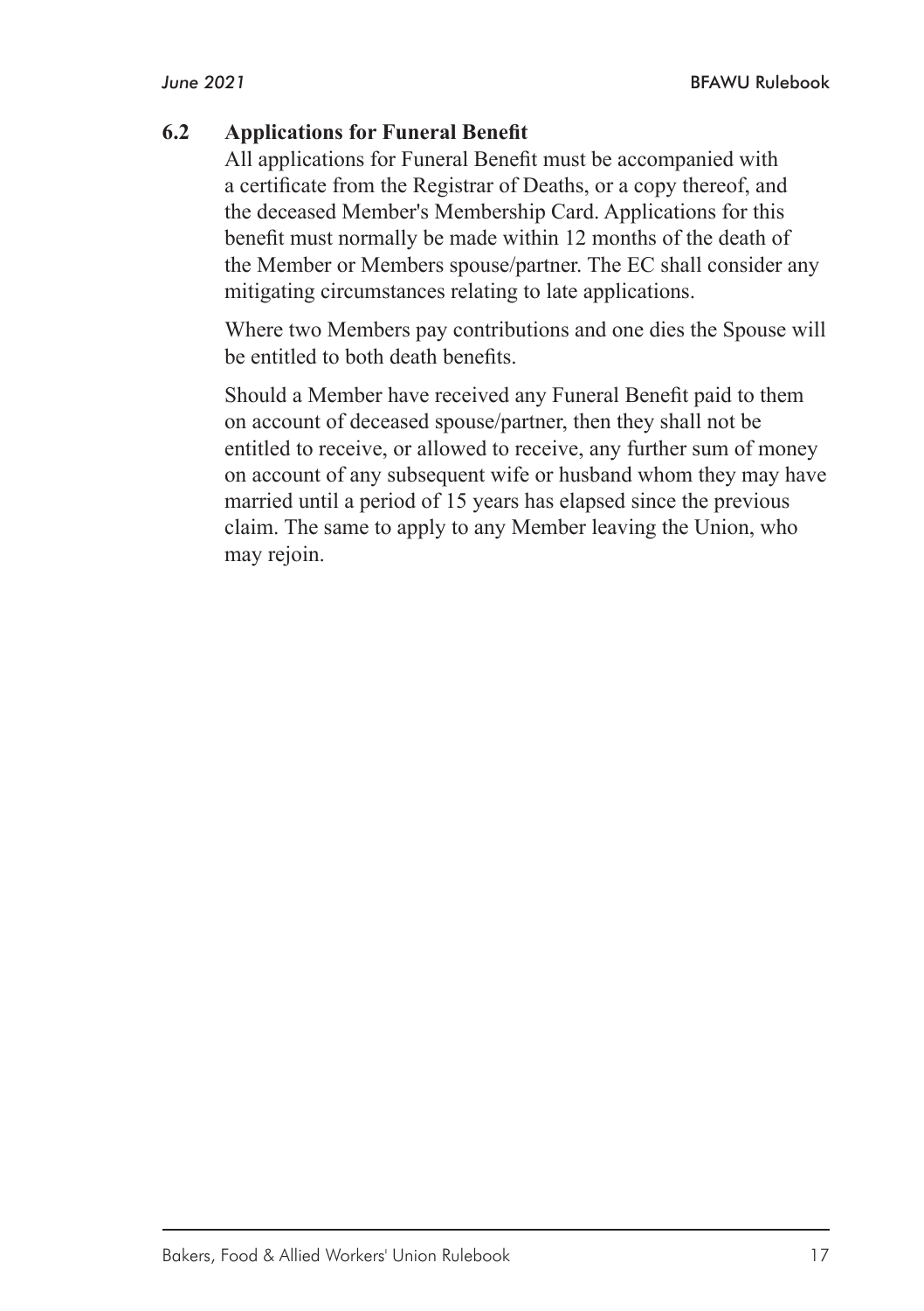### 6.2 Applications for Funeral Benefit

All applications for Funeral Benefit must be accompanied with a certificate from the Registrar of Deaths, or a copy thereof, and the deceased Member's Membership Card. Applications for this benefit must normally be made within 12 months of the death of the Member or Members spouse/partner. The EC shall consider any mitigating circumstances relating to late applications.

Where two Members pay contributions and one dies the Spouse will be entitled to both death benefits.

Should a Member have received any Funeral Benefit paid to them on account of deceased spouse/partner, then they shall not be entitled to receive, or allowed to receive, any further sum of money on account of any subsequent wife or husband whom they may have married until a period of 15 years has elapsed since the previous claim. The same to apply to any Member leaving the Union, who may rejoin.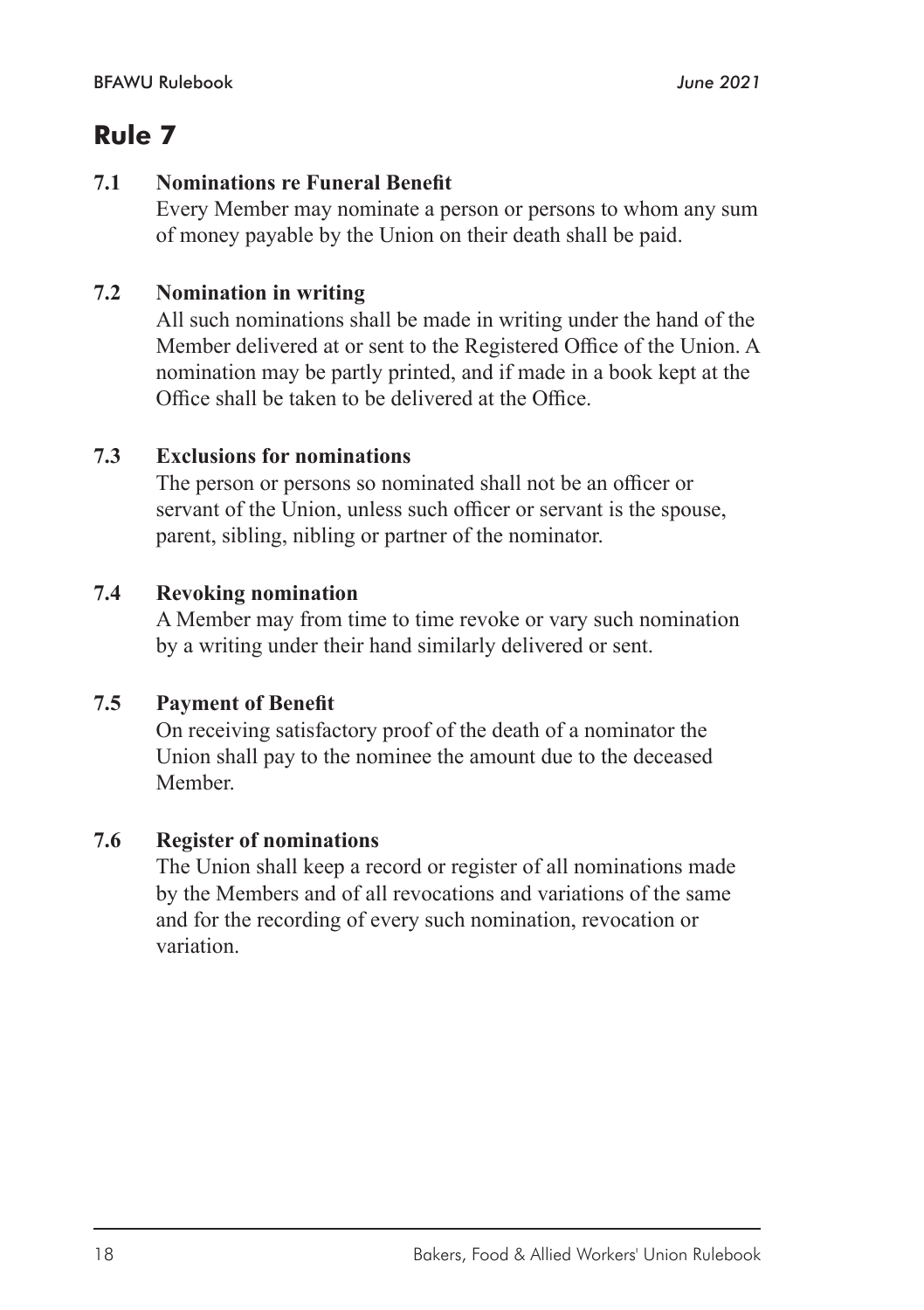# Rule 7

### 7.1 Nominations re Funeral Benefit

Every Member may nominate a person or persons to whom any sum of money payable by the Union on their death shall be paid.

### 7.2 Nomination in writing

All such nominations shall be made in writing under the hand of the Member delivered at or sent to the Registered Office of the Union. A nomination may be partly printed, and if made in a book kept at the Office shall be taken to be delivered at the Office.

### 7.3 Exclusions for nominations

The person or persons so nominated shall not be an officer or servant of the Union, unless such officer or servant is the spouse, parent, sibling, nibling or partner of the nominator.

### 7.4 Revoking nomination

A Member may from time to time revoke or vary such nomination by a writing under their hand similarly delivered or sent.

### 7.5 Payment of Benefit

On receiving satisfactory proof of the death of a nominator the Union shall pay to the nominee the amount due to the deceased Member.

### 7.6 Register of nominations

The Union shall keep a record or register of all nominations made by the Members and of all revocations and variations of the same and for the recording of every such nomination, revocation or variation.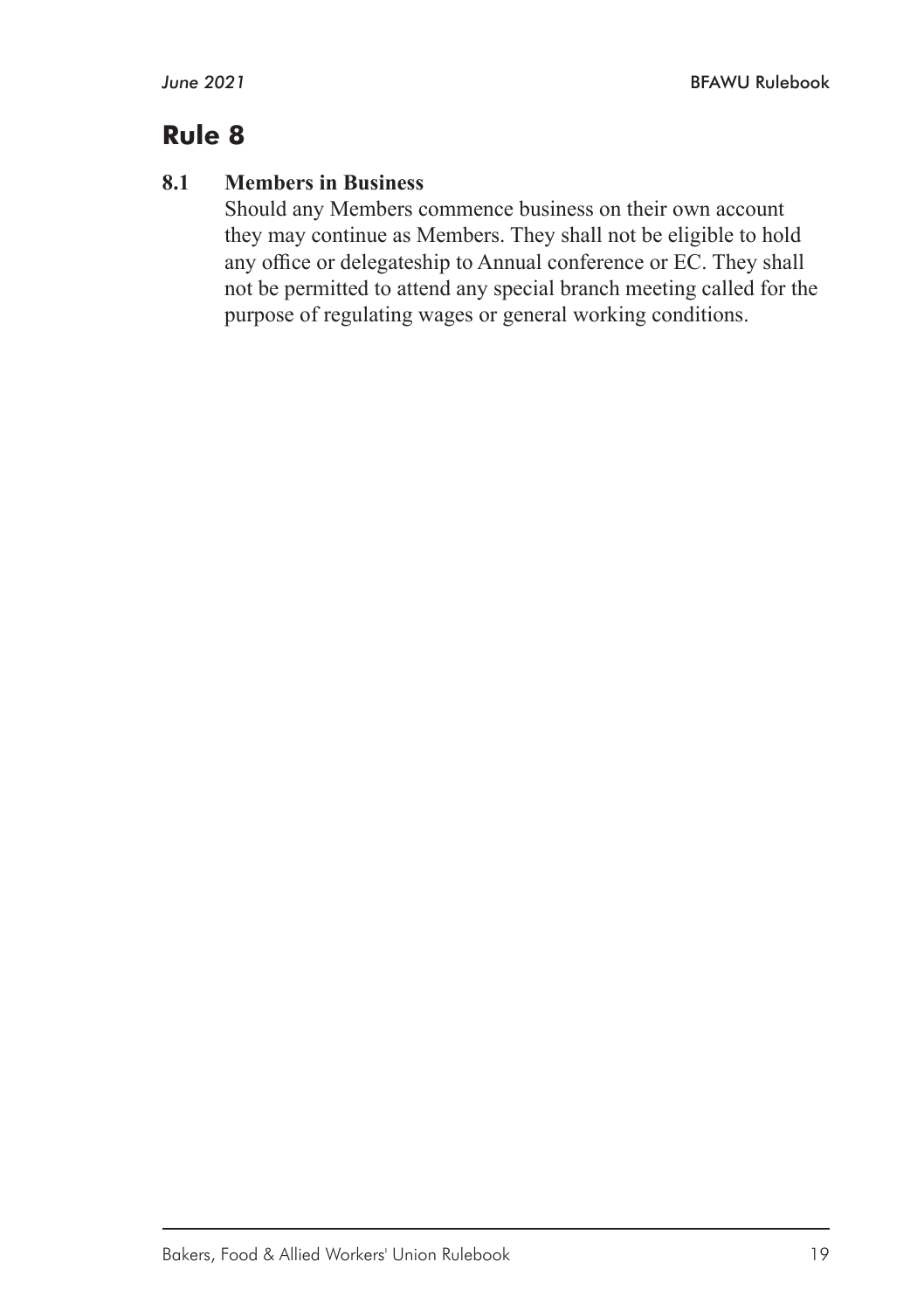# Rule 8

**8.1 Members in Business**

Should any Members commence business on their own account they may continue as Members. They shall not be eligible to hold any office or delegateship to Annual conference or EC. They shall not be permitted to attend any special branch meeting called for the purpose of regulating wages or general working conditions.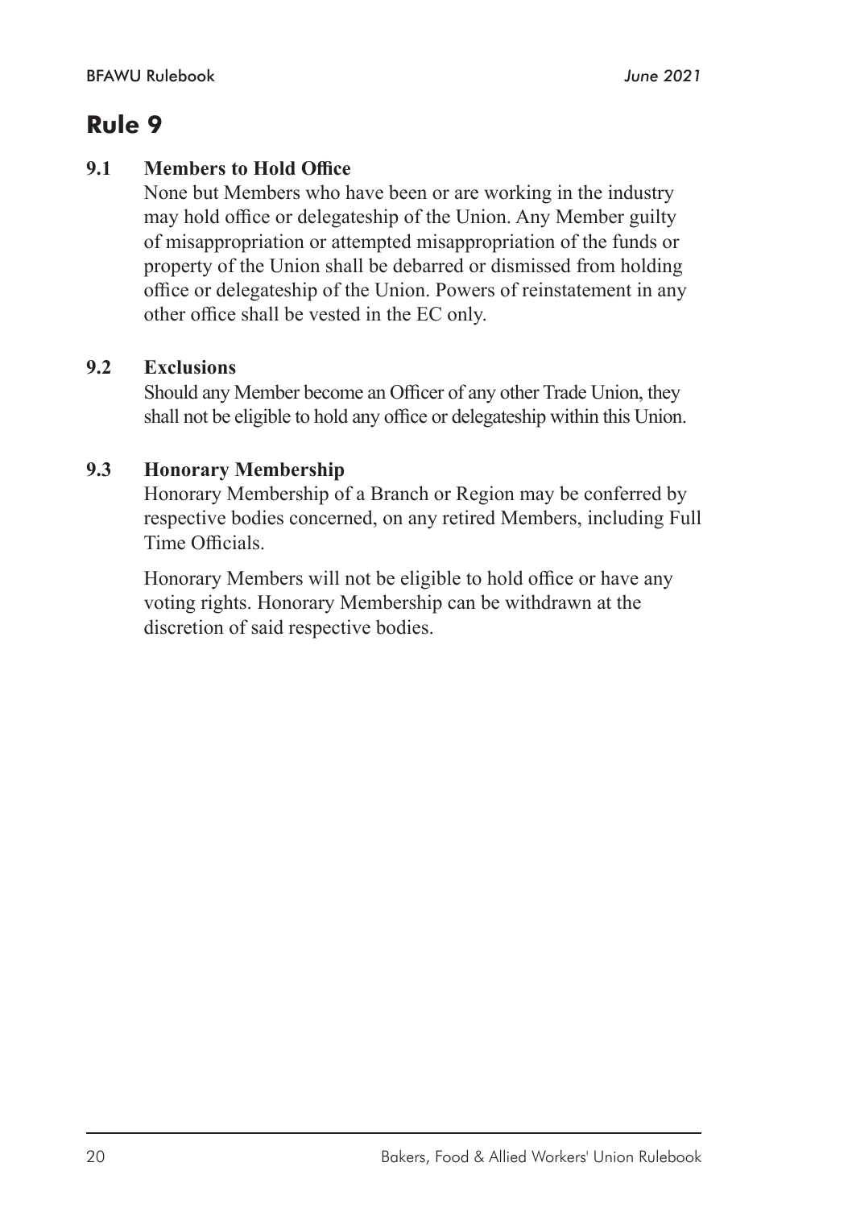# Rule 9

**9.1 Members to Hold Office**

None but Members who have been or are working in the industry may hold office or delegateship of the Union. Any Member guilty of misappropriation or attempted misappropriation of the funds or property of the Union shall be debarred or dismissed from holding office or delegateship of the Union. Powers of reinstatement in any other office shall be vested in the EC only.

**9.2 Exclusions**

Should any Member become an Officer of any other Trade Union, they shall not be eligible to hold any office or delegateship within this Union.

**9.3 Honorary Membership**

Honorary Membership of a Branch or Region may be conferred by respective bodies concerned, on any retired Members, including Full Time Officials.

Honorary Members will not be eligible to hold office or have any voting rights. Honorary Membership can be withdrawn at the discretion of said respective bodies.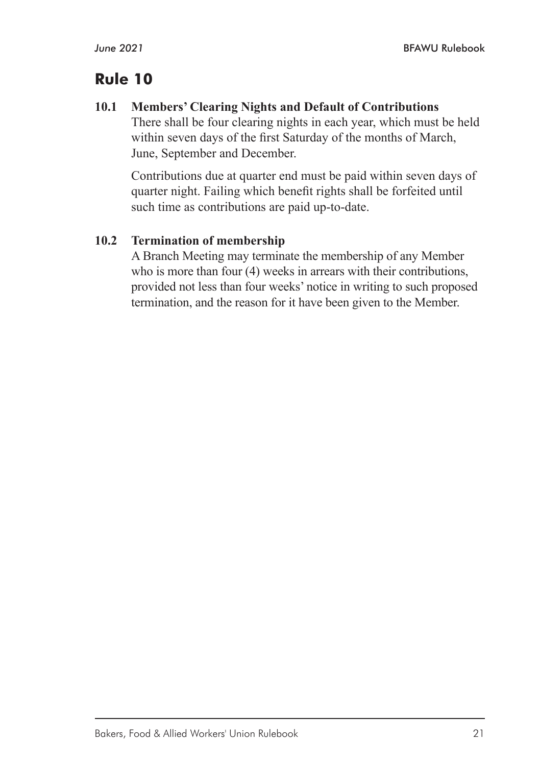## Rule 10

### 10.1 Members' Clearing Nights and Default of Contributions

There shall be four clearing nights in each year, which must be held within seven days of the first Saturday of the months of March, June, September and December.

Contributions due at quarter end must be paid within seven days of quarter night. Failing which benefit rights shall be forfeited until such time as contributions are paid up-to-date.

### 10.2 Termination of membership

A Branch Meeting may terminate the membership of any Member who is more than four (4) weeks in arrears with their contributions, provided not less than four weeks' notice in writing to such proposed termination, and the reason for it have been given to the Member.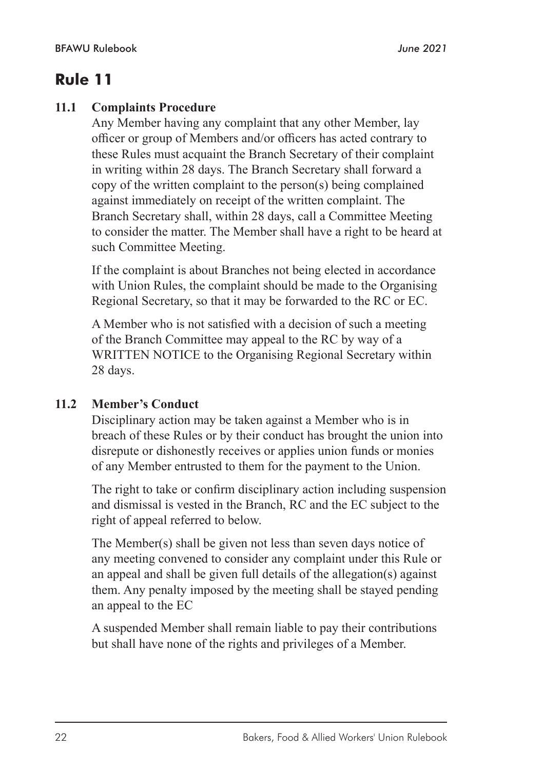# Rule 11

### 11.1 Complaints Procedure

Any Member having any complaint that any other Member, lay officer or group of Members and/or officers has acted contrary to these Rules must acquaint the Branch Secretary of their complaint in writing within 28 days. The Branch Secretary shall forward a copy of the written complaint to the person(s) being complained against immediately on receipt of the written complaint. The Branch Secretary shall, within 28 days, call a Committee Meeting to consider the matter. The Member shall have a right to be heard at such Committee Meeting.

If the complaint is about Branches not being elected in accordance with Union Rules, the complaint should be made to the Organising Regional Secretary, so that it may be forwarded to the RC or EC.

A Member who is not satisfied with a decision of such a meeting of the Branch Committee may appeal to the RC by way of a WRITTEN NOTICE to the Organising Regional Secretary within 28 days.

### 11.2 Member's Conduct

Disciplinary action may be taken against a Member who is in breach of these Rules or by their conduct has brought the union into disrepute or dishonestly receives or applies union funds or monies of any Member entrusted to them for the payment to the Union.

The right to take or confirm disciplinary action including suspension and dismissal is vested in the Branch, RC and the EC subject to the right of appeal referred to below.

The Member(s) shall be given not less than seven days notice of any meeting convened to consider any complaint under this Rule or an appeal and shall be given full details of the allegation(s) against them. Any penalty imposed by the meeting shall be stayed pending an appeal to the EC

A suspended Member shall remain liable to pay their contributions but shall have none of the rights and privileges of a Member.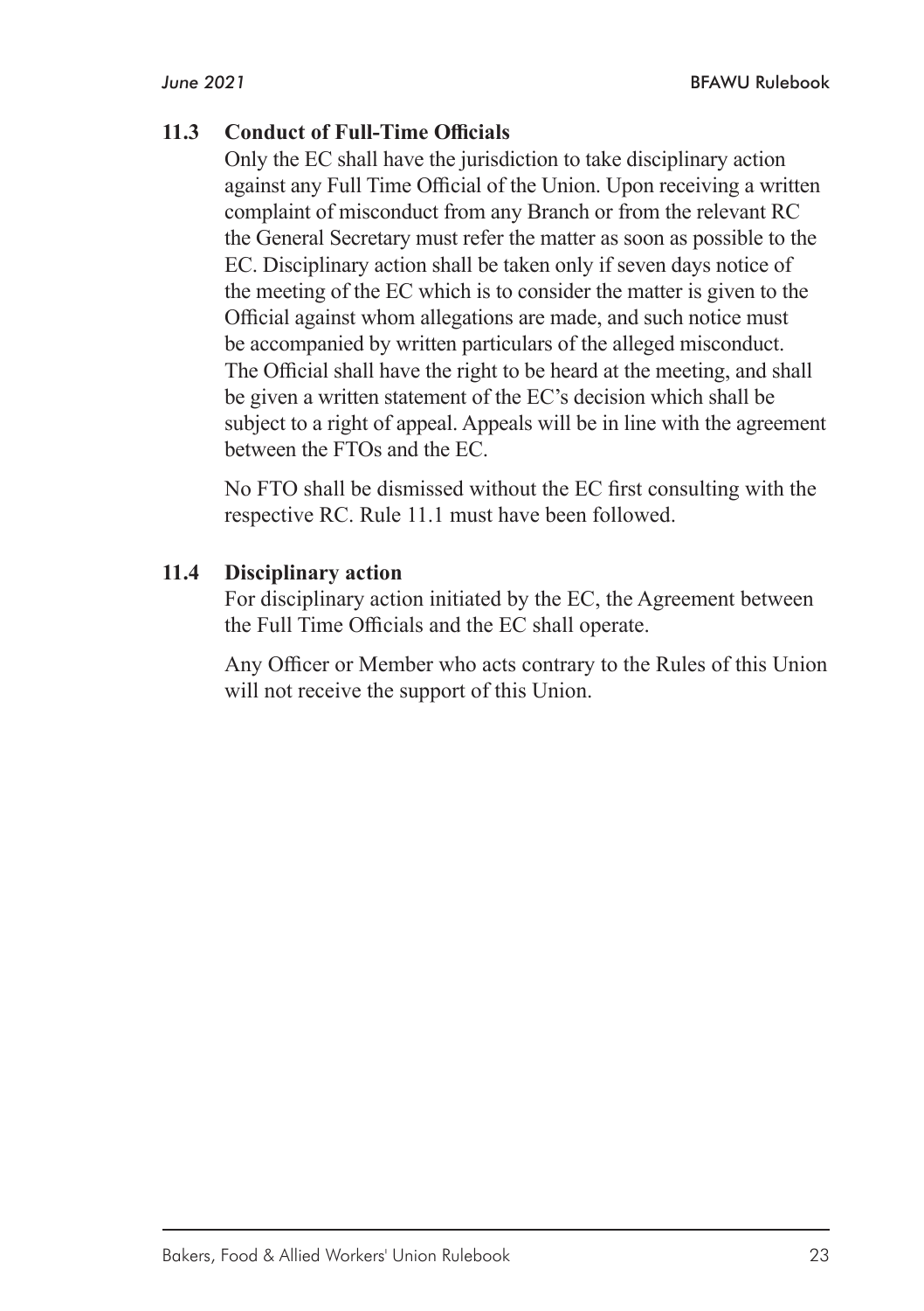### 11.3 Conduct of Full-Time Officials

Only the EC shall have the jurisdiction to take disciplinary action against any Full Time Official of the Union. Upon receiving a written complaint of misconduct from any Branch or from the relevant RC the General Secretary must refer the matter as soon as possible to the EC. Disciplinary action shall be taken only if seven days notice of the meeting of the EC which is to consider the matter is given to the Official against whom allegations are made, and such notice must be accompanied by written particulars of the alleged misconduct. The Official shall have the right to be heard at the meeting, and shall be given a written statement of the EC's decision which shall be subject to a right of appeal. Appeals will be in line with the agreement between the FTOs and the EC.

No FTO shall be dismissed without the EC first consulting with the respective RC. Rule 11.1 must have been followed.

### 11.4 Disciplinary action

For disciplinary action initiated by the EC, the Agreement between the Full Time Officials and the EC shall operate.

Any Officer or Member who acts contrary to the Rules of this Union will not receive the support of this Union.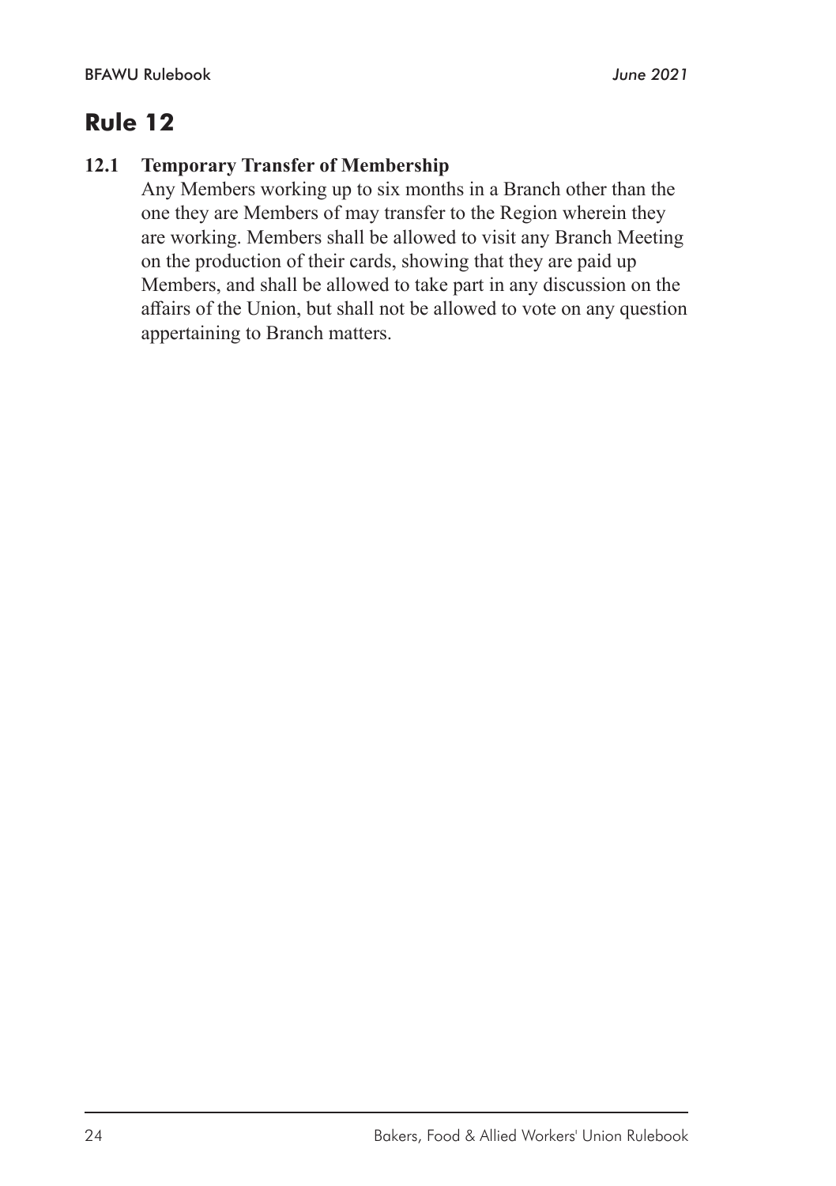# Rule 12

**12.1 Temporary Transfer of Membership**

Any Members working up to six months in a Branch other than the one they are Members of may transfer to the Region wherein they are working. Members shall be allowed to visit any Branch Meeting on the production of their cards, showing that they are paid up Members, and shall be allowed to take part in any discussion on the affairs of the Union, but shall not be allowed to vote on any question appertaining to Branch matters.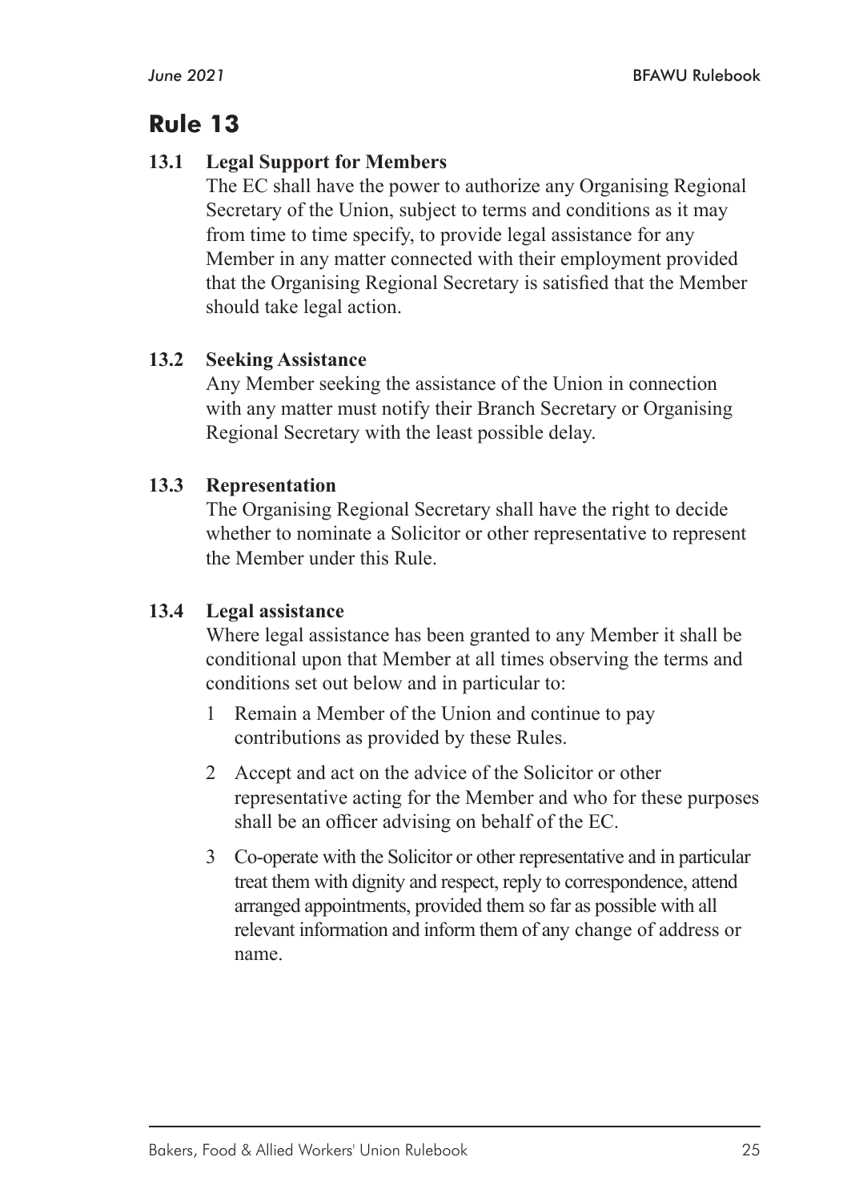# Rule 13

### 13.1 Legal Support for Members

The EC shall have the power to authorize any Organising Regional Secretary of the Union, subject to terms and conditions as it may from time to time specify, to provide legal assistance for any Member in any matter connected with their employment provided that the Organising Regional Secretary is satisfied that the Member should take legal action.

### 13.2 Seeking Assistance

Any Member seeking the assistance of the Union in connection with any matter must notify their Branch Secretary or Organising Regional Secretary with the least possible delay.

### 13.3 Representation

The Organising Regional Secretary shall have the right to decide whether to nominate a Solicitor or other representative to represent the Member under this Rule.

### 13.4 Legal assistance

Where legal assistance has been granted to any Member it shall be conditional upon that Member at all times observing the terms and conditions set out below and in particular to:

1. Remain a Member of the Union and continue to pay contributions as provided by these Rules.
2. Accept and act on the advice of the Solicitor or other representative acting for the Member and who for these purposes shall be an officer advising on behalf of the EC.
3. Co-operate with the Solicitor or other representative and in particular treat them with dignity and respect, reply to correspondence, attend arranged appointments, provided them so far as possible with all relevant information and inform them of any change of address or name.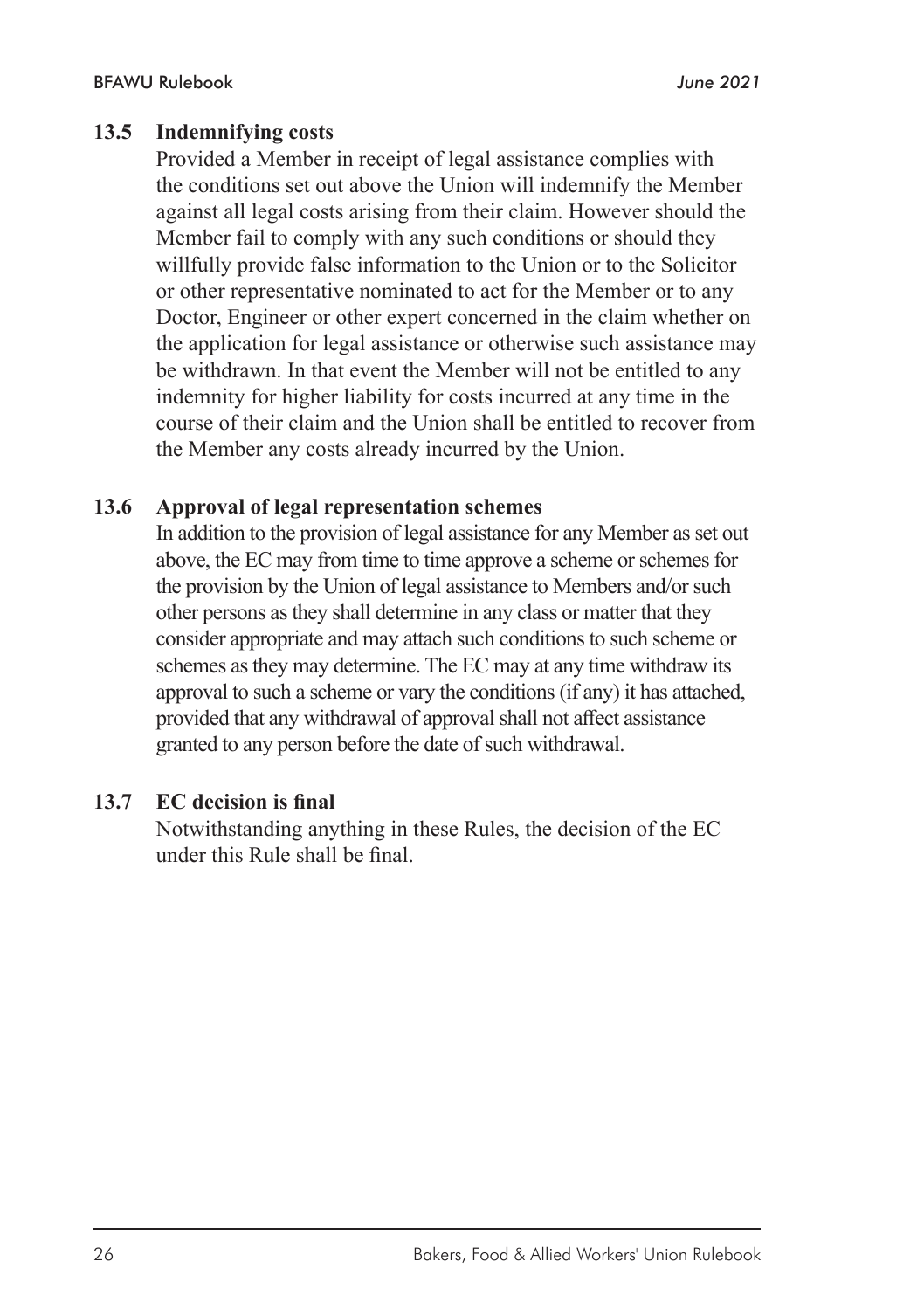### 13.5 Indemnifying costs

Provided a Member in receipt of legal assistance complies with the conditions set out above the Union will indemnify the Member against all legal costs arising from their claim. However should the Member fail to comply with any such conditions or should they willfully provide false information to the Union or to the Solicitor or other representative nominated to act for the Member or to any Doctor, Engineer or other expert concerned in the claim whether on the application for legal assistance or otherwise such assistance may be withdrawn. In that event the Member will not be entitled to any indemnity for higher liability for costs incurred at any time in the course of their claim and the Union shall be entitled to recover from the Member any costs already incurred by the Union.

### 13.6 Approval of legal representation schemes

In addition to the provision of legal assistance for any Member as set out above, the EC may from time to time approve a scheme or schemes for the provision by the Union of legal assistance to Members and/or such other persons as they shall determine in any class or matter that they consider appropriate and may attach such conditions to such scheme or schemes as they may determine. The EC may at any time withdraw its approval to such a scheme or vary the conditions (if any) it has attached, provided that any withdrawal of approval shall not affect assistance granted to any person before the date of such withdrawal.

### 13.7 EC decision is final

Notwithstanding anything in these Rules, the decision of the EC under this Rule shall be final.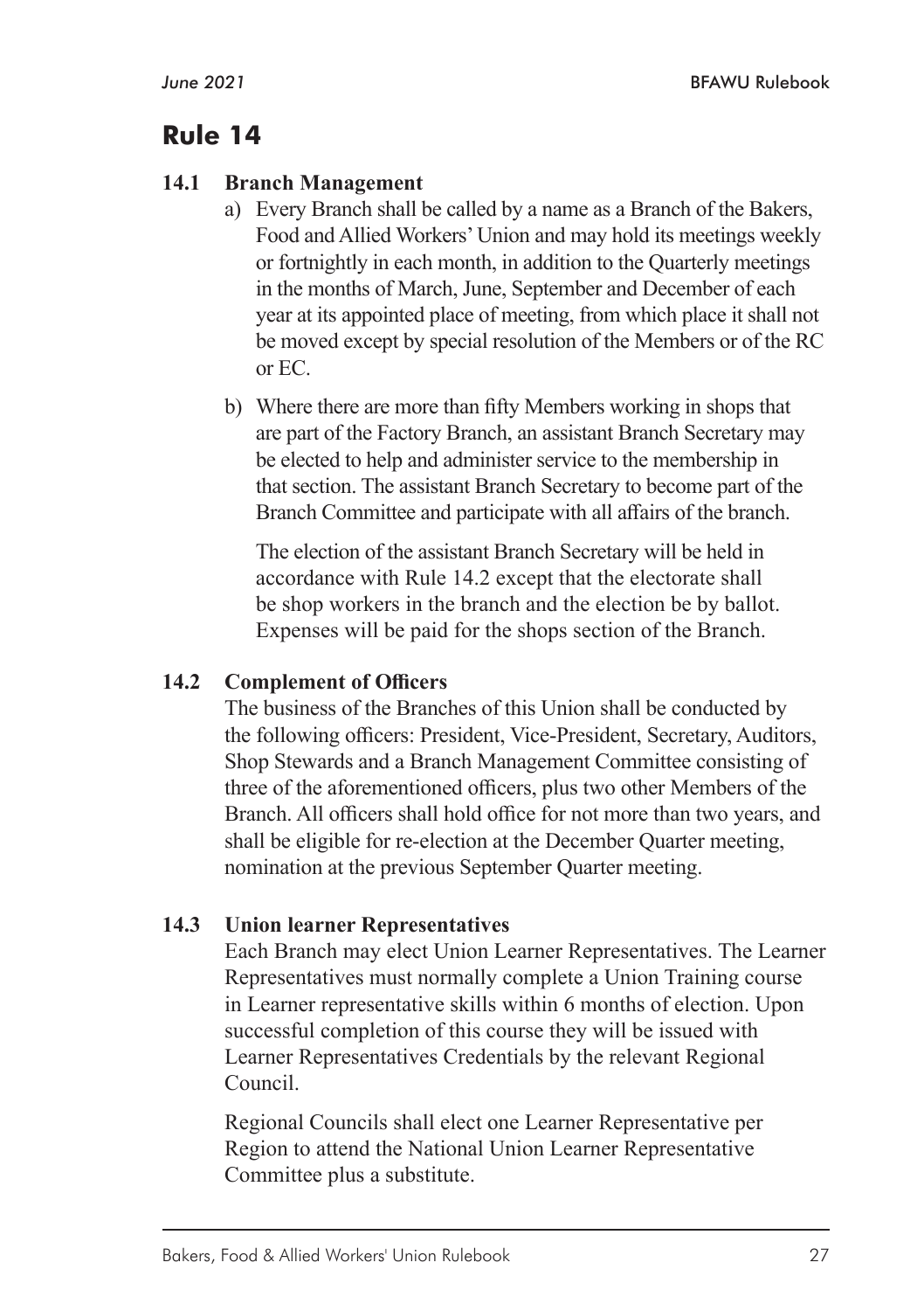# Rule 14

### 14.1 Branch Management

a) Every Branch shall be called by a name as a Branch of the Bakers, Food and Allied Workers' Union and may hold its meetings weekly or fortnightly in each month, in addition to the Quarterly meetings in the months of March, June, September and December of each year at its appointed place of meeting, from which place it shall not be moved except by special resolution of the Members or of the RC or EC.

b) Where there are more than fifty Members working in shops that are part of the Factory Branch, an assistant Branch Secretary may be elected to help and administer service to the membership in that section. The assistant Branch Secretary to become part of the Branch Committee and participate with all affairs of the branch.

   The election of the assistant Branch Secretary will be held in accordance with Rule 14.2 except that the electorate shall be shop workers in the branch and the election be by ballot. Expenses will be paid for the shops section of the Branch.

### 14.2 Complement of Officers

The business of the Branches of this Union shall be conducted by the following officers: President, Vice-President, Secretary, Auditors, Shop Stewards and a Branch Management Committee consisting of three of the aforementioned officers, plus two other Members of the Branch. All officers shall hold office for not more than two years, and shall be eligible for re-election at the December Quarter meeting, nomination at the previous September Quarter meeting.

### 14.3 Union learner Representatives

Each Branch may elect Union Learner Representatives. The Learner Representatives must normally complete a Union Training course in Learner representative skills within 6 months of election. Upon successful completion of this course they will be issued with Learner Representatives Credentials by the relevant Regional Council.

Regional Councils shall elect one Learner Representative per Region to attend the National Union Learner Representative Committee plus a substitute.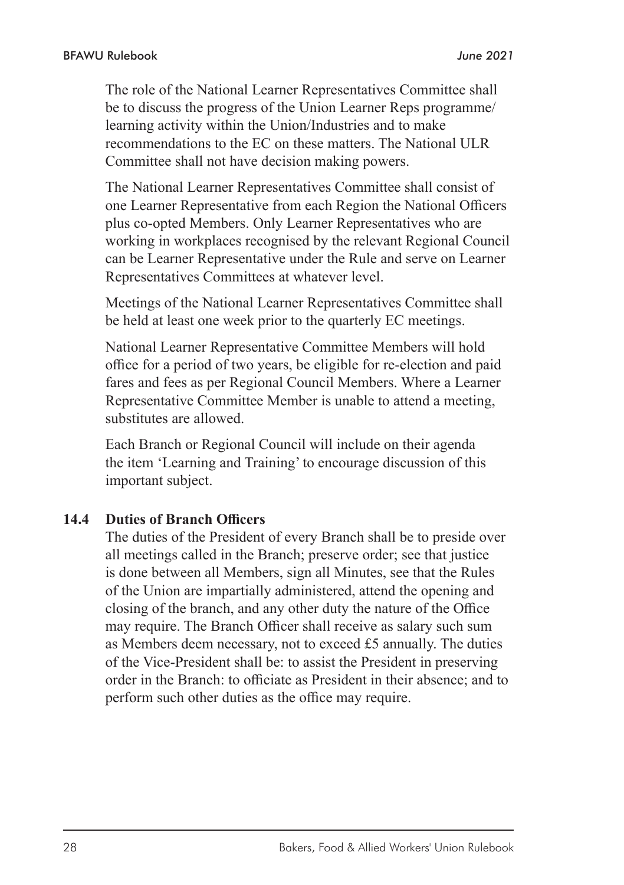The role of the National Learner Representatives Committee shall be to discuss the progress of the Union Learner Reps programme/ learning activity within the Union/Industries and to make recommendations to the EC on these matters. The National ULR Committee shall not have decision making powers.

The National Learner Representatives Committee shall consist of one Learner Representative from each Region the National Officers plus co-opted Members. Only Learner Representatives who are working in workplaces recognised by the relevant Regional Council can be Learner Representative under the Rule and serve on Learner Representatives Committees at whatever level.

Meetings of the National Learner Representatives Committee shall be held at least one week prior to the quarterly EC meetings.

National Learner Representative Committee Members will hold office for a period of two years, be eligible for re-election and paid fares and fees as per Regional Council Members. Where a Learner Representative Committee Member is unable to attend a meeting, substitutes are allowed.

Each Branch or Regional Council will include on their agenda the item 'Learning and Training' to encourage discussion of this important subject.

### 14.4 Duties of Branch Officers

The duties of the President of every Branch shall be to preside over all meetings called in the Branch; preserve order; see that justice is done between all Members, sign all Minutes, see that the Rules of the Union are impartially administered, attend the opening and closing of the branch, and any other duty the nature of the Office may require. The Branch Officer shall receive as salary such sum as Members deem necessary, not to exceed £5 annually. The duties of the Vice-President shall be: to assist the President in preserving order in the Branch: to officiate as President in their absence; and to perform such other duties as the office may require.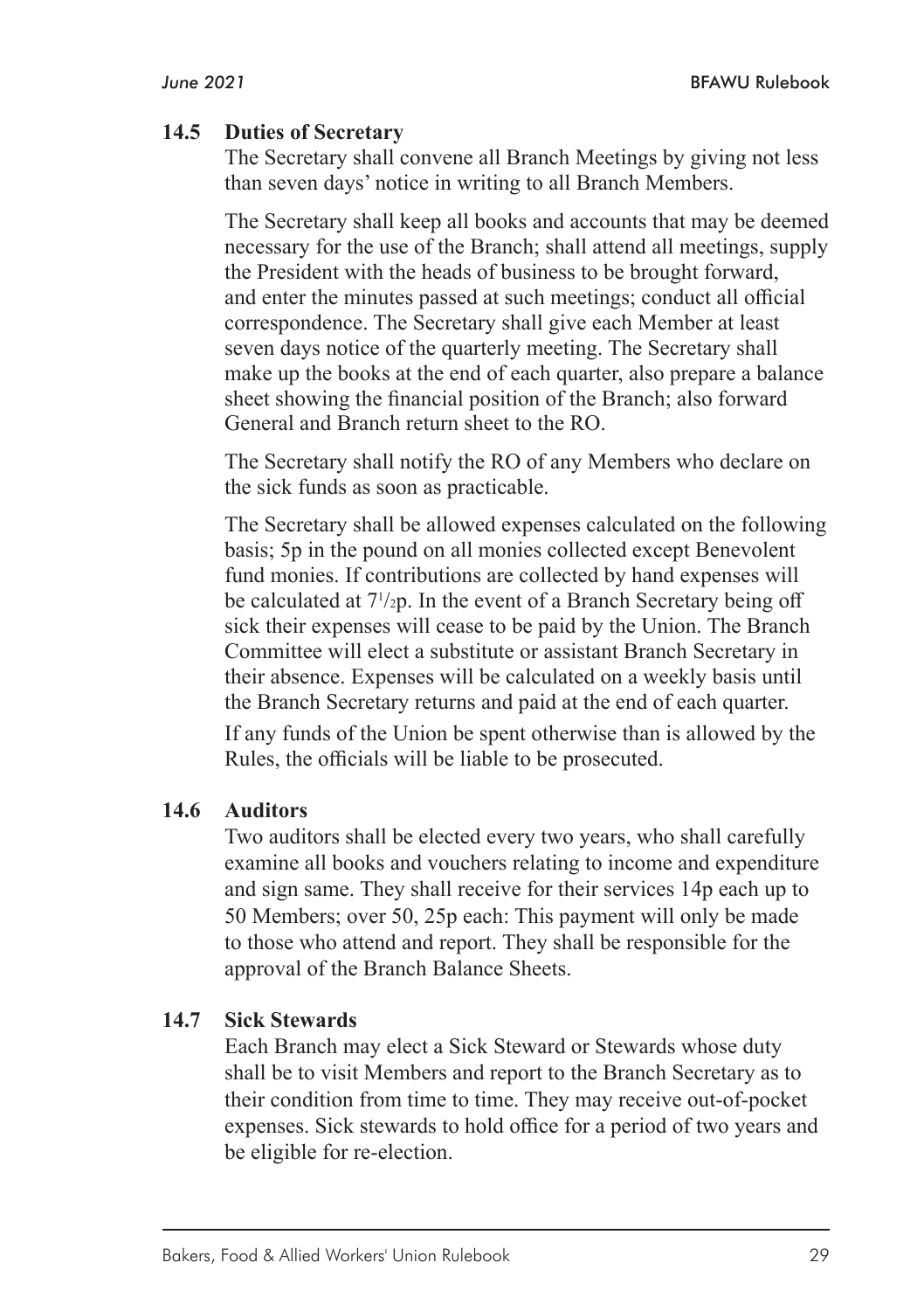### 14.5 Duties of Secretary

The Secretary shall convene all Branch Meetings by giving not less than seven days' notice in writing to all Branch Members.

The Secretary shall keep all books and accounts that may be deemed necessary for the use of the Branch; shall attend all meetings, supply the President with the heads of business to be brought forward, and enter the minutes passed at such meetings; conduct all official correspondence. The Secretary shall give each Member at least seven days notice of the quarterly meeting. The Secretary shall make up the books at the end of each quarter, also prepare a balance sheet showing the financial position of the Branch; also forward General and Branch return sheet to the RO.

The Secretary shall notify the RO of any Members who declare on the sick funds as soon as practicable.

The Secretary shall be allowed expenses calculated on the following basis; 5p in the pound on all monies collected except Benevolent fund monies. If contributions are collected by hand expenses will be calculated at 7½p. In the event of a Branch Secretary being off sick their expenses will cease to be paid by the Union. The Branch Committee will elect a substitute or assistant Branch Secretary in their absence. Expenses will be calculated on a weekly basis until the Branch Secretary returns and paid at the end of each quarter.

If any funds of the Union be spent otherwise than is allowed by the Rules, the officials will be liable to be prosecuted.

### 14.6 Auditors

Two auditors shall be elected every two years, who shall carefully examine all books and vouchers relating to income and expenditure and sign same. They shall receive for their services 14p each up to 50 Members; over 50, 25p each: This payment will only be made to those who attend and report. They shall be responsible for the approval of the Branch Balance Sheets.

### 14.7 Sick Stewards

Each Branch may elect a Sick Steward or Stewards whose duty shall be to visit Members and report to the Branch Secretary as to their condition from time to time. They may receive out-of-pocket expenses. Sick stewards to hold office for a period of two years and be eligible for re-election.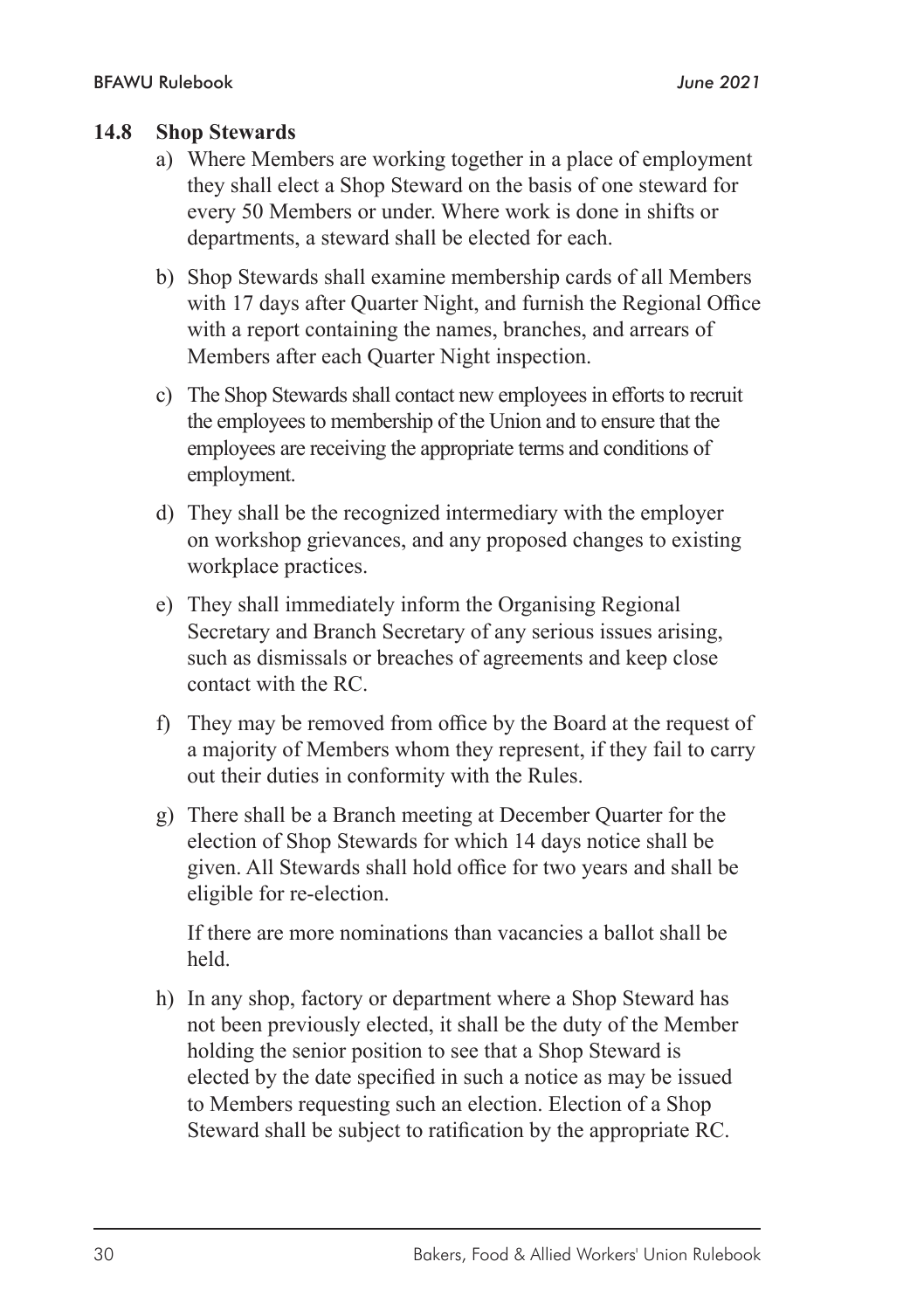### 14.8 Shop Stewards

a) Where Members are working together in a place of employment they shall elect a Shop Steward on the basis of one steward for every 50 Members or under. Where work is done in shifts or departments, a steward shall be elected for each.

b) Shop Stewards shall examine membership cards of all Members with 17 days after Quarter Night, and furnish the Regional Office with a report containing the names, branches, and arrears of Members after each Quarter Night inspection.

c) The Shop Stewards shall contact new employees in efforts to recruit the employees to membership of the Union and to ensure that the employees are receiving the appropriate terms and conditions of employment.

d) They shall be the recognized intermediary with the employer on workshop grievances, and any proposed changes to existing workplace practices.

e) They shall immediately inform the Organising Regional Secretary and Branch Secretary of any serious issues arising, such as dismissals or breaches of agreements and keep close contact with the RC.

f) They may be removed from office by the Board at the request of a majority of Members whom they represent, if they fail to carry out their duties in conformity with the Rules.

g) There shall be a Branch meeting at December Quarter for the election of Shop Stewards for which 14 days notice shall be given. All Stewards shall hold office for two years and shall be eligible for re-election.

   If there are more nominations than vacancies a ballot shall be held.

h) In any shop, factory or department where a Shop Steward has not been previously elected, it shall be the duty of the Member holding the senior position to see that a Shop Steward is elected by the date specified in such a notice as may be issued to Members requesting such an election. Election of a Shop Steward shall be subject to ratification by the appropriate RC.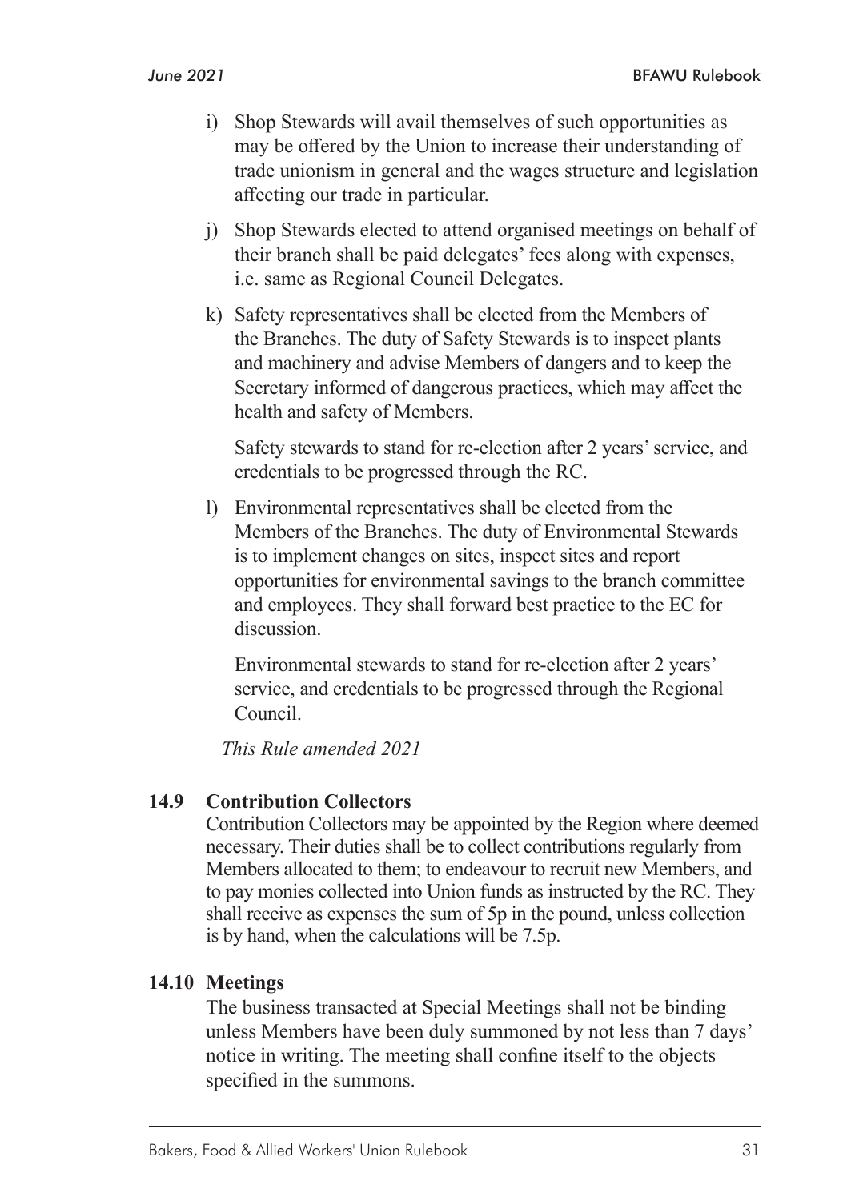i) Shop Stewards will avail themselves of such opportunities as may be offered by the Union to increase their understanding of trade unionism in general and the wages structure and legislation affecting our trade in particular.

j) Shop Stewards elected to attend organised meetings on behalf of their branch shall be paid delegates' fees along with expenses, i.e. same as Regional Council Delegates.

k) Safety representatives shall be elected from the Members of the Branches. The duty of Safety Stewards is to inspect plants and machinery and advise Members of dangers and to keep the Secretary informed of dangerous practices, which may affect the health and safety of Members.

   Safety stewards to stand for re-election after 2 years' service, and credentials to be progressed through the RC.

l) Environmental representatives shall be elected from the Members of the Branches. The duty of Environmental Stewards is to implement changes on sites, inspect sites and report opportunities for environmental savings to the branch committee and employees. They shall forward best practice to the EC for discussion.

   Environmental stewards to stand for re-election after 2 years' service, and credentials to be progressed through the Regional Council.

*This Rule amended 2021*

### 14.9 Contribution Collectors

Contribution Collectors may be appointed by the Region where deemed necessary. Their duties shall be to collect contributions regularly from Members allocated to them; to endeavour to recruit new Members, and to pay monies collected into Union funds as instructed by the RC. They shall receive as expenses the sum of 5p in the pound, unless collection is by hand, when the calculations will be 7.5p.

### 14.10 Meetings

The business transacted at Special Meetings shall not be binding unless Members have been duly summoned by not less than 7 days' notice in writing. The meeting shall confine itself to the objects specified in the summons.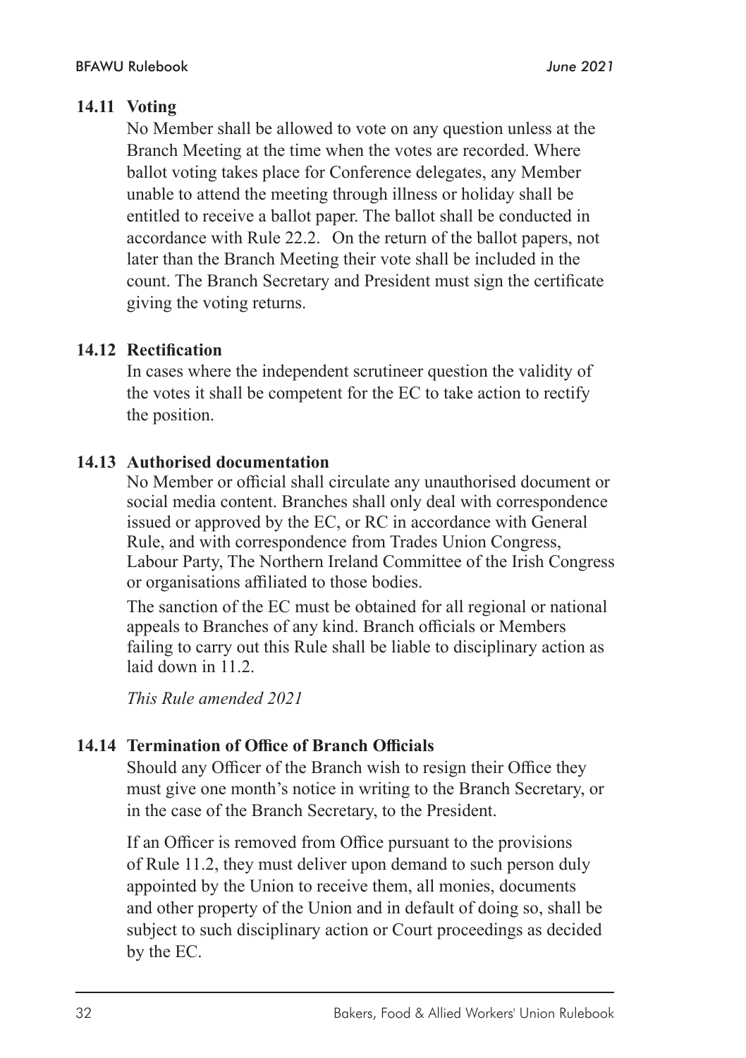### 14.11 Voting

No Member shall be allowed to vote on any question unless at the Branch Meeting at the time when the votes are recorded. Where ballot voting takes place for Conference delegates, any Member unable to attend the meeting through illness or holiday shall be entitled to receive a ballot paper. The ballot shall be conducted in accordance with Rule 22.2. On the return of the ballot papers, not later than the Branch Meeting their vote shall be included in the count. The Branch Secretary and President must sign the certificate giving the voting returns.

### 14.12 Rectification

In cases where the independent scrutineer question the validity of the votes it shall be competent for the EC to take action to rectify the position.

### 14.13 Authorised documentation

No Member or official shall circulate any unauthorised document or social media content. Branches shall only deal with correspondence issued or approved by the EC, or RC in accordance with General Rule, and with correspondence from Trades Union Congress, Labour Party, The Northern Ireland Committee of the Irish Congress or organisations affiliated to those bodies.

The sanction of the EC must be obtained for all regional or national appeals to Branches of any kind. Branch officials or Members failing to carry out this Rule shall be liable to disciplinary action as laid down in 11.2.

*This Rule amended 2021*

### 14.14 Termination of Office of Branch Officials

Should any Officer of the Branch wish to resign their Office they must give one month's notice in writing to the Branch Secretary, or in the case of the Branch Secretary, to the President.

If an Officer is removed from Office pursuant to the provisions of Rule 11.2, they must deliver upon demand to such person duly appointed by the Union to receive them, all monies, documents and other property of the Union and in default of doing so, shall be subject to such disciplinary action or Court proceedings as decided by the EC.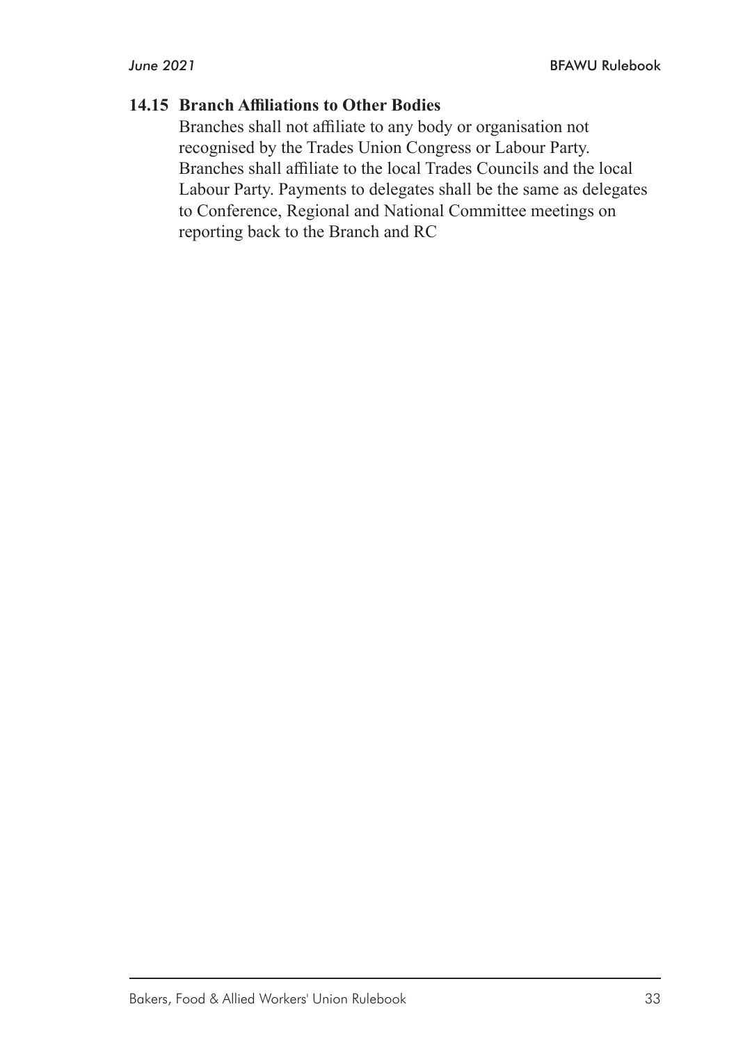### 14.15 Branch Affiliations to Other Bodies

Branches shall not affiliate to any body or organisation not recognised by the Trades Union Congress or Labour Party. Branches shall affiliate to the local Trades Councils and the local Labour Party. Payments to delegates shall be the same as delegates to Conference, Regional and National Committee meetings on reporting back to the Branch and RC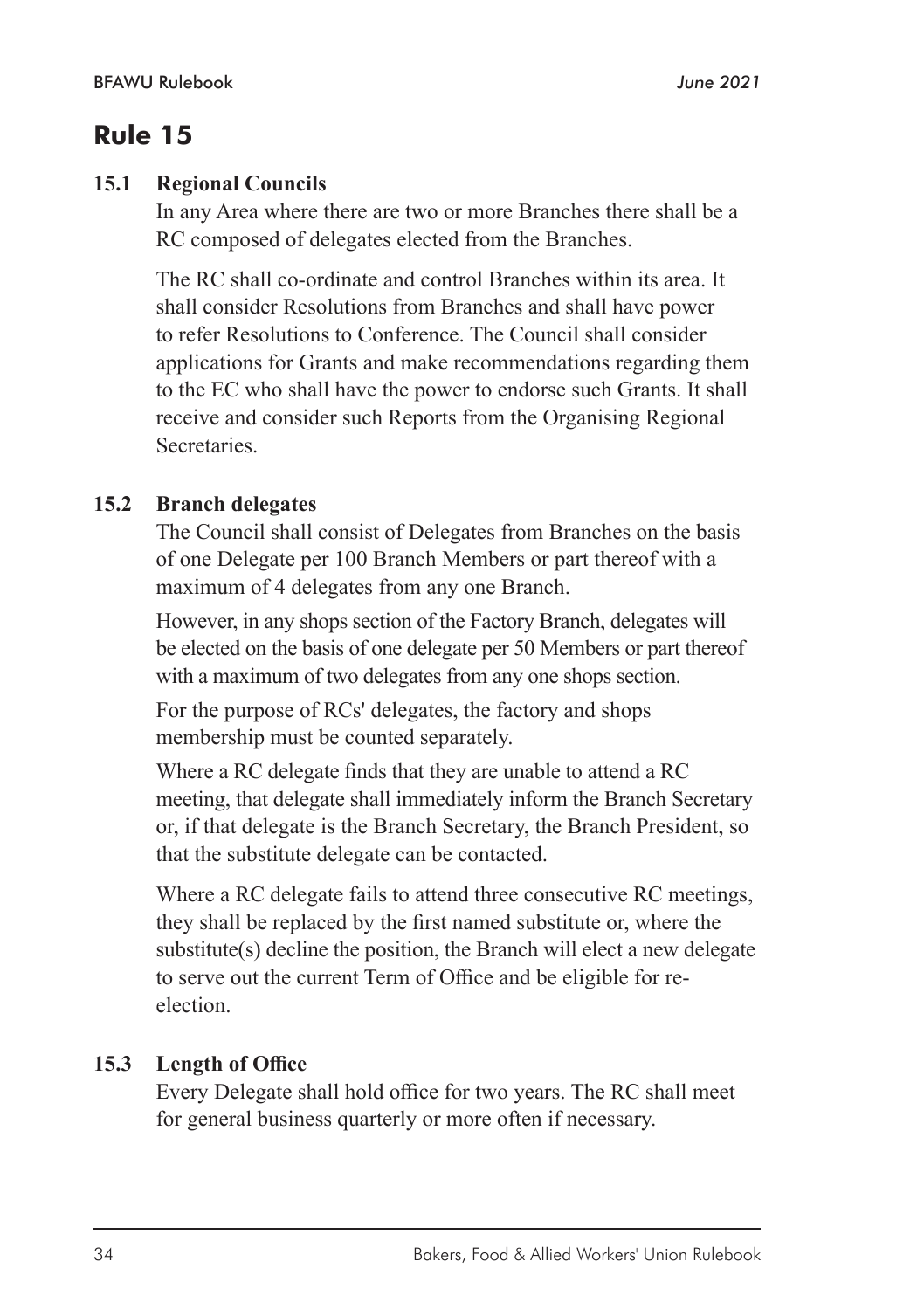# Rule 15

### 15.1 Regional Councils

In any Area where there are two or more Branches there shall be a RC composed of delegates elected from the Branches.

The RC shall co-ordinate and control Branches within its area. It shall consider Resolutions from Branches and shall have power to refer Resolutions to Conference. The Council shall consider applications for Grants and make recommendations regarding them to the EC who shall have the power to endorse such Grants. It shall receive and consider such Reports from the Organising Regional Secretaries.

### 15.2 Branch delegates

The Council shall consist of Delegates from Branches on the basis of one Delegate per 100 Branch Members or part thereof with a maximum of 4 delegates from any one Branch.

However, in any shops section of the Factory Branch, delegates will be elected on the basis of one delegate per 50 Members or part thereof with a maximum of two delegates from any one shops section.

For the purpose of RCs' delegates, the factory and shops membership must be counted separately.

Where a RC delegate finds that they are unable to attend a RC meeting, that delegate shall immediately inform the Branch Secretary or, if that delegate is the Branch Secretary, the Branch President, so that the substitute delegate can be contacted.

Where a RC delegate fails to attend three consecutive RC meetings, they shall be replaced by the first named substitute or, where the substitute(s) decline the position, the Branch will elect a new delegate to serve out the current Term of Office and be eligible for re-election.

### 15.3 Length of Office

Every Delegate shall hold office for two years. The RC shall meet for general business quarterly or more often if necessary.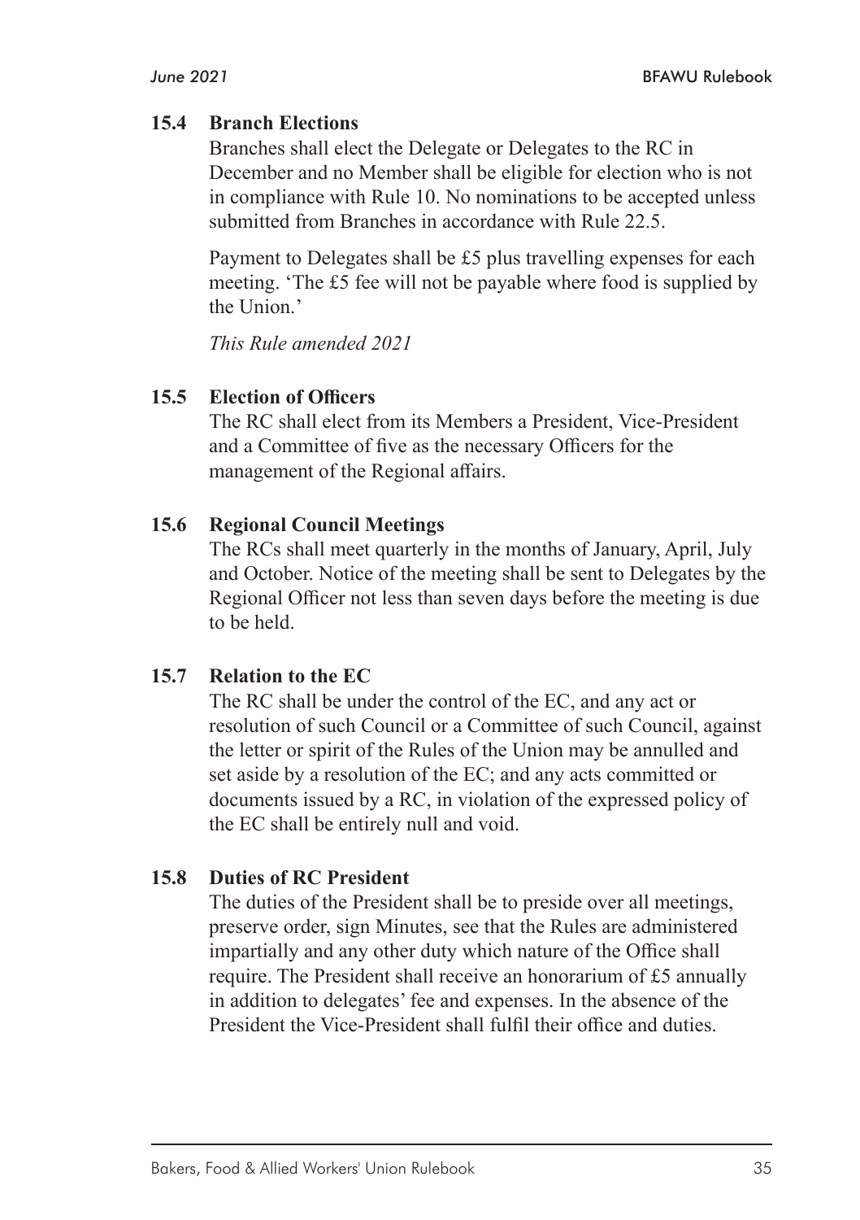### 15.4 Branch Elections

Branches shall elect the Delegate or Delegates to the RC in December and no Member shall be eligible for election who is not in compliance with Rule 10. No nominations to be accepted unless submitted from Branches in accordance with Rule 22.5.

Payment to Delegates shall be £5 plus travelling expenses for each meeting. 'The £5 fee will not be payable where food is supplied by the Union.'

*This Rule amended 2021*

### 15.5 Election of Officers

The RC shall elect from its Members a President, Vice-President and a Committee of five as the necessary Officers for the management of the Regional affairs.

### 15.6 Regional Council Meetings

The RCs shall meet quarterly in the months of January, April, July and October. Notice of the meeting shall be sent to Delegates by the Regional Officer not less than seven days before the meeting is due to be held.

### 15.7 Relation to the EC

The RC shall be under the control of the EC, and any act or resolution of such Council or a Committee of such Council, against the letter or spirit of the Rules of the Union may be annulled and set aside by a resolution of the EC; and any acts committed or documents issued by a RC, in violation of the expressed policy of the EC shall be entirely null and void.

### 15.8 Duties of RC President

The duties of the President shall be to preside over all meetings, preserve order, sign Minutes, see that the Rules are administered impartially and any other duty which nature of the Office shall require. The President shall receive an honorarium of £5 annually in addition to delegates' fee and expenses. In the absence of the President the Vice-President shall fulfil their office and duties.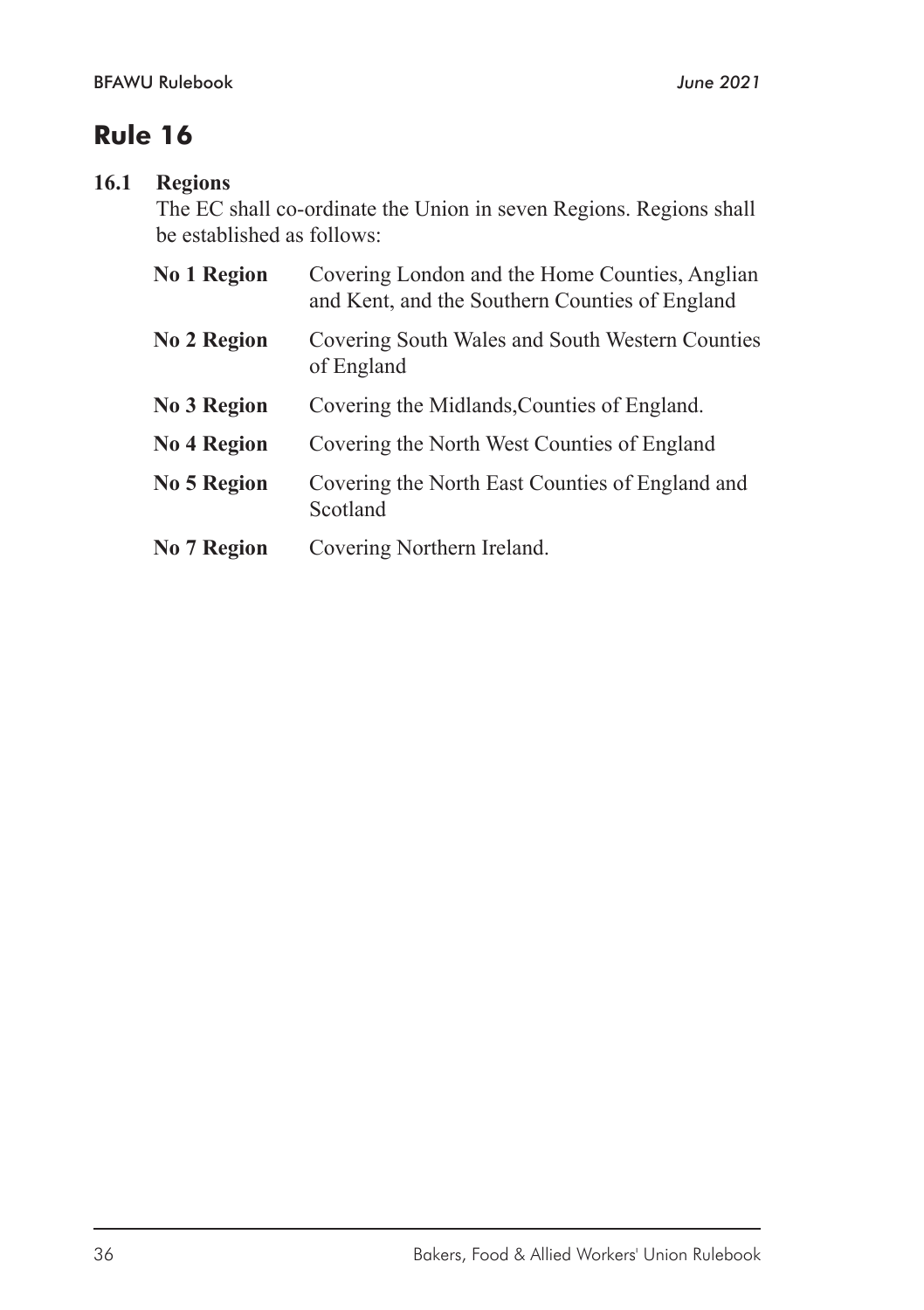# Rule 16

## 16.1 Regions

The EC shall co-ordinate the Union in seven Regions. Regions shall be established as follows:

| | |
|---|---|
| **No 1 Region** | Covering London and the Home Counties, Anglian and Kent, and the Southern Counties of England |
| **No 2 Region** | Covering South Wales and South Western Counties of England |
| **No 3 Region** | Covering the Midlands,Counties of England. |
| **No 4 Region** | Covering the North West Counties of England |
| **No 5 Region** | Covering the North East Counties of England and Scotland |
| **No 7 Region** | Covering Northern Ireland. |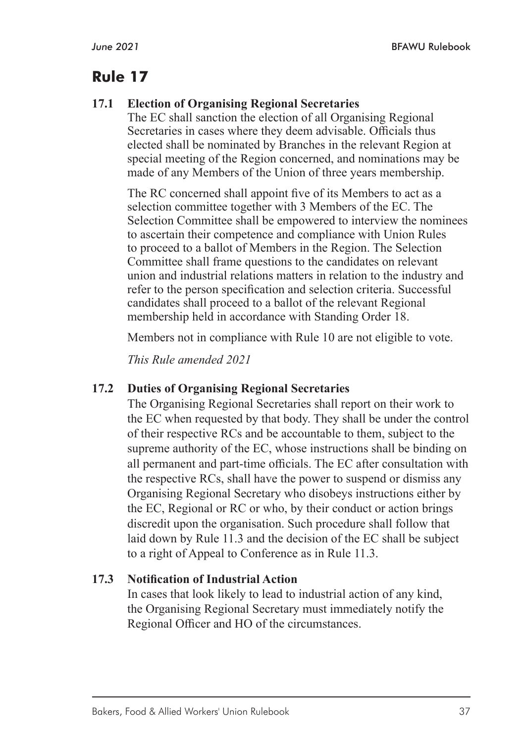# Rule 17

### 17.1 Election of Organising Regional Secretaries

The EC shall sanction the election of all Organising Regional Secretaries in cases where they deem advisable. Officials thus elected shall be nominated by Branches in the relevant Region at special meeting of the Region concerned, and nominations may be made of any Members of the Union of three years membership.

The RC concerned shall appoint five of its Members to act as a selection committee together with 3 Members of the EC. The Selection Committee shall be empowered to interview the nominees to ascertain their competence and compliance with Union Rules to proceed to a ballot of Members in the Region. The Selection Committee shall frame questions to the candidates on relevant union and industrial relations matters in relation to the industry and refer to the person specification and selection criteria. Successful candidates shall proceed to a ballot of the relevant Regional membership held in accordance with Standing Order 18.

Members not in compliance with Rule 10 are not eligible to vote.

*This Rule amended 2021*

### 17.2 Duties of Organising Regional Secretaries

The Organising Regional Secretaries shall report on their work to the EC when requested by that body. They shall be under the control of their respective RCs and be accountable to them, subject to the supreme authority of the EC, whose instructions shall be binding on all permanent and part-time officials. The EC after consultation with the respective RCs, shall have the power to suspend or dismiss any Organising Regional Secretary who disobeys instructions either by the EC, Regional or RC or who, by their conduct or action brings discredit upon the organisation. Such procedure shall follow that laid down by Rule 11.3 and the decision of the EC shall be subject to a right of Appeal to Conference as in Rule 11.3.

### 17.3 Notification of Industrial Action

In cases that look likely to lead to industrial action of any kind, the Organising Regional Secretary must immediately notify the Regional Officer and HO of the circumstances.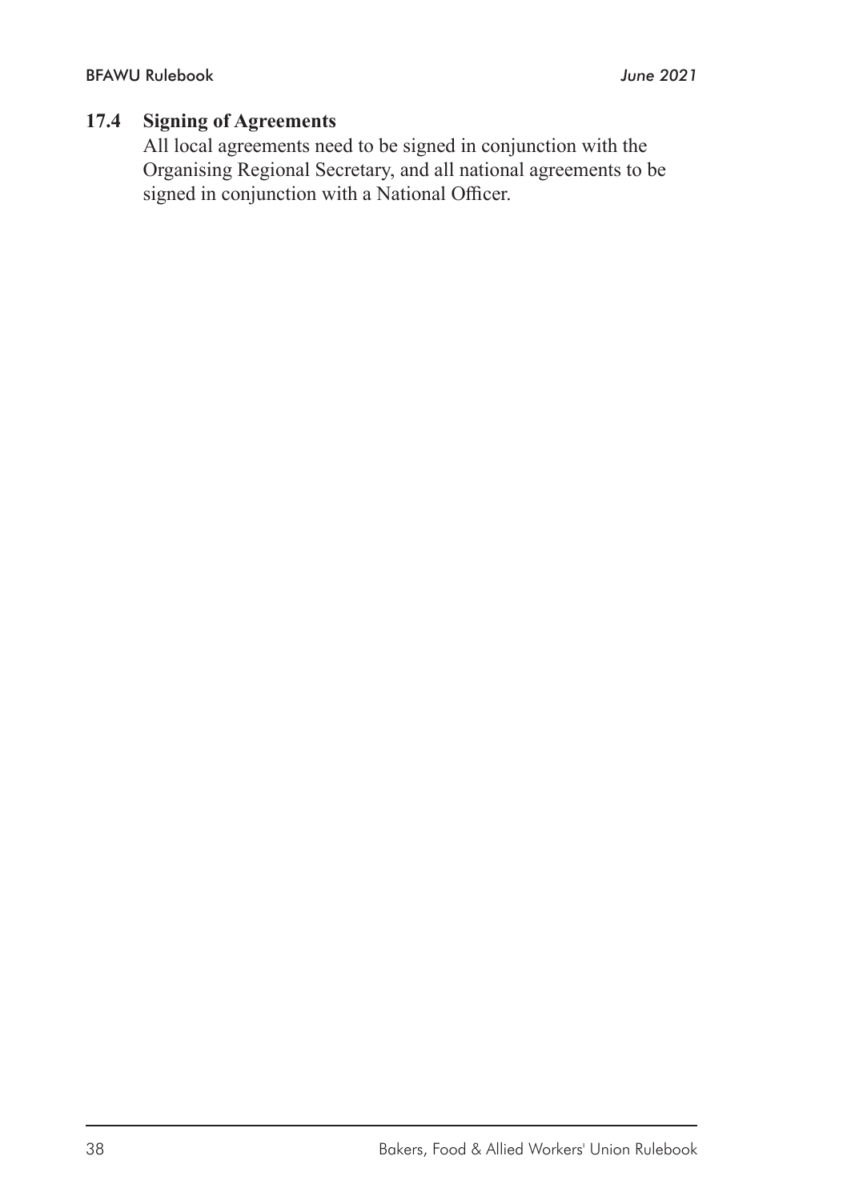### 17.4 Signing of Agreements

All local agreements need to be signed in conjunction with the Organising Regional Secretary, and all national agreements to be signed in conjunction with a National Officer.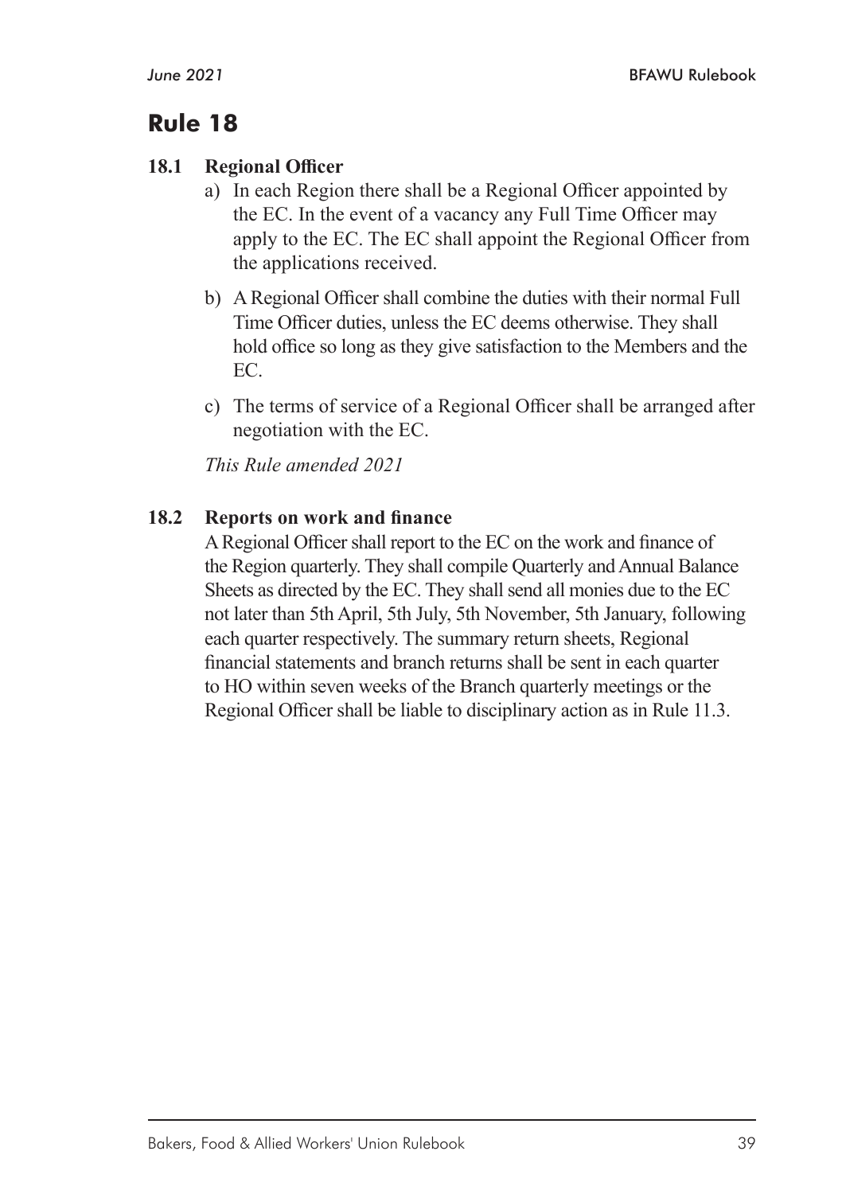# Rule 18

### 18.1 Regional Officer

a) In each Region there shall be a Regional Officer appointed by the EC. In the event of a vacancy any Full Time Officer may apply to the EC. The EC shall appoint the Regional Officer from the applications received.

b) A Regional Officer shall combine the duties with their normal Full Time Officer duties, unless the EC deems otherwise. They shall hold office so long as they give satisfaction to the Members and the EC.

c) The terms of service of a Regional Officer shall be arranged after negotiation with the EC.

*This Rule amended 2021*

### 18.2 Reports on work and finance

A Regional Officer shall report to the EC on the work and finance of the Region quarterly. They shall compile Quarterly and Annual Balance Sheets as directed by the EC. They shall send all monies due to the EC not later than 5th April, 5th July, 5th November, 5th January, following each quarter respectively. The summary return sheets, Regional financial statements and branch returns shall be sent in each quarter to HO within seven weeks of the Branch quarterly meetings or the Regional Officer shall be liable to disciplinary action as in Rule 11.3.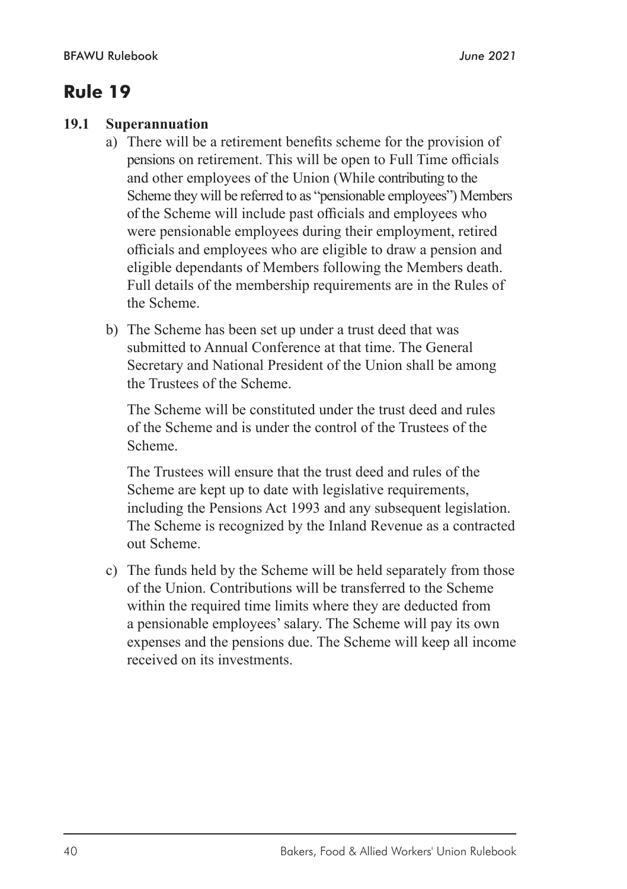# Rule 19

## 19.1 Superannuation

a) There will be a retirement benefits scheme for the provision of pensions on retirement. This will be open to Full Time officials and other employees of the Union (While contributing to the Scheme they will be referred to as "pensionable employees") Members of the Scheme will include past officials and employees who were pensionable employees during their employment, retired officials and employees who are eligible to draw a pension and eligible dependants of Members following the Members death. Full details of the membership requirements are in the Rules of the Scheme.

b) The Scheme has been set up under a trust deed that was submitted to Annual Conference at that time. The General Secretary and National President of the Union shall be among the Trustees of the Scheme.

   The Scheme will be constituted under the trust deed and rules of the Scheme and is under the control of the Trustees of the Scheme.

   The Trustees will ensure that the trust deed and rules of the Scheme are kept up to date with legislative requirements, including the Pensions Act 1993 and any subsequent legislation. The Scheme is recognized by the Inland Revenue as a contracted out Scheme.

c) The funds held by the Scheme will be held separately from those of the Union. Contributions will be transferred to the Scheme within the required time limits where they are deducted from a pensionable employees' salary. The Scheme will pay its own expenses and the pensions due. The Scheme will keep all income received on its investments.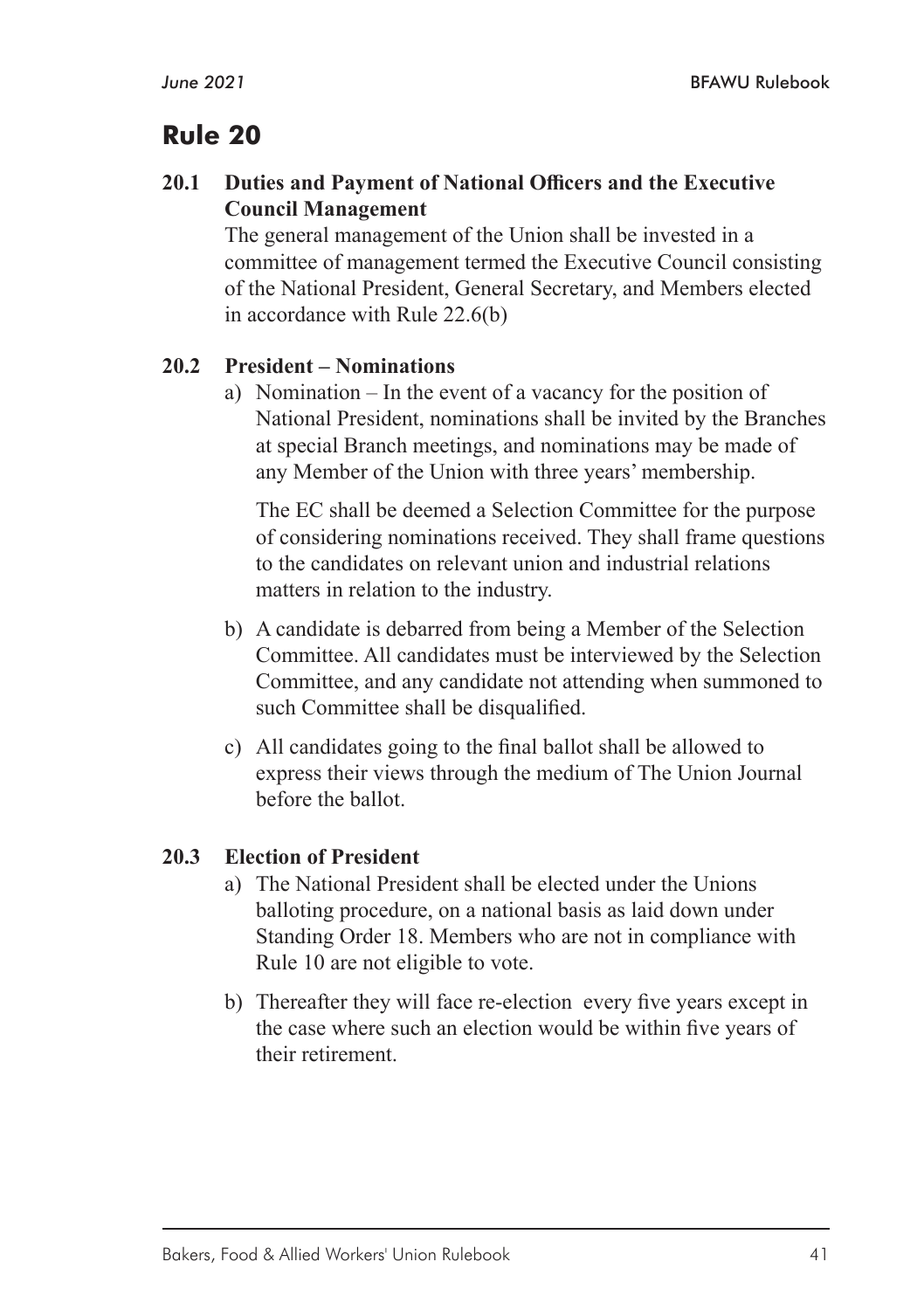# Rule 20

**20.1 Duties and Payment of National Officers and the Executive Council Management**

The general management of the Union shall be invested in a committee of management termed the Executive Council consisting of the National President, General Secretary, and Members elected in accordance with Rule 22.6(b)

**20.2 President – Nominations**

a) Nomination – In the event of a vacancy for the position of National President, nominations shall be invited by the Branches at special Branch meetings, and nominations may be made of any Member of the Union with three years' membership.

The EC shall be deemed a Selection Committee for the purpose of considering nominations received. They shall frame questions to the candidates on relevant union and industrial relations matters in relation to the industry.

b) A candidate is debarred from being a Member of the Selection Committee. All candidates must be interviewed by the Selection Committee, and any candidate not attending when summoned to such Committee shall be disqualified.

c) All candidates going to the final ballot shall be allowed to express their views through the medium of The Union Journal before the ballot.

**20.3 Election of President**

a) The National President shall be elected under the Unions balloting procedure, on a national basis as laid down under Standing Order 18. Members who are not in compliance with Rule 10 are not eligible to vote.

b) Thereafter they will face re-election every five years except in the case where such an election would be within five years of their retirement.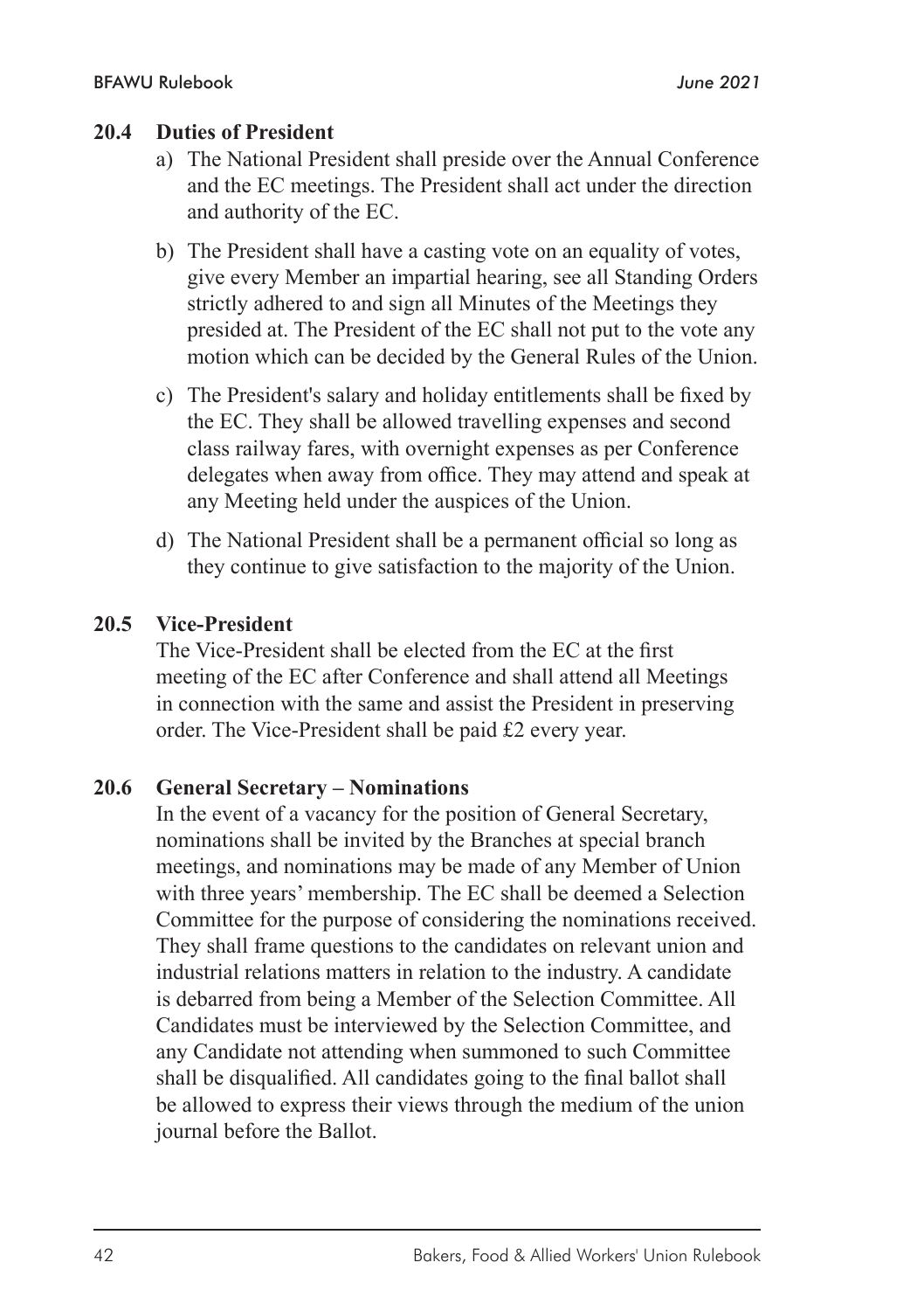### 20.4 Duties of President

a) The National President shall preside over the Annual Conference and the EC meetings. The President shall act under the direction and authority of the EC.

b) The President shall have a casting vote on an equality of votes, give every Member an impartial hearing, see all Standing Orders strictly adhered to and sign all Minutes of the Meetings they presided at. The President of the EC shall not put to the vote any motion which can be decided by the General Rules of the Union.

c) The President's salary and holiday entitlements shall be fixed by the EC. They shall be allowed travelling expenses and second class railway fares, with overnight expenses as per Conference delegates when away from office. They may attend and speak at any Meeting held under the auspices of the Union.

d) The National President shall be a permanent official so long as they continue to give satisfaction to the majority of the Union.

### 20.5 Vice-President

The Vice-President shall be elected from the EC at the first meeting of the EC after Conference and shall attend all Meetings in connection with the same and assist the President in preserving order. The Vice-President shall be paid £2 every year.

### 20.6 General Secretary – Nominations

In the event of a vacancy for the position of General Secretary, nominations shall be invited by the Branches at special branch meetings, and nominations may be made of any Member of Union with three years' membership. The EC shall be deemed a Selection Committee for the purpose of considering the nominations received. They shall frame questions to the candidates on relevant union and industrial relations matters in relation to the industry. A candidate is debarred from being a Member of the Selection Committee. All Candidates must be interviewed by the Selection Committee, and any Candidate not attending when summoned to such Committee shall be disqualified. All candidates going to the final ballot shall be allowed to express their views through the medium of the union journal before the Ballot.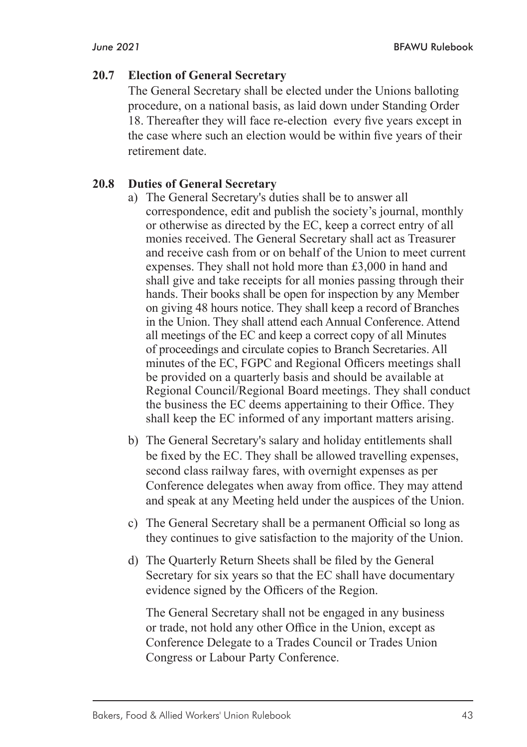### 20.7 Election of General Secretary

The General Secretary shall be elected under the Unions balloting procedure, on a national basis, as laid down under Standing Order 18. Thereafter they will face re-election every five years except in the case where such an election would be within five years of their retirement date.

### 20.8 Duties of General Secretary

a) The General Secretary's duties shall be to answer all correspondence, edit and publish the society's journal, monthly or otherwise as directed by the EC, keep a correct entry of all monies received. The General Secretary shall act as Treasurer and receive cash from or on behalf of the Union to meet current expenses. They shall not hold more than £3,000 in hand and shall give and take receipts for all monies passing through their hands. Their books shall be open for inspection by any Member on giving 48 hours notice. They shall keep a record of Branches in the Union. They shall attend each Annual Conference. Attend all meetings of the EC and keep a correct copy of all Minutes of proceedings and circulate copies to Branch Secretaries. All minutes of the EC, FGPC and Regional Officers meetings shall be provided on a quarterly basis and should be available at Regional Council/Regional Board meetings. They shall conduct the business the EC deems appertaining to their Office. They shall keep the EC informed of any important matters arising.

b) The General Secretary's salary and holiday entitlements shall be fixed by the EC. They shall be allowed travelling expenses, second class railway fares, with overnight expenses as per Conference delegates when away from office. They may attend and speak at any Meeting held under the auspices of the Union.

c) The General Secretary shall be a permanent Official so long as they continues to give satisfaction to the majority of the Union.

d) The Quarterly Return Sheets shall be filed by the General Secretary for six years so that the EC shall have documentary evidence signed by the Officers of the Region.

The General Secretary shall not be engaged in any business or trade, not hold any other Office in the Union, except as Conference Delegate to a Trades Council or Trades Union Congress or Labour Party Conference.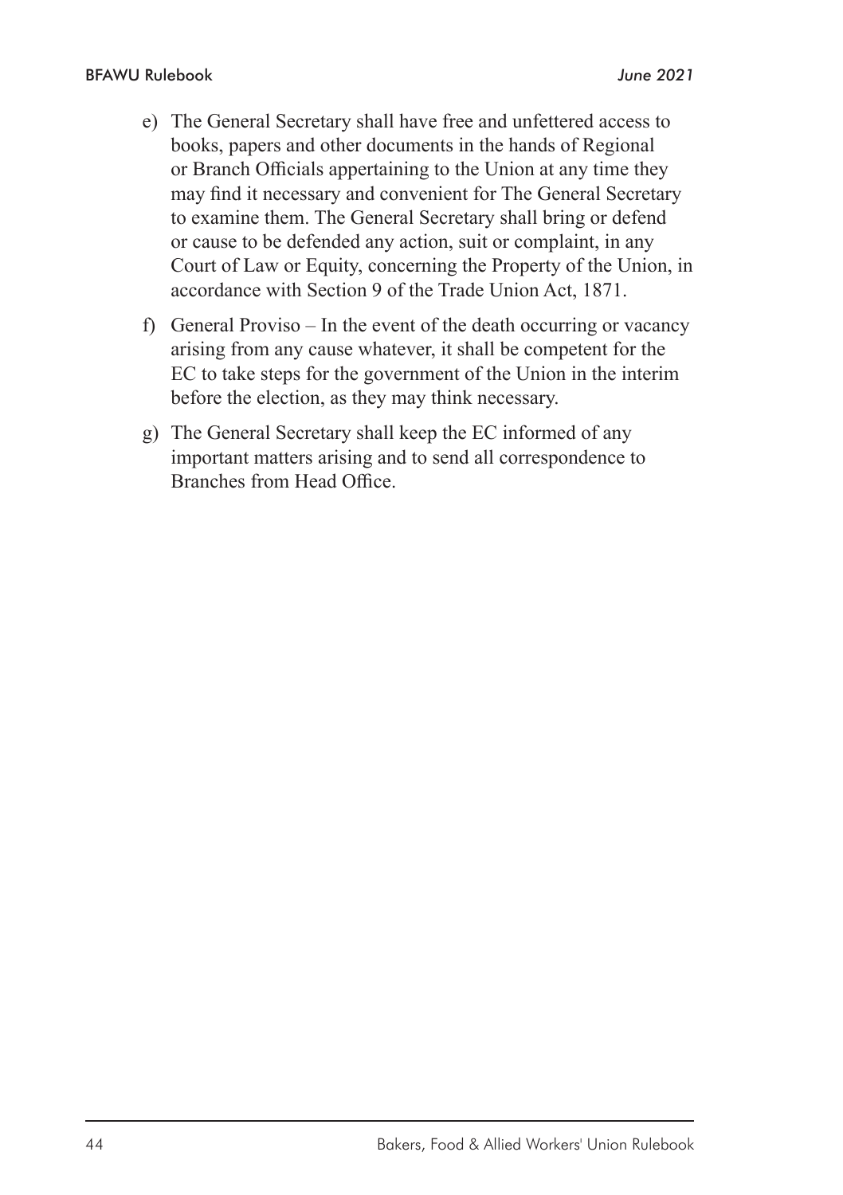e) The General Secretary shall have free and unfettered access to books, papers and other documents in the hands of Regional or Branch Officials appertaining to the Union at any time they may find it necessary and convenient for The General Secretary to examine them. The General Secretary shall bring or defend or cause to be defended any action, suit or complaint, in any Court of Law or Equity, concerning the Property of the Union, in accordance with Section 9 of the Trade Union Act, 1871.

f) General Proviso – In the event of the death occurring or vacancy arising from any cause whatever, it shall be competent for the EC to take steps for the government of the Union in the interim before the election, as they may think necessary.

g) The General Secretary shall keep the EC informed of any important matters arising and to send all correspondence to Branches from Head Office.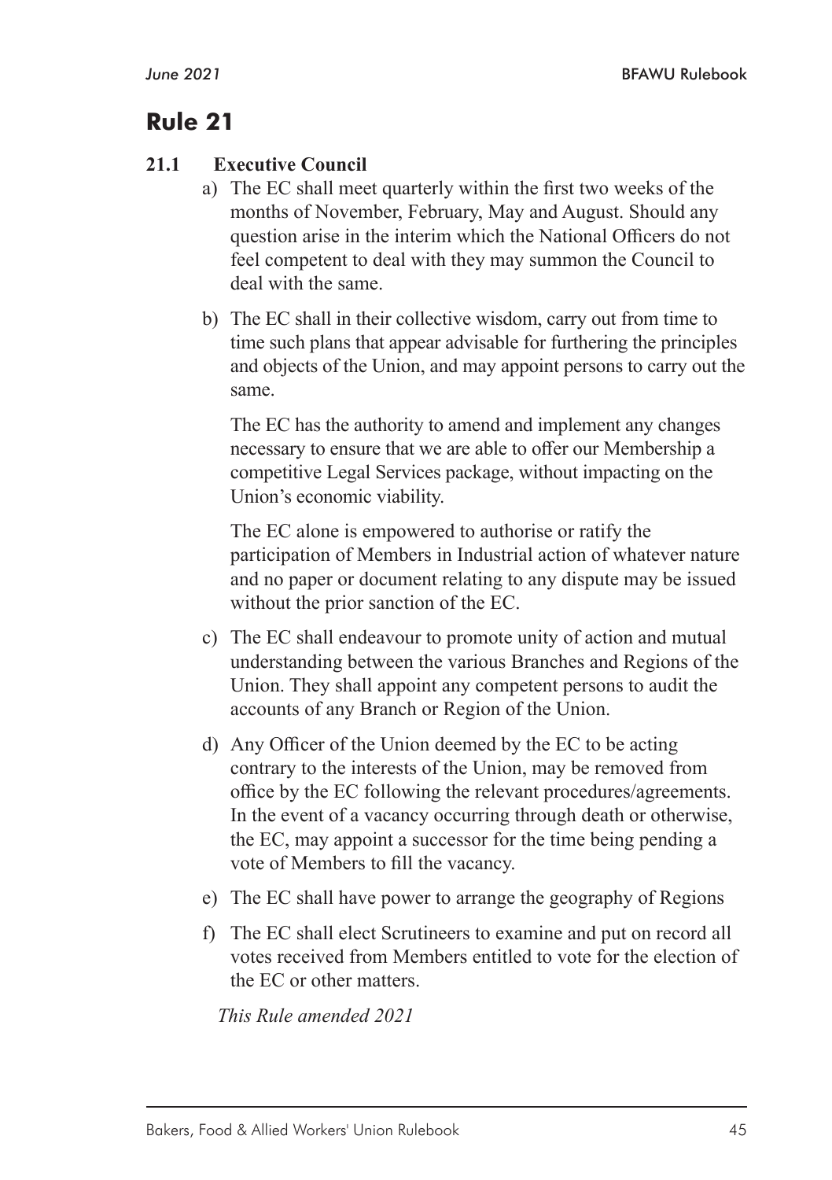# Rule 21

## 21.1 Executive Council

a) The EC shall meet quarterly within the first two weeks of the months of November, February, May and August. Should any question arise in the interim which the National Officers do not feel competent to deal with they may summon the Council to deal with the same.

b) The EC shall in their collective wisdom, carry out from time to time such plans that appear advisable for furthering the principles and objects of the Union, and may appoint persons to carry out the same.

   The EC has the authority to amend and implement any changes necessary to ensure that we are able to offer our Membership a competitive Legal Services package, without impacting on the Union's economic viability.

   The EC alone is empowered to authorise or ratify the participation of Members in Industrial action of whatever nature and no paper or document relating to any dispute may be issued without the prior sanction of the EC.

c) The EC shall endeavour to promote unity of action and mutual understanding between the various Branches and Regions of the Union. They shall appoint any competent persons to audit the accounts of any Branch or Region of the Union.

d) Any Officer of the Union deemed by the EC to be acting contrary to the interests of the Union, may be removed from office by the EC following the relevant procedures/agreements. In the event of a vacancy occurring through death or otherwise, the EC, may appoint a successor for the time being pending a vote of Members to fill the vacancy.

e) The EC shall have power to arrange the geography of Regions

f) The EC shall elect Scrutineers to examine and put on record all votes received from Members entitled to vote for the election of the EC or other matters.

*This Rule amended 2021*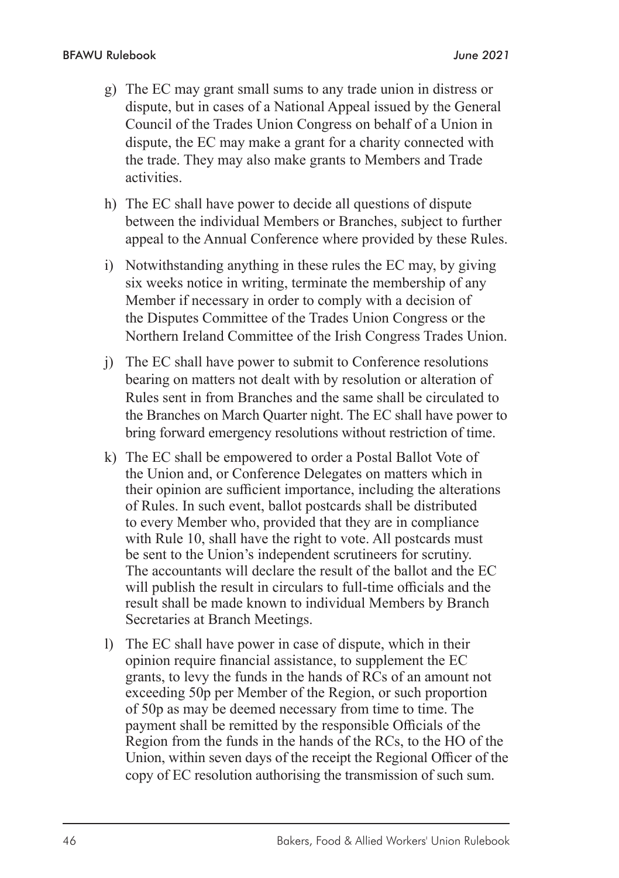g) The EC may grant small sums to any trade union in distress or dispute, but in cases of a National Appeal issued by the General Council of the Trades Union Congress on behalf of a Union in dispute, the EC may make a grant for a charity connected with the trade. They may also make grants to Members and Trade activities.

h) The EC shall have power to decide all questions of dispute between the individual Members or Branches, subject to further appeal to the Annual Conference where provided by these Rules.

i) Notwithstanding anything in these rules the EC may, by giving six weeks notice in writing, terminate the membership of any Member if necessary in order to comply with a decision of the Disputes Committee of the Trades Union Congress or the Northern Ireland Committee of the Irish Congress Trades Union.

j) The EC shall have power to submit to Conference resolutions bearing on matters not dealt with by resolution or alteration of Rules sent in from Branches and the same shall be circulated to the Branches on March Quarter night. The EC shall have power to bring forward emergency resolutions without restriction of time.

k) The EC shall be empowered to order a Postal Ballot Vote of the Union and, or Conference Delegates on matters which in their opinion are sufficient importance, including the alterations of Rules. In such event, ballot postcards shall be distributed to every Member who, provided that they are in compliance with Rule 10, shall have the right to vote. All postcards must be sent to the Union's independent scrutineers for scrutiny. The accountants will declare the result of the ballot and the EC will publish the result in circulars to full-time officials and the result shall be made known to individual Members by Branch Secretaries at Branch Meetings.

l) The EC shall have power in case of dispute, which in their opinion require financial assistance, to supplement the EC grants, to levy the funds in the hands of RCs of an amount not exceeding 50p per Member of the Region, or such proportion of 50p as may be deemed necessary from time to time. The payment shall be remitted by the responsible Officials of the Region from the funds in the hands of the RCs, to the HO of the Union, within seven days of the receipt the Regional Officer of the copy of EC resolution authorising the transmission of such sum.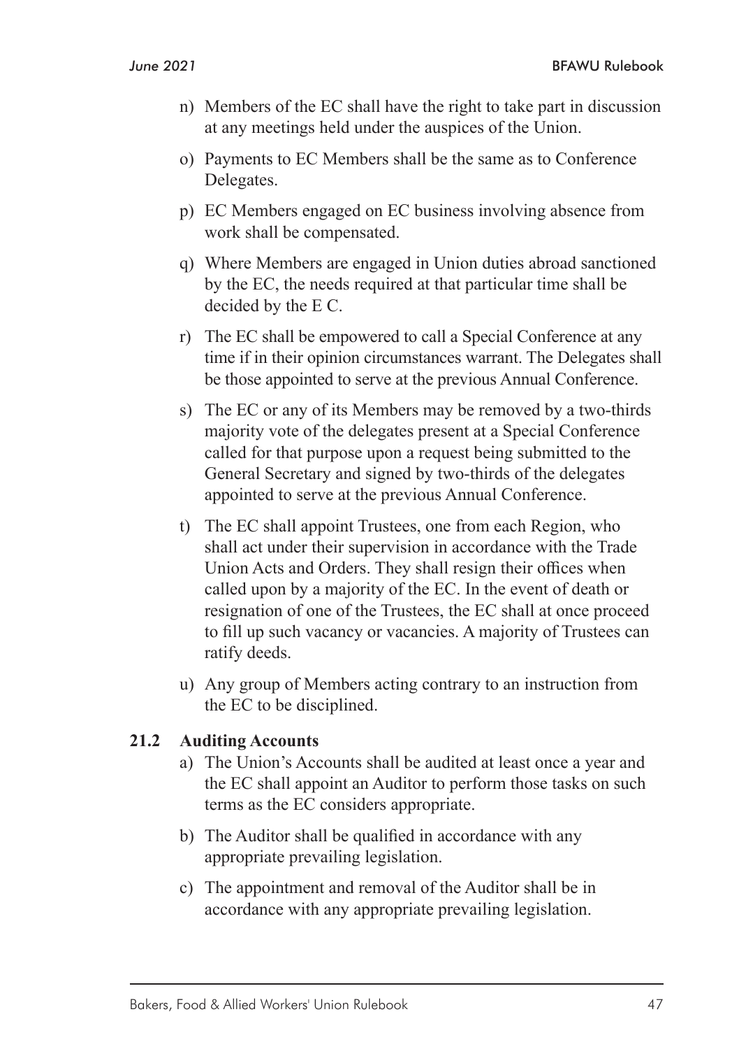n) Members of the EC shall have the right to take part in discussion at any meetings held under the auspices of the Union.

o) Payments to EC Members shall be the same as to Conference Delegates.

p) EC Members engaged on EC business involving absence from work shall be compensated.

q) Where Members are engaged in Union duties abroad sanctioned by the EC, the needs required at that particular time shall be decided by the E C.

r) The EC shall be empowered to call a Special Conference at any time if in their opinion circumstances warrant. The Delegates shall be those appointed to serve at the previous Annual Conference.

s) The EC or any of its Members may be removed by a two-thirds majority vote of the delegates present at a Special Conference called for that purpose upon a request being submitted to the General Secretary and signed by two-thirds of the delegates appointed to serve at the previous Annual Conference.

t) The EC shall appoint Trustees, one from each Region, who shall act under their supervision in accordance with the Trade Union Acts and Orders. They shall resign their offices when called upon by a majority of the EC. In the event of death or resignation of one of the Trustees, the EC shall at once proceed to fill up such vacancy or vacancies. A majority of Trustees can ratify deeds.

u) Any group of Members acting contrary to an instruction from the EC to be disciplined.

**21.2 Auditing Accounts**

a) The Union's Accounts shall be audited at least once a year and the EC shall appoint an Auditor to perform those tasks on such terms as the EC considers appropriate.

b) The Auditor shall be qualified in accordance with any appropriate prevailing legislation.

c) The appointment and removal of the Auditor shall be in accordance with any appropriate prevailing legislation.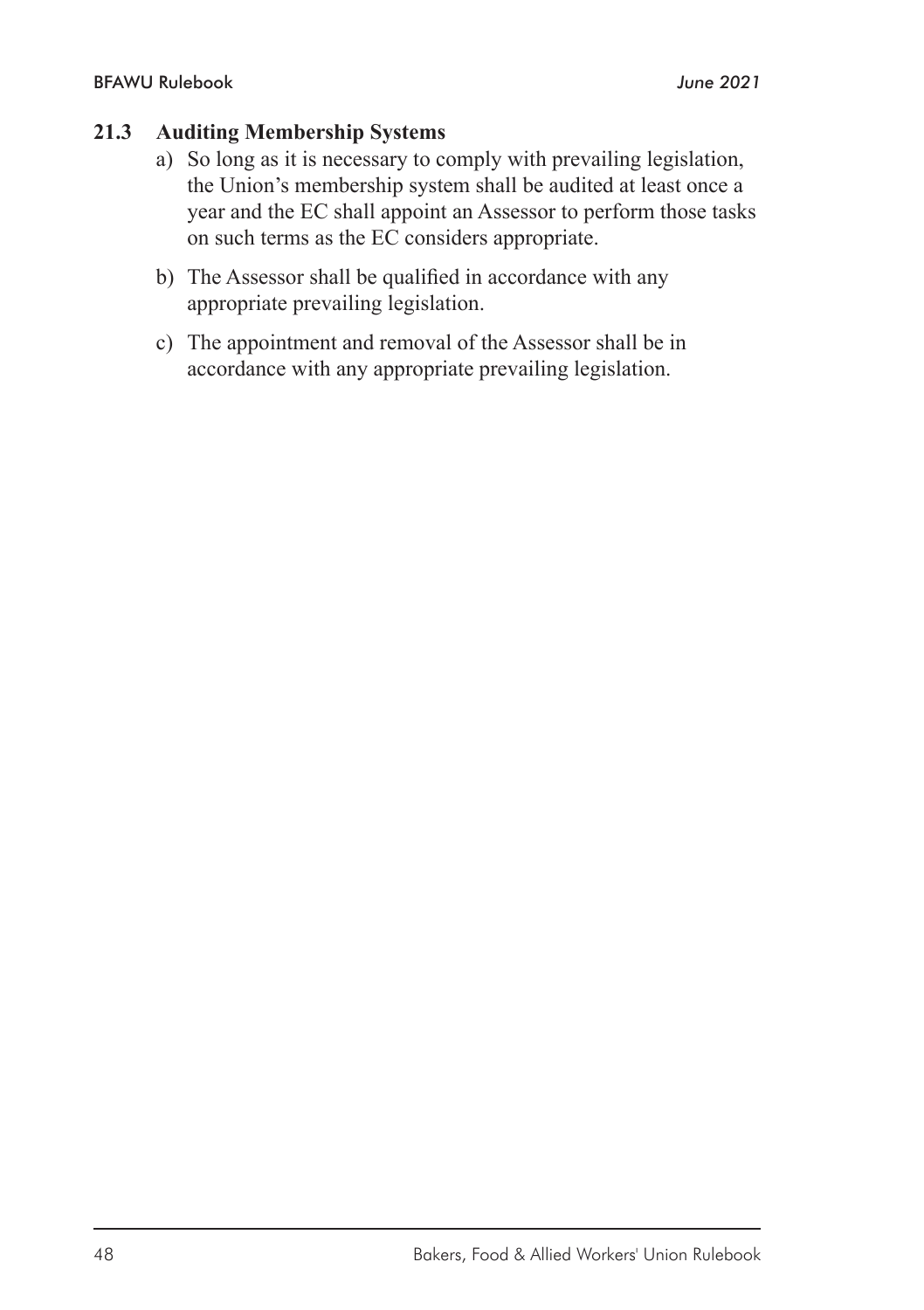### 21.3 Auditing Membership Systems

a) So long as it is necessary to comply with prevailing legislation, the Union's membership system shall be audited at least once a year and the EC shall appoint an Assessor to perform those tasks on such terms as the EC considers appropriate.

b) The Assessor shall be qualified in accordance with any appropriate prevailing legislation.

c) The appointment and removal of the Assessor shall be in accordance with any appropriate prevailing legislation.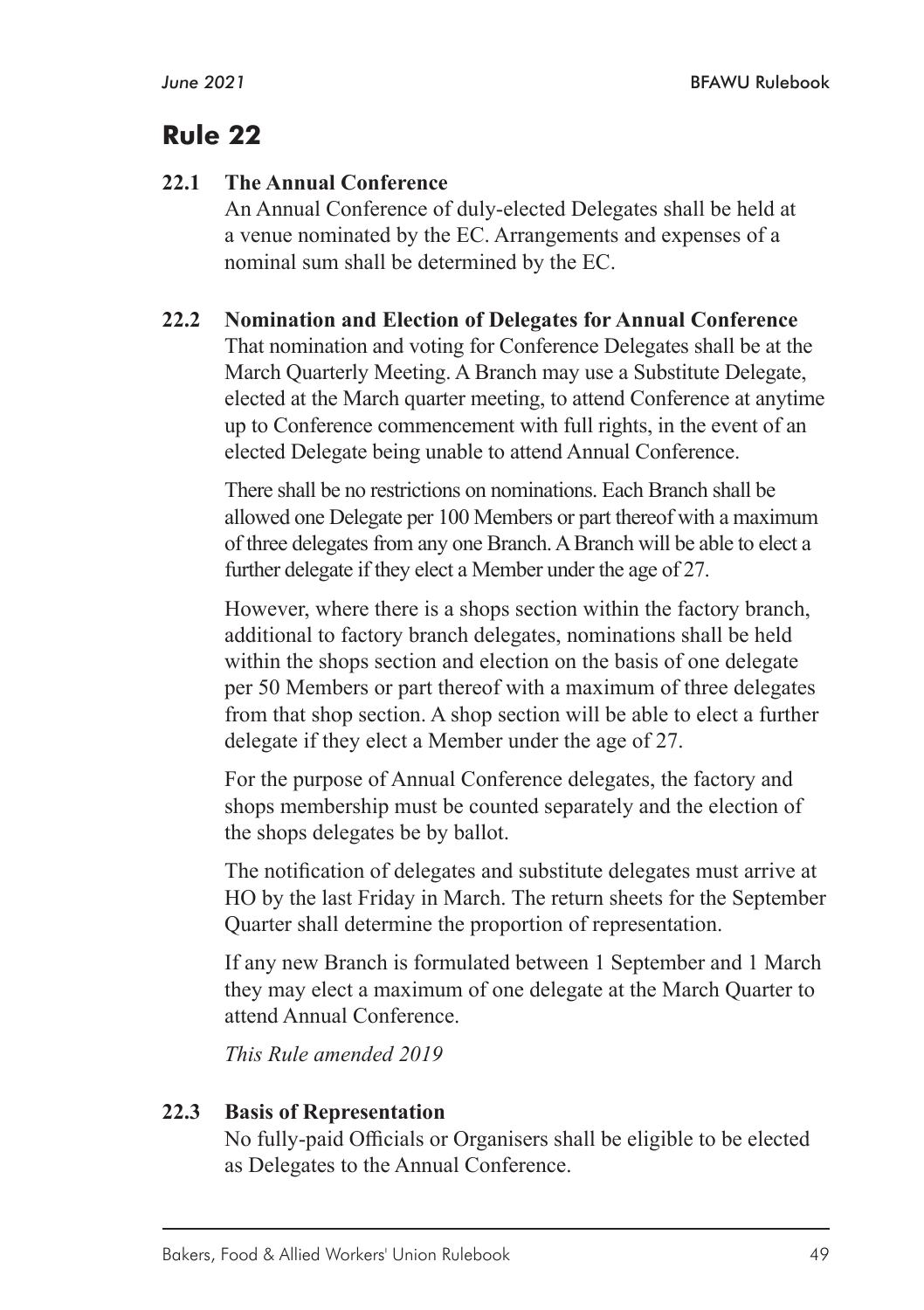# Rule 22

**22.1 The Annual Conference**

An Annual Conference of duly-elected Delegates shall be held at a venue nominated by the EC. Arrangements and expenses of a nominal sum shall be determined by the EC.

**22.2 Nomination and Election of Delegates for Annual Conference**

That nomination and voting for Conference Delegates shall be at the March Quarterly Meeting. A Branch may use a Substitute Delegate, elected at the March quarter meeting, to attend Conference at anytime up to Conference commencement with full rights, in the event of an elected Delegate being unable to attend Annual Conference.

There shall be no restrictions on nominations. Each Branch shall be allowed one Delegate per 100 Members or part thereof with a maximum of three delegates from any one Branch. A Branch will be able to elect a further delegate if they elect a Member under the age of 27.

However, where there is a shops section within the factory branch, additional to factory branch delegates, nominations shall be held within the shops section and election on the basis of one delegate per 50 Members or part thereof with a maximum of three delegates from that shop section. A shop section will be able to elect a further delegate if they elect a Member under the age of 27.

For the purpose of Annual Conference delegates, the factory and shops membership must be counted separately and the election of the shops delegates be by ballot.

The notification of delegates and substitute delegates must arrive at HO by the last Friday in March. The return sheets for the September Quarter shall determine the proportion of representation.

If any new Branch is formulated between 1 September and 1 March they may elect a maximum of one delegate at the March Quarter to attend Annual Conference.

*This Rule amended 2019*

**22.3 Basis of Representation**

No fully-paid Officials or Organisers shall be eligible to be elected as Delegates to the Annual Conference.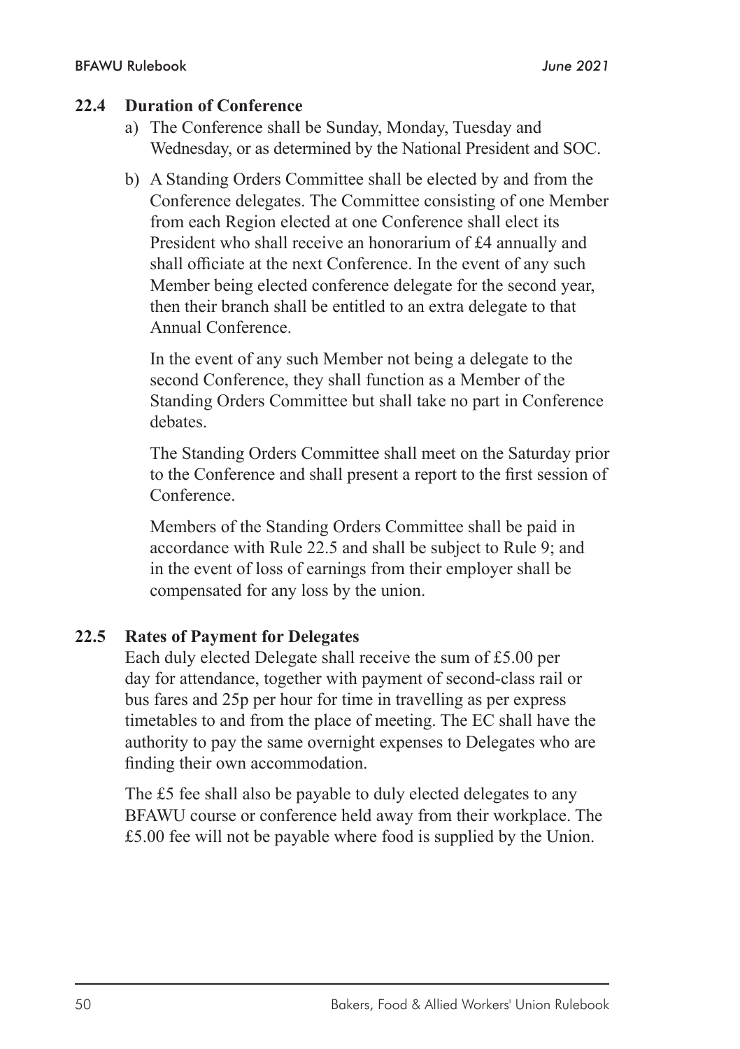### 22.4 Duration of Conference

a) The Conference shall be Sunday, Monday, Tuesday and Wednesday, or as determined by the National President and SOC.

b) A Standing Orders Committee shall be elected by and from the Conference delegates. The Committee consisting of one Member from each Region elected at one Conference shall elect its President who shall receive an honorarium of £4 annually and shall officiate at the next Conference. In the event of any such Member being elected conference delegate for the second year, then their branch shall be entitled to an extra delegate to that Annual Conference.

   In the event of any such Member not being a delegate to the second Conference, they shall function as a Member of the Standing Orders Committee but shall take no part in Conference debates.

   The Standing Orders Committee shall meet on the Saturday prior to the Conference and shall present a report to the first session of Conference.

   Members of the Standing Orders Committee shall be paid in accordance with Rule 22.5 and shall be subject to Rule 9; and in the event of loss of earnings from their employer shall be compensated for any loss by the union.

### 22.5 Rates of Payment for Delegates

Each duly elected Delegate shall receive the sum of £5.00 per day for attendance, together with payment of second-class rail or bus fares and 25p per hour for time in travelling as per express timetables to and from the place of meeting. The EC shall have the authority to pay the same overnight expenses to Delegates who are finding their own accommodation.

The £5 fee shall also be payable to duly elected delegates to any BFAWU course or conference held away from their workplace. The £5.00 fee will not be payable where food is supplied by the Union.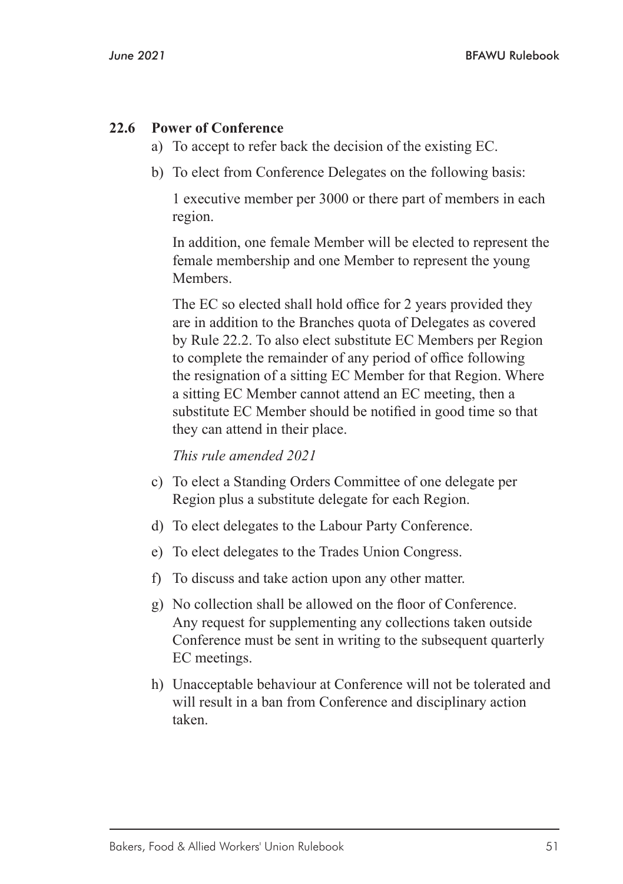### 22.6 Power of Conference

a) To accept to refer back the decision of the existing EC.

b) To elect from Conference Delegates on the following basis:

   1 executive member per 3000 or there part of members in each region.

   In addition, one female Member will be elected to represent the female membership and one Member to represent the young Members.

   The EC so elected shall hold office for 2 years provided they are in addition to the Branches quota of Delegates as covered by Rule 22.2. To also elect substitute EC Members per Region to complete the remainder of any period of office following the resignation of a sitting EC Member for that Region. Where a sitting EC Member cannot attend an EC meeting, then a substitute EC Member should be notified in good time so that they can attend in their place.

   *This rule amended 2021*

c) To elect a Standing Orders Committee of one delegate per Region plus a substitute delegate for each Region.

d) To elect delegates to the Labour Party Conference.

e) To elect delegates to the Trades Union Congress.

f) To discuss and take action upon any other matter.

g) No collection shall be allowed on the floor of Conference. Any request for supplementing any collections taken outside Conference must be sent in writing to the subsequent quarterly EC meetings.

h) Unacceptable behaviour at Conference will not be tolerated and will result in a ban from Conference and disciplinary action taken.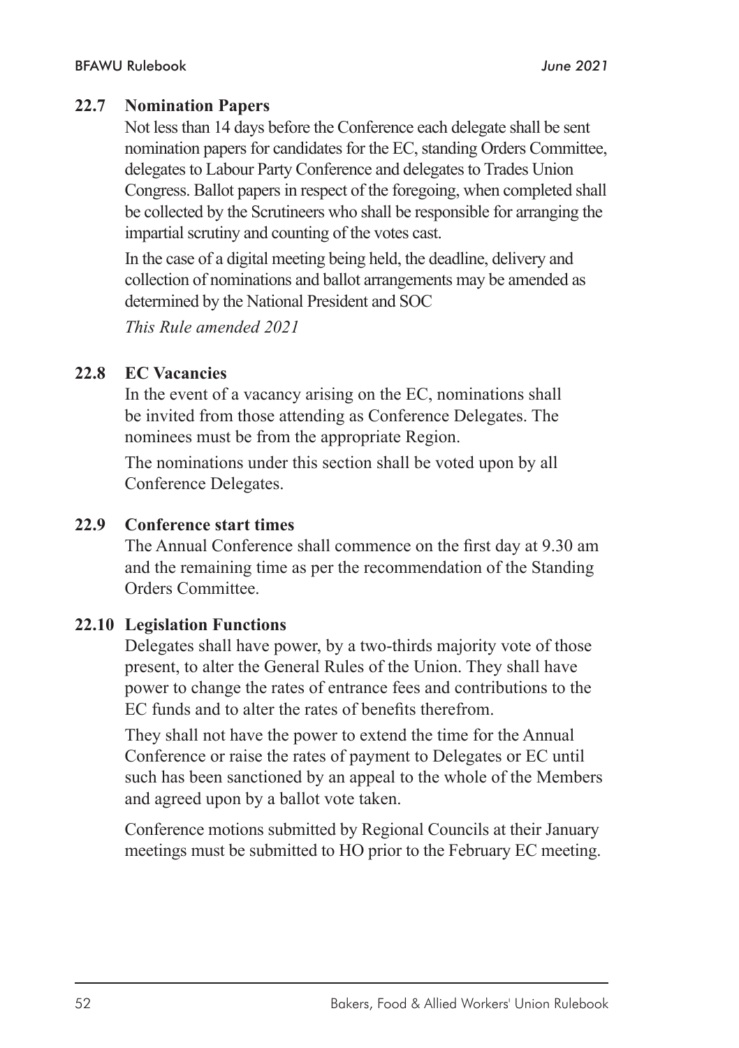### 22.7 Nomination Papers

Not less than 14 days before the Conference each delegate shall be sent nomination papers for candidates for the EC, standing Orders Committee, delegates to Labour Party Conference and delegates to Trades Union Congress. Ballot papers in respect of the foregoing, when completed shall be collected by the Scrutineers who shall be responsible for arranging the impartial scrutiny and counting of the votes cast.

In the case of a digital meeting being held, the deadline, delivery and collection of nominations and ballot arrangements may be amended as determined by the National President and SOC

*This Rule amended 2021*

### 22.8 EC Vacancies

In the event of a vacancy arising on the EC, nominations shall be invited from those attending as Conference Delegates. The nominees must be from the appropriate Region.

The nominations under this section shall be voted upon by all Conference Delegates.

### 22.9 Conference start times

The Annual Conference shall commence on the first day at 9.30 am and the remaining time as per the recommendation of the Standing Orders Committee.

### 22.10 Legislation Functions

Delegates shall have power, by a two-thirds majority vote of those present, to alter the General Rules of the Union. They shall have power to change the rates of entrance fees and contributions to the EC funds and to alter the rates of benefits therefrom.

They shall not have the power to extend the time for the Annual Conference or raise the rates of payment to Delegates or EC until such has been sanctioned by an appeal to the whole of the Members and agreed upon by a ballot vote taken.

Conference motions submitted by Regional Councils at their January meetings must be submitted to HO prior to the February EC meeting.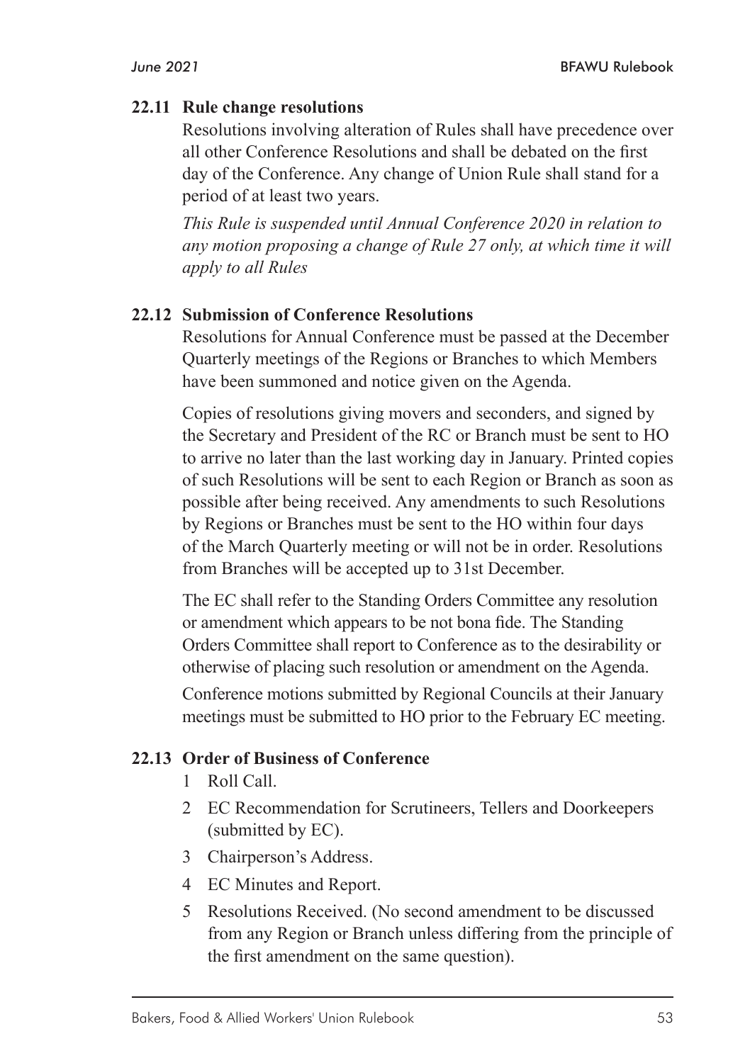### 22.11 Rule change resolutions

Resolutions involving alteration of Rules shall have precedence over all other Conference Resolutions and shall be debated on the first day of the Conference. Any change of Union Rule shall stand for a period of at least two years.

*This Rule is suspended until Annual Conference 2020 in relation to any motion proposing a change of Rule 27 only, at which time it will apply to all Rules*

### 22.12 Submission of Conference Resolutions

Resolutions for Annual Conference must be passed at the December Quarterly meetings of the Regions or Branches to which Members have been summoned and notice given on the Agenda.

Copies of resolutions giving movers and seconders, and signed by the Secretary and President of the RC or Branch must be sent to HO to arrive no later than the last working day in January. Printed copies of such Resolutions will be sent to each Region or Branch as soon as possible after being received. Any amendments to such Resolutions by Regions or Branches must be sent to the HO within four days of the March Quarterly meeting or will not be in order. Resolutions from Branches will be accepted up to 31st December.

The EC shall refer to the Standing Orders Committee any resolution or amendment which appears to be not bona fide. The Standing Orders Committee shall report to Conference as to the desirability or otherwise of placing such resolution or amendment on the Agenda.

Conference motions submitted by Regional Councils at their January meetings must be submitted to HO prior to the February EC meeting.

### 22.13 Order of Business of Conference

1. Roll Call.
2. EC Recommendation for Scrutineers, Tellers and Doorkeepers (submitted by EC).
3. Chairperson's Address.
4. EC Minutes and Report.
5. Resolutions Received. (No second amendment to be discussed from any Region or Branch unless differing from the principle of the first amendment on the same question).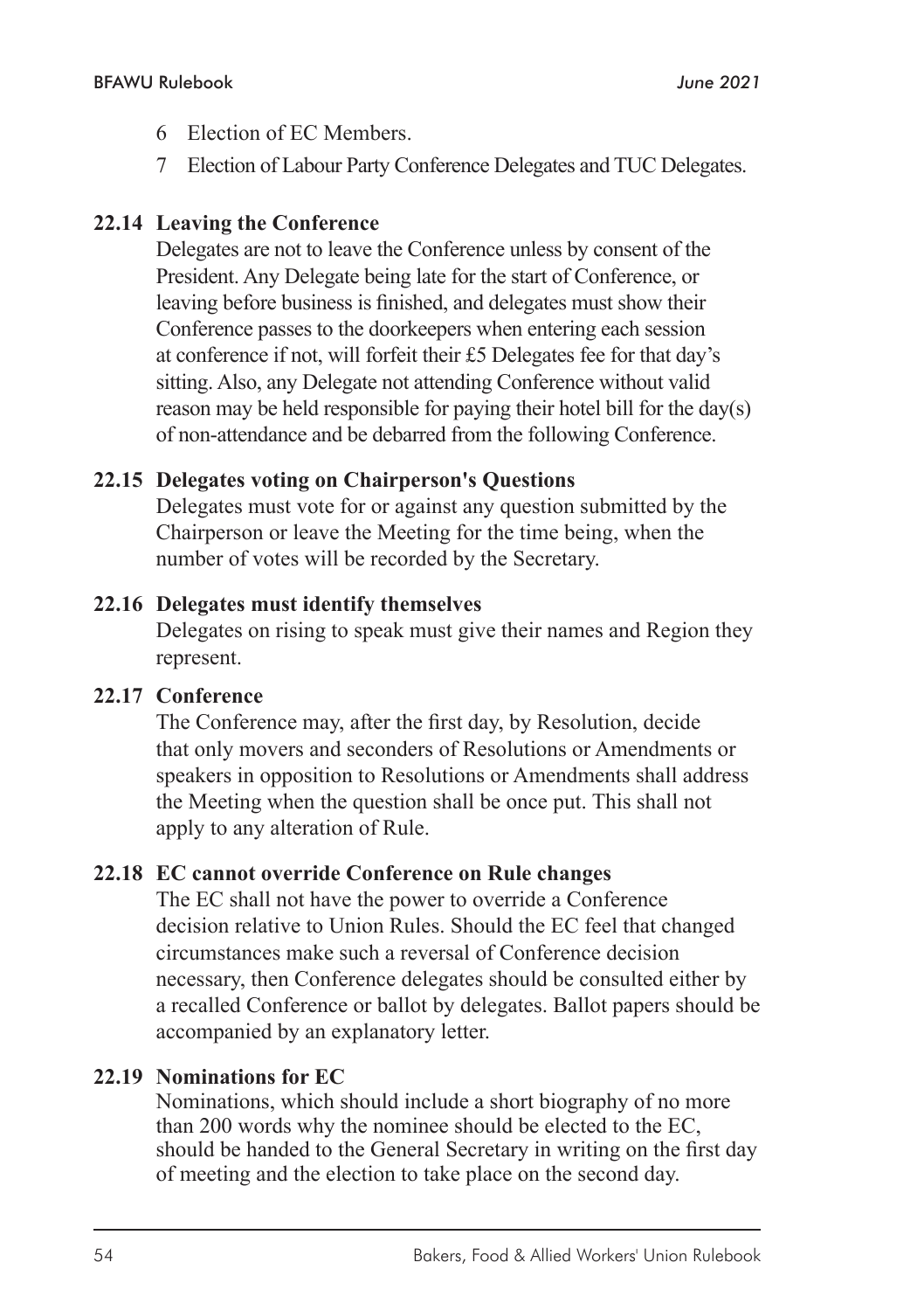6 Election of EC Members.
7 Election of Labour Party Conference Delegates and TUC Delegates.

### 22.14 Leaving the Conference

Delegates are not to leave the Conference unless by consent of the President. Any Delegate being late for the start of Conference, or leaving before business is finished, and delegates must show their Conference passes to the doorkeepers when entering each session at conference if not, will forfeit their £5 Delegates fee for that day's sitting. Also, any Delegate not attending Conference without valid reason may be held responsible for paying their hotel bill for the day(s) of non-attendance and be debarred from the following Conference.

### 22.15 Delegates voting on Chairperson's Questions

Delegates must vote for or against any question submitted by the Chairperson or leave the Meeting for the time being, when the number of votes will be recorded by the Secretary.

### 22.16 Delegates must identify themselves

Delegates on rising to speak must give their names and Region they represent.

### 22.17 Conference

The Conference may, after the first day, by Resolution, decide that only movers and seconders of Resolutions or Amendments or speakers in opposition to Resolutions or Amendments shall address the Meeting when the question shall be once put. This shall not apply to any alteration of Rule.

### 22.18 EC cannot override Conference on Rule changes

The EC shall not have the power to override a Conference decision relative to Union Rules. Should the EC feel that changed circumstances make such a reversal of Conference decision necessary, then Conference delegates should be consulted either by a recalled Conference or ballot by delegates. Ballot papers should be accompanied by an explanatory letter.

### 22.19 Nominations for EC

Nominations, which should include a short biography of no more than 200 words why the nominee should be elected to the EC, should be handed to the General Secretary in writing on the first day of meeting and the election to take place on the second day.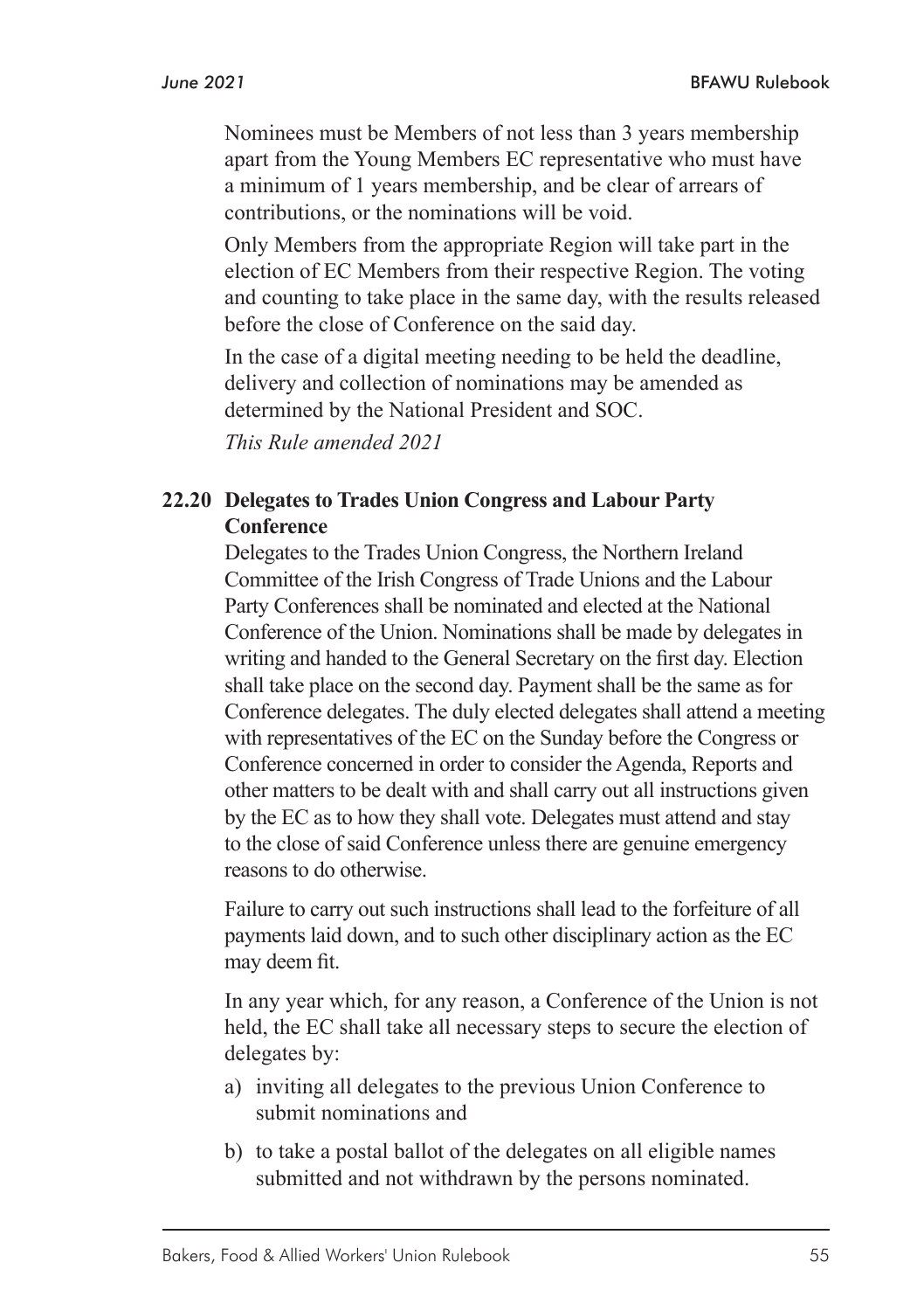Nominees must be Members of not less than 3 years membership apart from the Young Members EC representative who must have a minimum of 1 years membership, and be clear of arrears of contributions, or the nominations will be void.

Only Members from the appropriate Region will take part in the election of EC Members from their respective Region. The voting and counting to take place in the same day, with the results released before the close of Conference on the said day.

In the case of a digital meeting needing to be held the deadline, delivery and collection of nominations may be amended as determined by the National President and SOC.

*This Rule amended 2021*

### 22.20 Delegates to Trades Union Congress and Labour Party Conference

Delegates to the Trades Union Congress, the Northern Ireland Committee of the Irish Congress of Trade Unions and the Labour Party Conferences shall be nominated and elected at the National Conference of the Union. Nominations shall be made by delegates in writing and handed to the General Secretary on the first day. Election shall take place on the second day. Payment shall be the same as for Conference delegates. The duly elected delegates shall attend a meeting with representatives of the EC on the Sunday before the Congress or Conference concerned in order to consider the Agenda, Reports and other matters to be dealt with and shall carry out all instructions given by the EC as to how they shall vote. Delegates must attend and stay to the close of said Conference unless there are genuine emergency reasons to do otherwise.

Failure to carry out such instructions shall lead to the forfeiture of all payments laid down, and to such other disciplinary action as the EC may deem fit.

In any year which, for any reason, a Conference of the Union is not held, the EC shall take all necessary steps to secure the election of delegates by:

a) inviting all delegates to the previous Union Conference to submit nominations and

b) to take a postal ballot of the delegates on all eligible names submitted and not withdrawn by the persons nominated.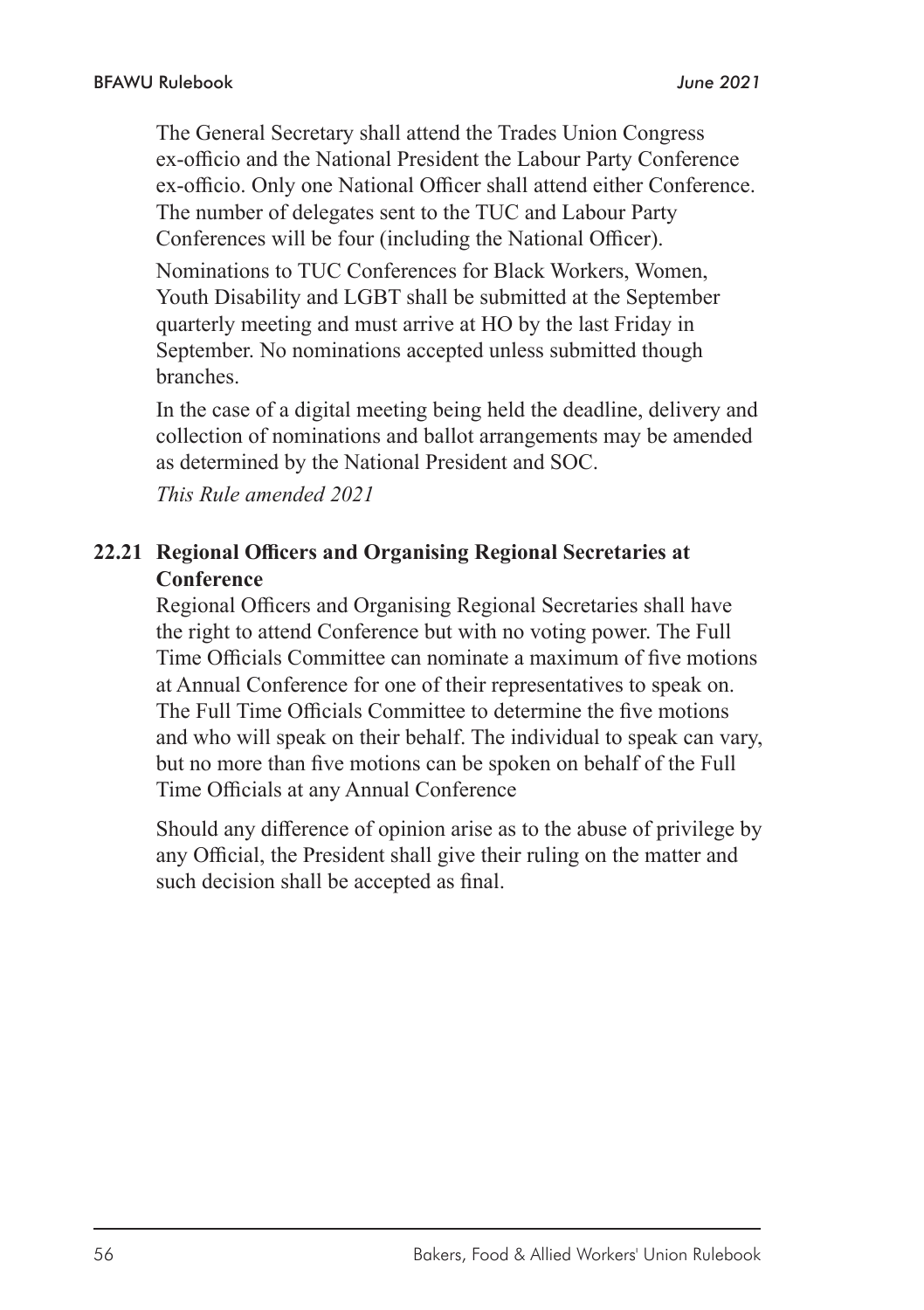The General Secretary shall attend the Trades Union Congress ex-officio and the National President the Labour Party Conference ex-officio. Only one National Officer shall attend either Conference. The number of delegates sent to the TUC and Labour Party Conferences will be four (including the National Officer).

Nominations to TUC Conferences for Black Workers, Women, Youth Disability and LGBT shall be submitted at the September quarterly meeting and must arrive at HO by the last Friday in September. No nominations accepted unless submitted though branches.

In the case of a digital meeting being held the deadline, delivery and collection of nominations and ballot arrangements may be amended as determined by the National President and SOC.

*This Rule amended 2021*

**22.21 Regional Officers and Organising Regional Secretaries at Conference**

Regional Officers and Organising Regional Secretaries shall have the right to attend Conference but with no voting power. The Full Time Officials Committee can nominate a maximum of five motions at Annual Conference for one of their representatives to speak on. The Full Time Officials Committee to determine the five motions and who will speak on their behalf. The individual to speak can vary, but no more than five motions can be spoken on behalf of the Full Time Officials at any Annual Conference

Should any difference of opinion arise as to the abuse of privilege by any Official, the President shall give their ruling on the matter and such decision shall be accepted as final.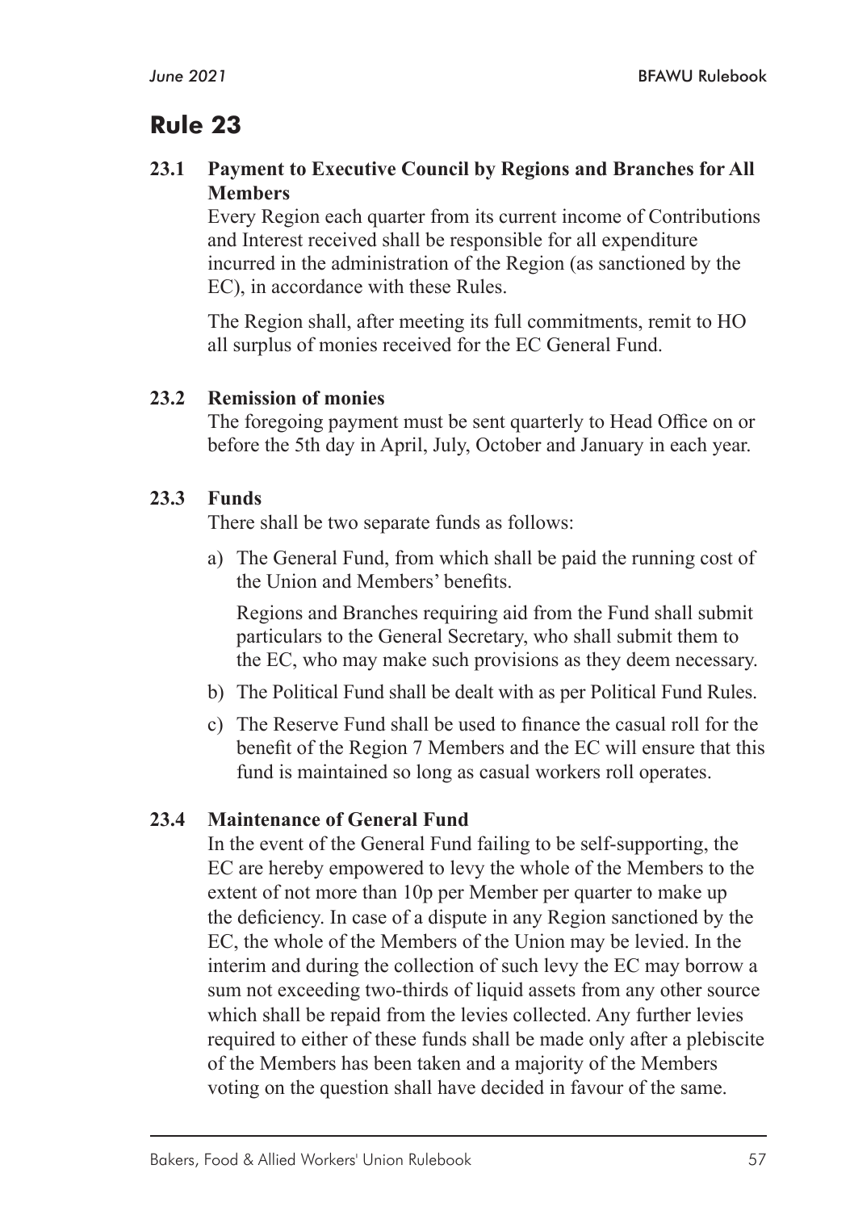# Rule 23

### 23.1 Payment to Executive Council by Regions and Branches for All Members

Every Region each quarter from its current income of Contributions and Interest received shall be responsible for all expenditure incurred in the administration of the Region (as sanctioned by the EC), in accordance with these Rules.

The Region shall, after meeting its full commitments, remit to HO all surplus of monies received for the EC General Fund.

### 23.2 Remission of monies

The foregoing payment must be sent quarterly to Head Office on or before the 5th day in April, July, October and January in each year.

### 23.3 Funds

There shall be two separate funds as follows:

a) The General Fund, from which shall be paid the running cost of the Union and Members' benefits.

   Regions and Branches requiring aid from the Fund shall submit particulars to the General Secretary, who shall submit them to the EC, who may make such provisions as they deem necessary.

b) The Political Fund shall be dealt with as per Political Fund Rules.

c) The Reserve Fund shall be used to finance the casual roll for the benefit of the Region 7 Members and the EC will ensure that this fund is maintained so long as casual workers roll operates.

### 23.4 Maintenance of General Fund

In the event of the General Fund failing to be self-supporting, the EC are hereby empowered to levy the whole of the Members to the extent of not more than 10p per Member per quarter to make up the deficiency. In case of a dispute in any Region sanctioned by the EC, the whole of the Members of the Union may be levied. In the interim and during the collection of such levy the EC may borrow a sum not exceeding two-thirds of liquid assets from any other source which shall be repaid from the levies collected. Any further levies required to either of these funds shall be made only after a plebiscite of the Members has been taken and a majority of the Members voting on the question shall have decided in favour of the same.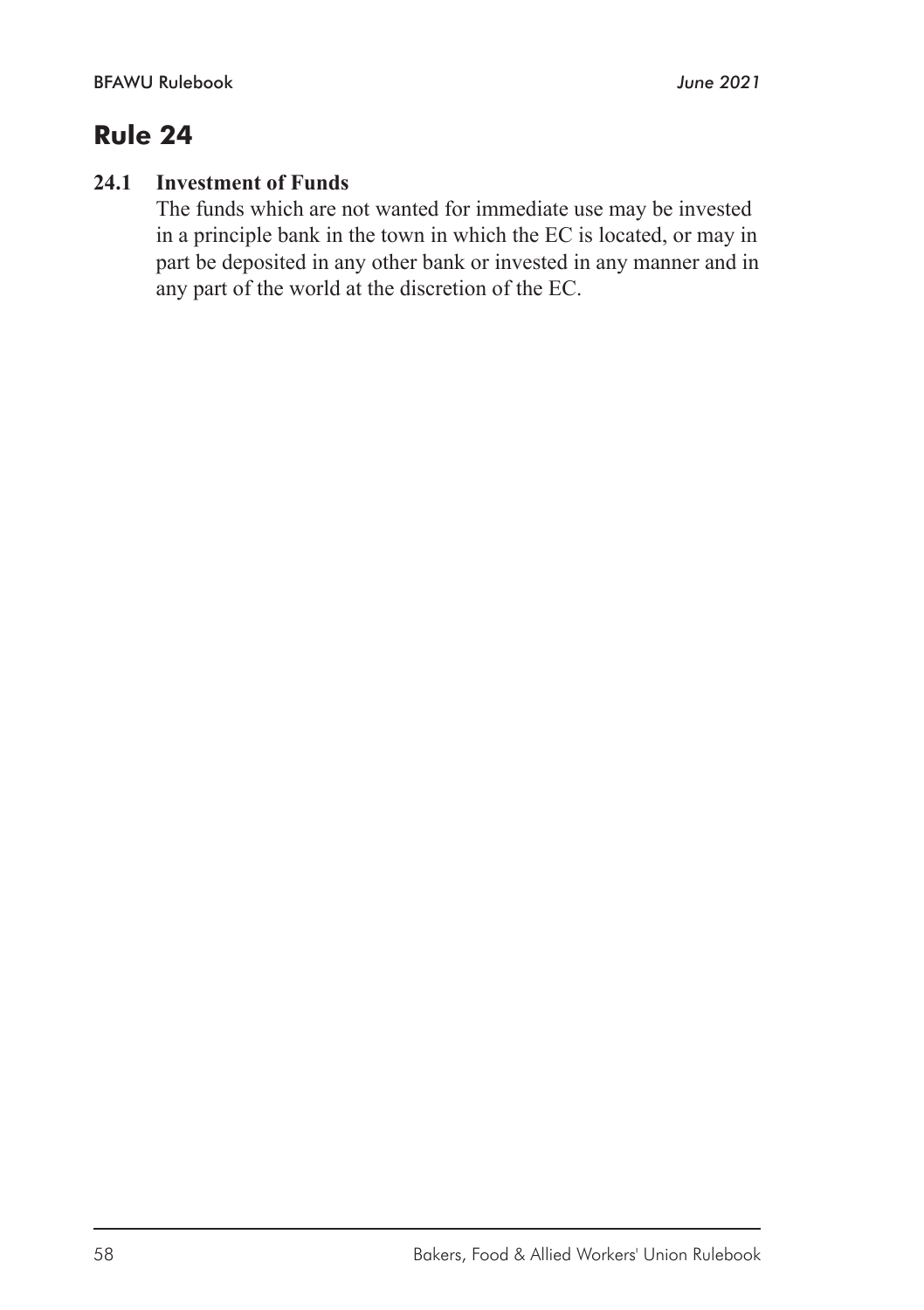# Rule 24

**24.1 Investment of Funds**

The funds which are not wanted for immediate use may be invested in a principle bank in the town in which the EC is located, or may in part be deposited in any other bank or invested in any manner and in any part of the world at the discretion of the EC.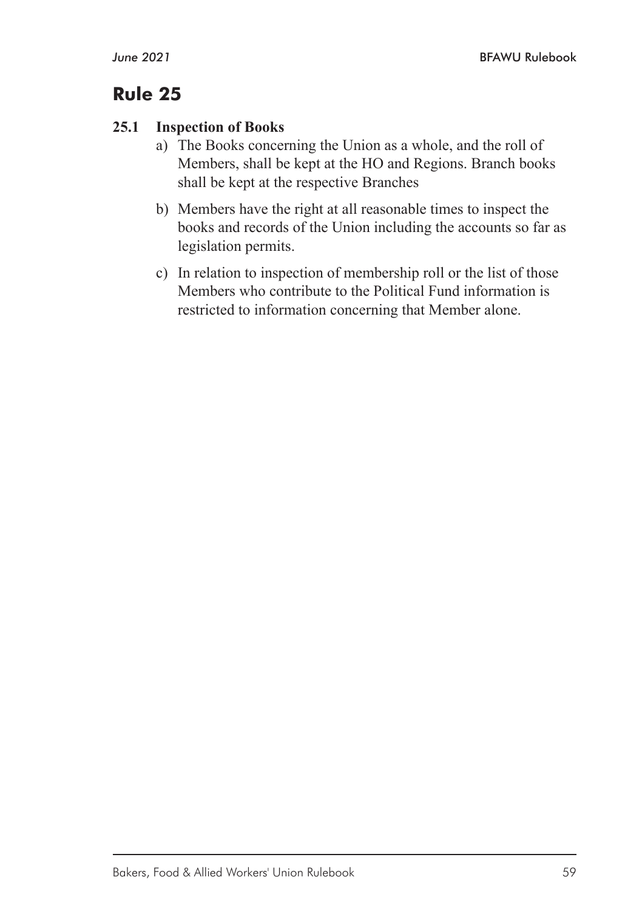# Rule 25

### 25.1 Inspection of Books

a) The Books concerning the Union as a whole, and the roll of Members, shall be kept at the HO and Regions. Branch books shall be kept at the respective Branches

b) Members have the right at all reasonable times to inspect the books and records of the Union including the accounts so far as legislation permits.

c) In relation to inspection of membership roll or the list of those Members who contribute to the Political Fund information is restricted to information concerning that Member alone.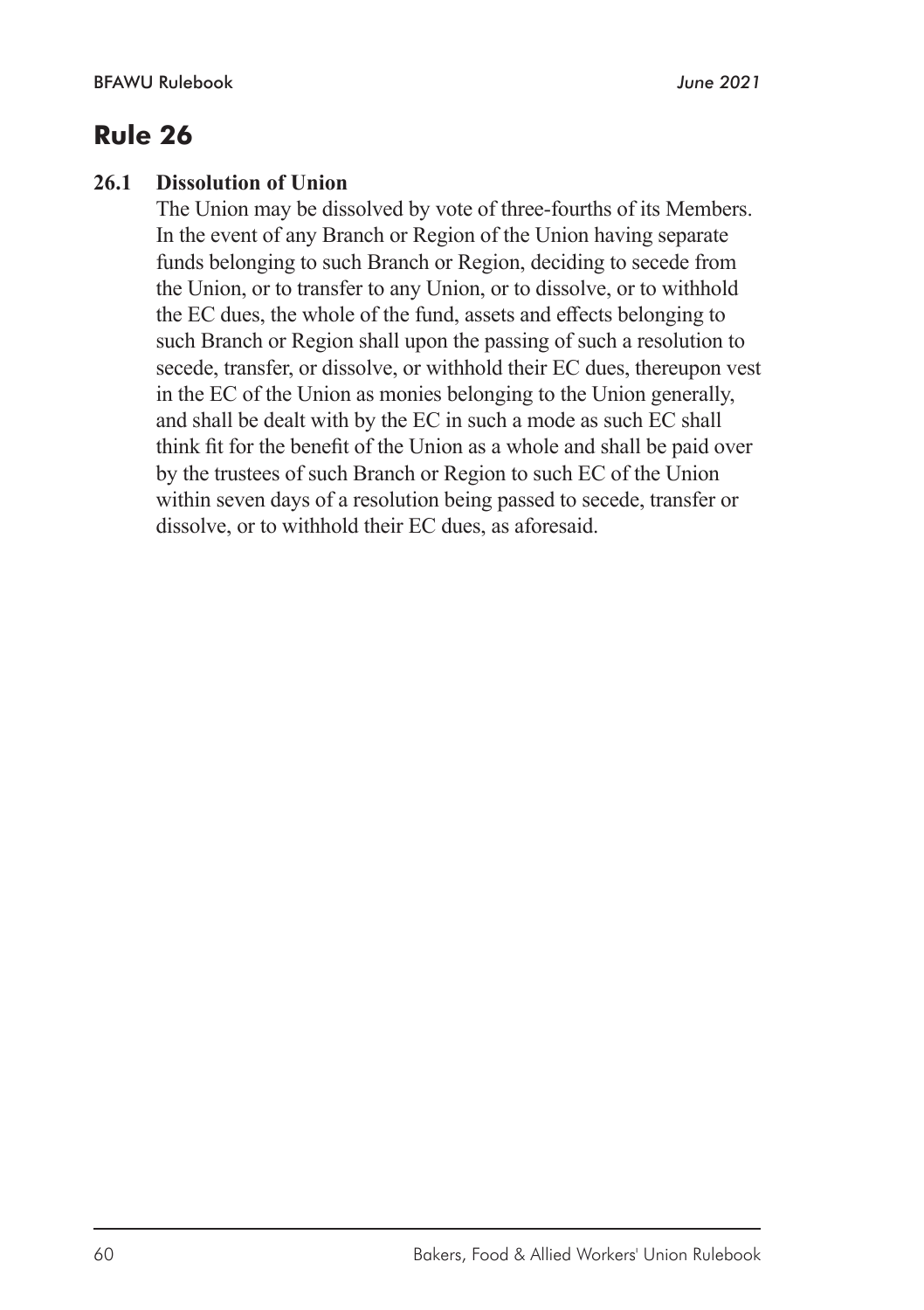# Rule 26

**26.1 Dissolution of Union**

The Union may be dissolved by vote of three-fourths of its Members. In the event of any Branch or Region of the Union having separate funds belonging to such Branch or Region, deciding to secede from the Union, or to transfer to any Union, or to dissolve, or to withhold the EC dues, the whole of the fund, assets and effects belonging to such Branch or Region shall upon the passing of such a resolution to secede, transfer, or dissolve, or withhold their EC dues, thereupon vest in the EC of the Union as monies belonging to the Union generally, and shall be dealt with by the EC in such a mode as such EC shall think fit for the benefit of the Union as a whole and shall be paid over by the trustees of such Branch or Region to such EC of the Union within seven days of a resolution being passed to secede, transfer or dissolve, or to withhold their EC dues, as aforesaid.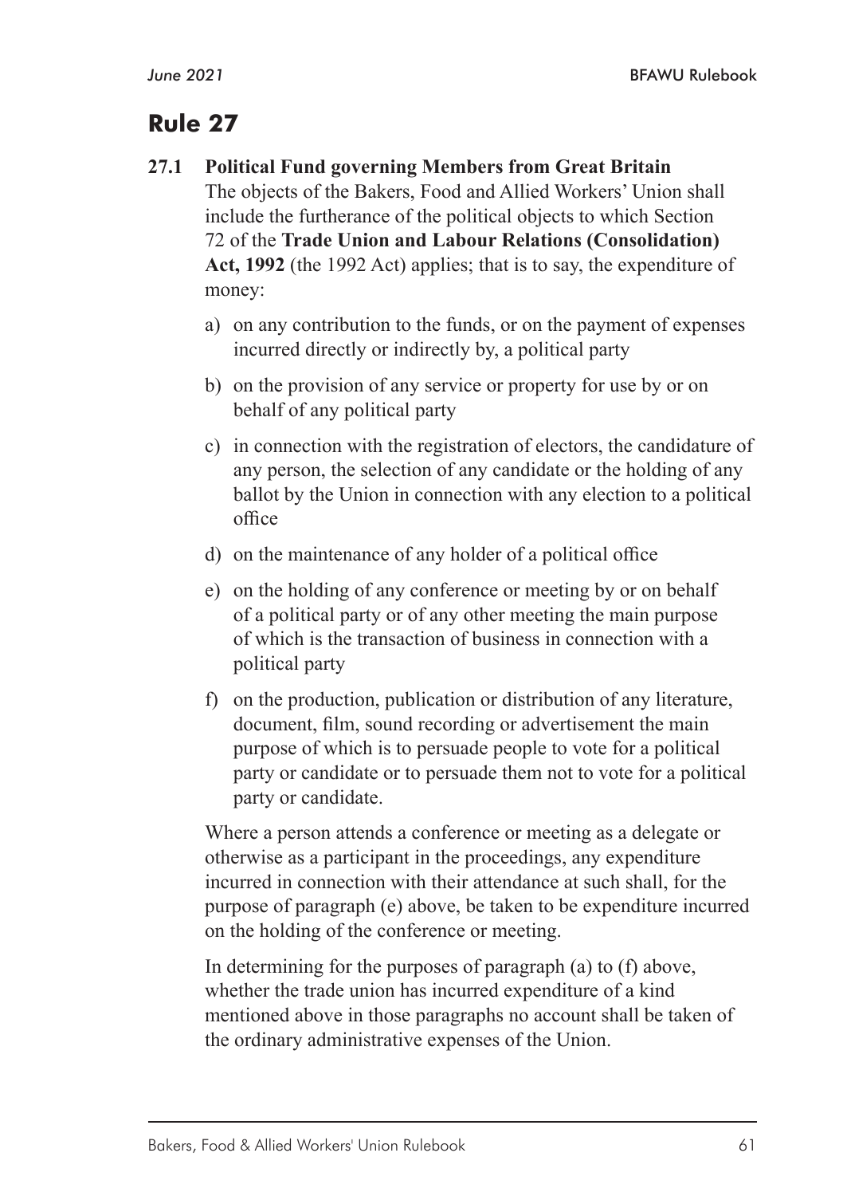# Rule 27

**27.1 Political Fund governing Members from Great Britain**

The objects of the Bakers, Food and Allied Workers' Union shall include the furtherance of the political objects to which Section 72 of the **Trade Union and Labour Relations (Consolidation) Act, 1992** (the 1992 Act) applies; that is to say, the expenditure of money:

a) on any contribution to the funds, or on the payment of expenses incurred directly or indirectly by, a political party

b) on the provision of any service or property for use by or on behalf of any political party

c) in connection with the registration of electors, the candidature of any person, the selection of any candidate or the holding of any ballot by the Union in connection with any election to a political office

d) on the maintenance of any holder of a political office

e) on the holding of any conference or meeting by or on behalf of a political party or of any other meeting the main purpose of which is the transaction of business in connection with a political party

f) on the production, publication or distribution of any literature, document, film, sound recording or advertisement the main purpose of which is to persuade people to vote for a political party or candidate or to persuade them not to vote for a political party or candidate.

Where a person attends a conference or meeting as a delegate or otherwise as a participant in the proceedings, any expenditure incurred in connection with their attendance at such shall, for the purpose of paragraph (e) above, be taken to be expenditure incurred on the holding of the conference or meeting.

In determining for the purposes of paragraph (a) to (f) above, whether the trade union has incurred expenditure of a kind mentioned above in those paragraphs no account shall be taken of the ordinary administrative expenses of the Union.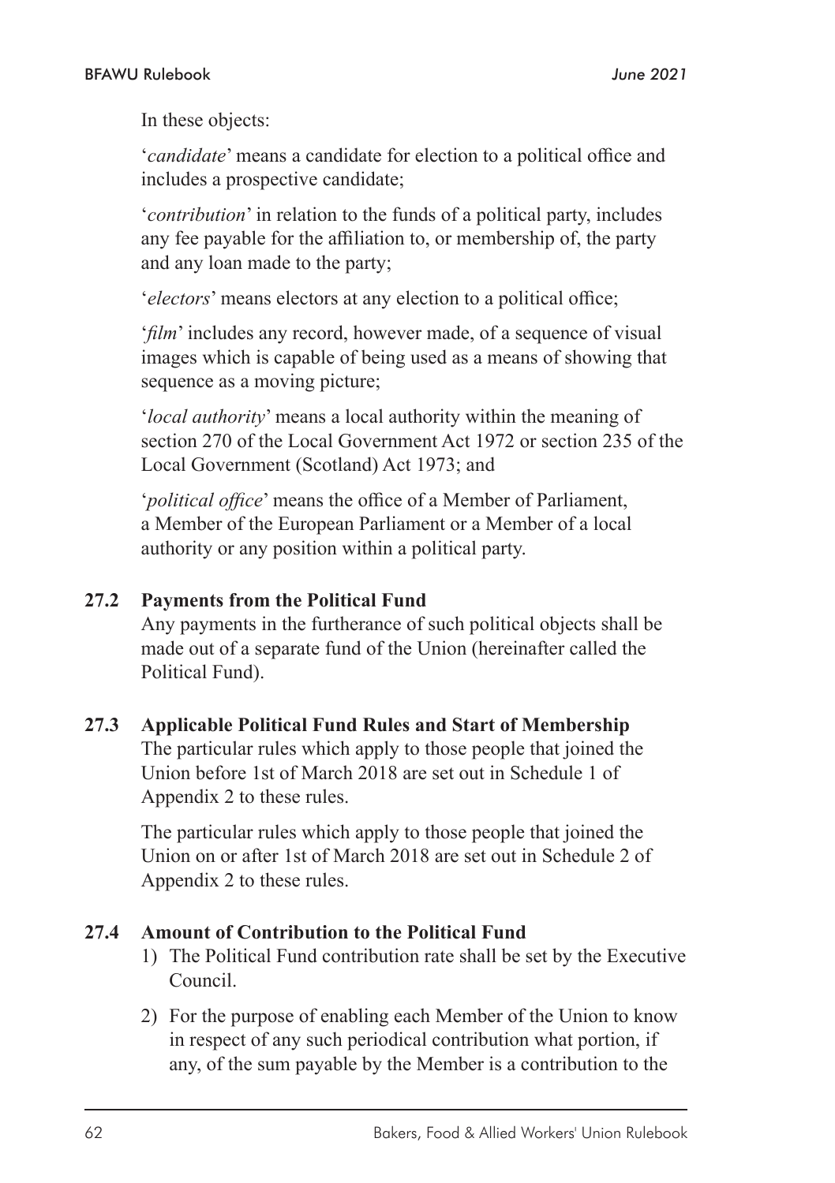In these objects:

'*candidate*' means a candidate for election to a political office and includes a prospective candidate;

'*contribution*' in relation to the funds of a political party, includes any fee payable for the affiliation to, or membership of, the party and any loan made to the party;

'*electors*' means electors at any election to a political office;

'*film*' includes any record, however made, of a sequence of visual images which is capable of being used as a means of showing that sequence as a moving picture;

'*local authority*' means a local authority within the meaning of section 270 of the Local Government Act 1972 or section 235 of the Local Government (Scotland) Act 1973; and

'*political office*' means the office of a Member of Parliament, a Member of the European Parliament or a Member of a local authority or any position within a political party.

### 27.2 Payments from the Political Fund

Any payments in the furtherance of such political objects shall be made out of a separate fund of the Union (hereinafter called the Political Fund).

### 27.3 Applicable Political Fund Rules and Start of Membership

The particular rules which apply to those people that joined the Union before 1st of March 2018 are set out in Schedule 1 of Appendix 2 to these rules.

The particular rules which apply to those people that joined the Union on or after 1st of March 2018 are set out in Schedule 2 of Appendix 2 to these rules.

### 27.4 Amount of Contribution to the Political Fund

1) The Political Fund contribution rate shall be set by the Executive Council.

2) For the purpose of enabling each Member of the Union to know in respect of any such periodical contribution what portion, if any, of the sum payable by the Member is a contribution to the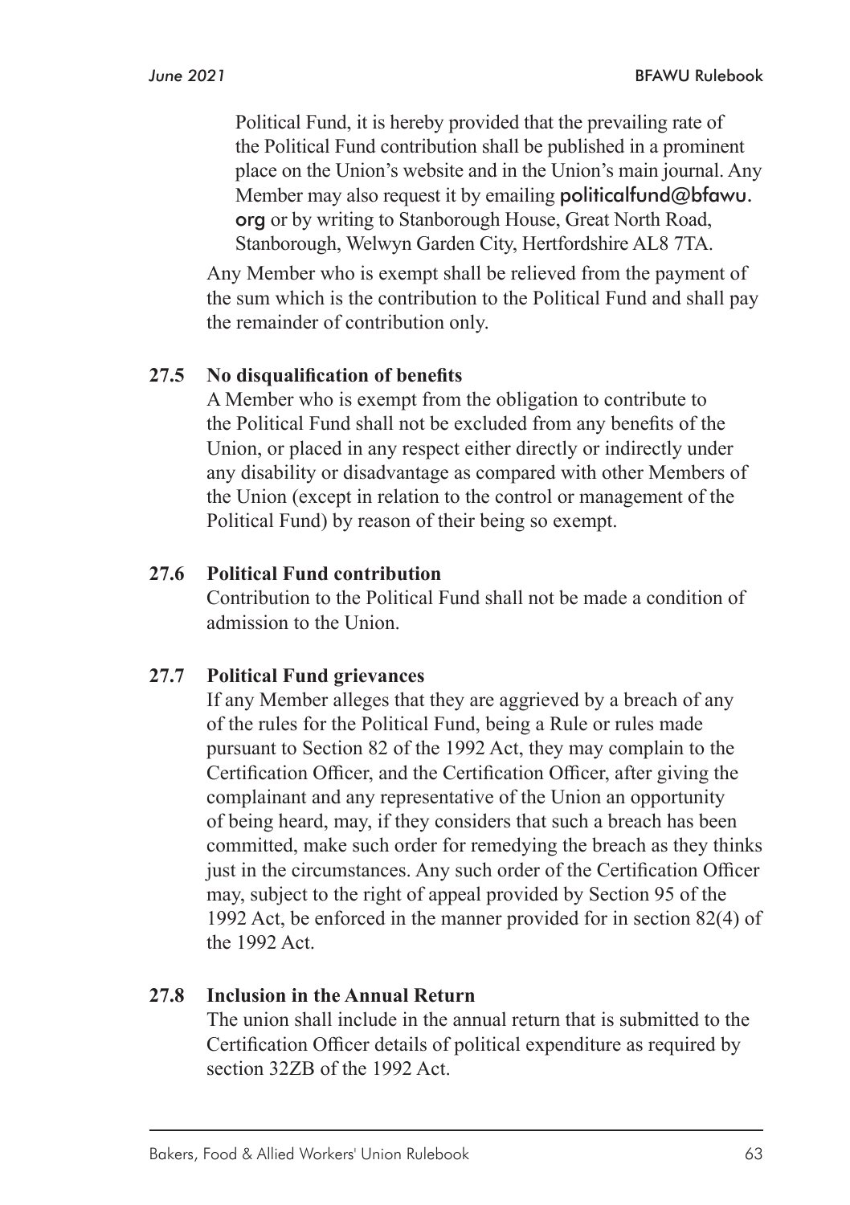Political Fund, it is hereby provided that the prevailing rate of the Political Fund contribution shall be published in a prominent place on the Union's website and in the Union's main journal. Any Member may also request it by emailing politicalfund@bfawu.org or by writing to Stanborough House, Great North Road, Stanborough, Welwyn Garden City, Hertfordshire AL8 7TA.

Any Member who is exempt shall be relieved from the payment of the sum which is the contribution to the Political Fund and shall pay the remainder of contribution only.

**27.5 No disqualification of benefits**

A Member who is exempt from the obligation to contribute to the Political Fund shall not be excluded from any benefits of the Union, or placed in any respect either directly or indirectly under any disability or disadvantage as compared with other Members of the Union (except in relation to the control or management of the Political Fund) by reason of their being so exempt.

**27.6 Political Fund contribution**

Contribution to the Political Fund shall not be made a condition of admission to the Union.

**27.7 Political Fund grievances**

If any Member alleges that they are aggrieved by a breach of any of the rules for the Political Fund, being a Rule or rules made pursuant to Section 82 of the 1992 Act, they may complain to the Certification Officer, and the Certification Officer, after giving the complainant and any representative of the Union an opportunity of being heard, may, if they considers that such a breach has been committed, make such order for remedying the breach as they thinks just in the circumstances. Any such order of the Certification Officer may, subject to the right of appeal provided by Section 95 of the 1992 Act, be enforced in the manner provided for in section 82(4) of the 1992 Act.

**27.8 Inclusion in the Annual Return**

The union shall include in the annual return that is submitted to the Certification Officer details of political expenditure as required by section 32ZB of the 1992 Act.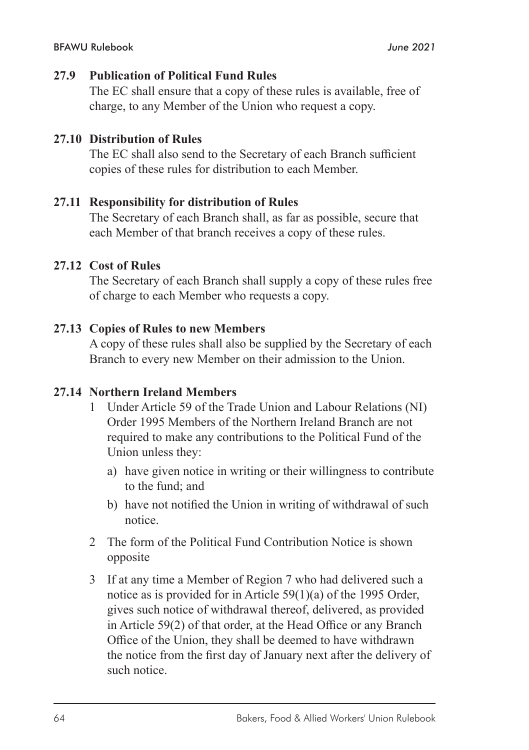### 27.9 Publication of Political Fund Rules

The EC shall ensure that a copy of these rules is available, free of charge, to any Member of the Union who request a copy.

### 27.10 Distribution of Rules

The EC shall also send to the Secretary of each Branch sufficient copies of these rules for distribution to each Member.

### 27.11 Responsibility for distribution of Rules

The Secretary of each Branch shall, as far as possible, secure that each Member of that branch receives a copy of these rules.

### 27.12 Cost of Rules

The Secretary of each Branch shall supply a copy of these rules free of charge to each Member who requests a copy.

### 27.13 Copies of Rules to new Members

A copy of these rules shall also be supplied by the Secretary of each Branch to every new Member on their admission to the Union.

### 27.14 Northern Ireland Members

1. Under Article 59 of the Trade Union and Labour Relations (NI) Order 1995 Members of the Northern Ireland Branch are not required to make any contributions to the Political Fund of the Union unless they:
   a) have given notice in writing or their willingness to contribute to the fund; and
   b) have not notified the Union in writing of withdrawal of such notice.
2. The form of the Political Fund Contribution Notice is shown opposite
3. If at any time a Member of Region 7 who had delivered such a notice as is provided for in Article 59(1)(a) of the 1995 Order, gives such notice of withdrawal thereof, delivered, as provided in Article 59(2) of that order, at the Head Office or any Branch Office of the Union, they shall be deemed to have withdrawn the notice from the first day of January next after the delivery of such notice.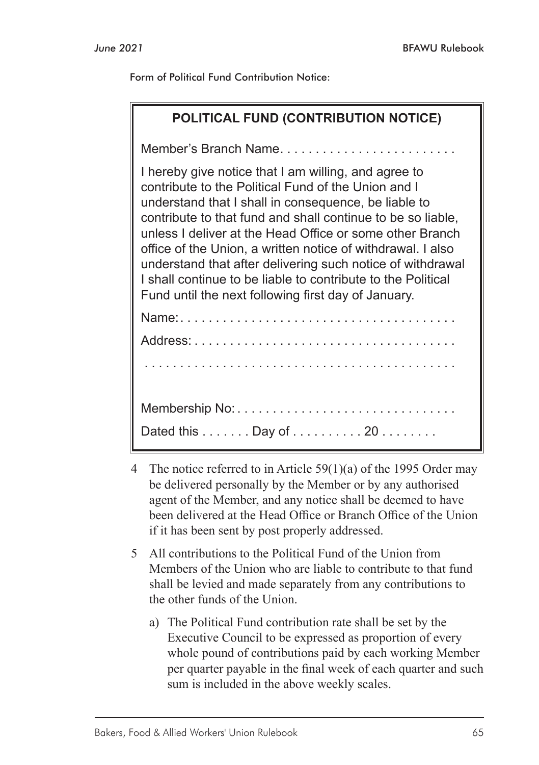Form of Political Fund Contribution Notice:

> **POLITICAL FUND (CONTRIBUTION NOTICE)**
>
> Member's Branch Name. . . . . . . . . . . . . . . . . . . . . . . .
>
> I hereby give notice that I am willing, and agree to contribute to the Political Fund of the Union and I understand that I shall in consequence, be liable to contribute to that fund and shall continue to be so liable, unless I deliver at the Head Office or some other Branch office of the Union, a written notice of withdrawal. I also understand that after delivering such notice of withdrawal I shall continue to be liable to contribute to the Political Fund until the next following first day of January.
>
> Name:. . . . . . . . . . . . . . . . . . . . . . . . . . . . . . . . . . . . . .
>
> Address: . . . . . . . . . . . . . . . . . . . . . . . . . . . . . . . . . . . .
>
> . . . . . . . . . . . . . . . . . . . . . . . . . . . . . . . . . . . . . . . .
>
> Membership No: . . . . . . . . . . . . . . . . . . . . . . . . . . . . . .
>
> Dated this . . . . . . . Day of . . . . . . . . . . 20 . . . . . . . .

4 The notice referred to in Article 59(1)(a) of the 1995 Order may be delivered personally by the Member or by any authorised agent of the Member, and any notice shall be deemed to have been delivered at the Head Office or Branch Office of the Union if it has been sent by post properly addressed.

5 All contributions to the Political Fund of the Union from Members of the Union who are liable to contribute to that fund shall be levied and made separately from any contributions to the other funds of the Union.

   a) The Political Fund contribution rate shall be set by the Executive Council to be expressed as proportion of every whole pound of contributions paid by each working Member per quarter payable in the final week of each quarter and such sum is included in the above weekly scales.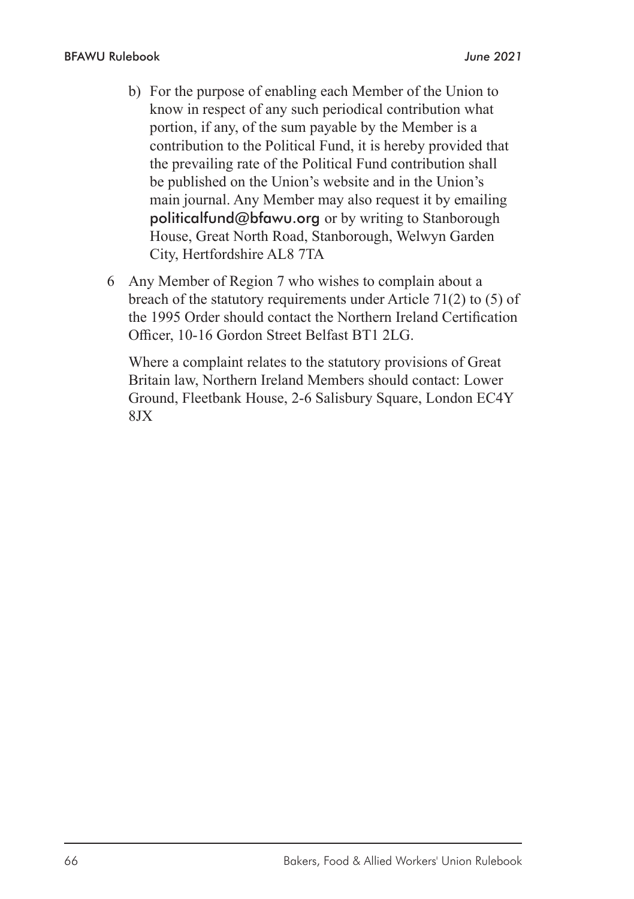b) For the purpose of enabling each Member of the Union to know in respect of any such periodical contribution what portion, if any, of the sum payable by the Member is a contribution to the Political Fund, it is hereby provided that the prevailing rate of the Political Fund contribution shall be published on the Union's website and in the Union's main journal. Any Member may also request it by emailing politicalfund@bfawu.org or by writing to Stanborough House, Great North Road, Stanborough, Welwyn Garden City, Hertfordshire AL8 7TA

6 Any Member of Region 7 who wishes to complain about a breach of the statutory requirements under Article 71(2) to (5) of the 1995 Order should contact the Northern Ireland Certification Officer, 10-16 Gordon Street Belfast BT1 2LG.

Where a complaint relates to the statutory provisions of Great Britain law, Northern Ireland Members should contact: Lower Ground, Fleetbank House, 2-6 Salisbury Square, London EC4Y 8JX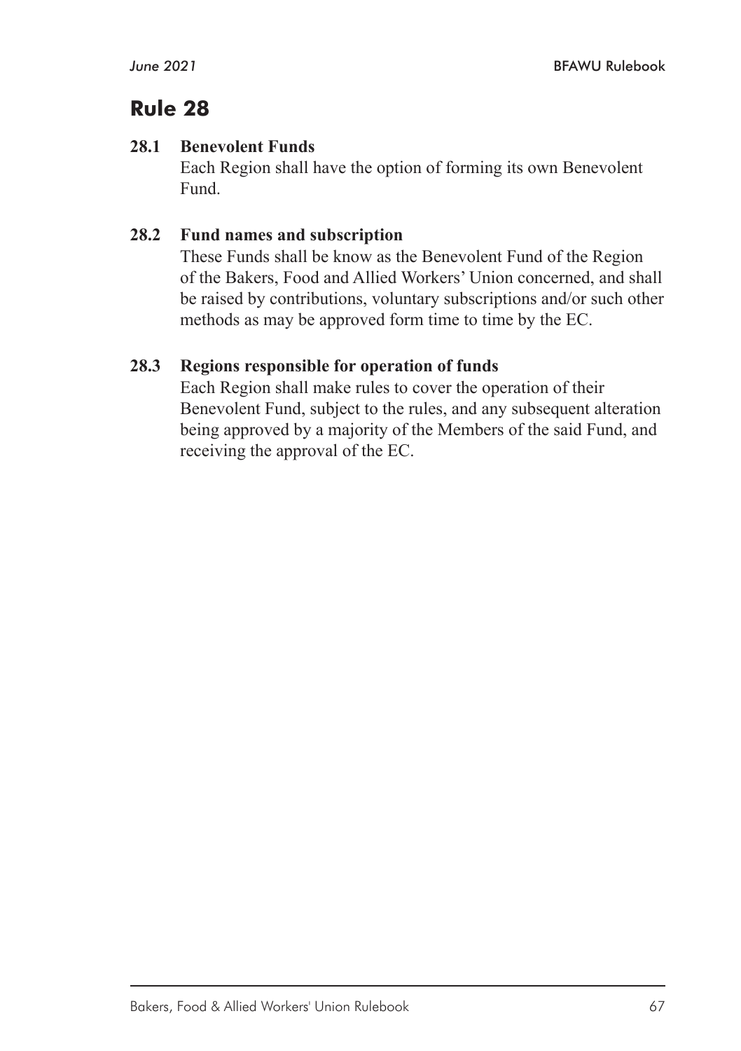# Rule 28

**28.1 Benevolent Funds**

Each Region shall have the option of forming its own Benevolent Fund.

**28.2 Fund names and subscription**

These Funds shall be know as the Benevolent Fund of the Region of the Bakers, Food and Allied Workers' Union concerned, and shall be raised by contributions, voluntary subscriptions and/or such other methods as may be approved form time to time by the EC.

**28.3 Regions responsible for operation of funds**

Each Region shall make rules to cover the operation of their Benevolent Fund, subject to the rules, and any subsequent alteration being approved by a majority of the Members of the said Fund, and receiving the approval of the EC.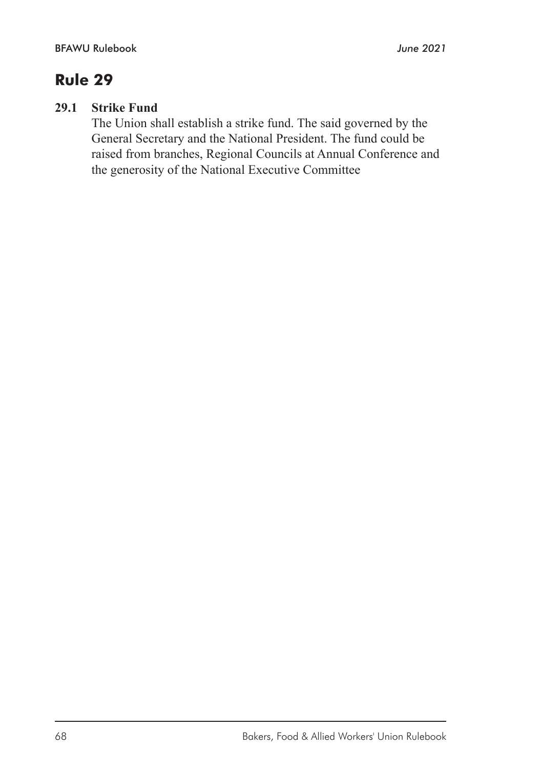# Rule 29

**29.1 Strike Fund**

The Union shall establish a strike fund. The said governed by the General Secretary and the National President. The fund could be raised from branches, Regional Councils at Annual Conference and the generosity of the National Executive Committee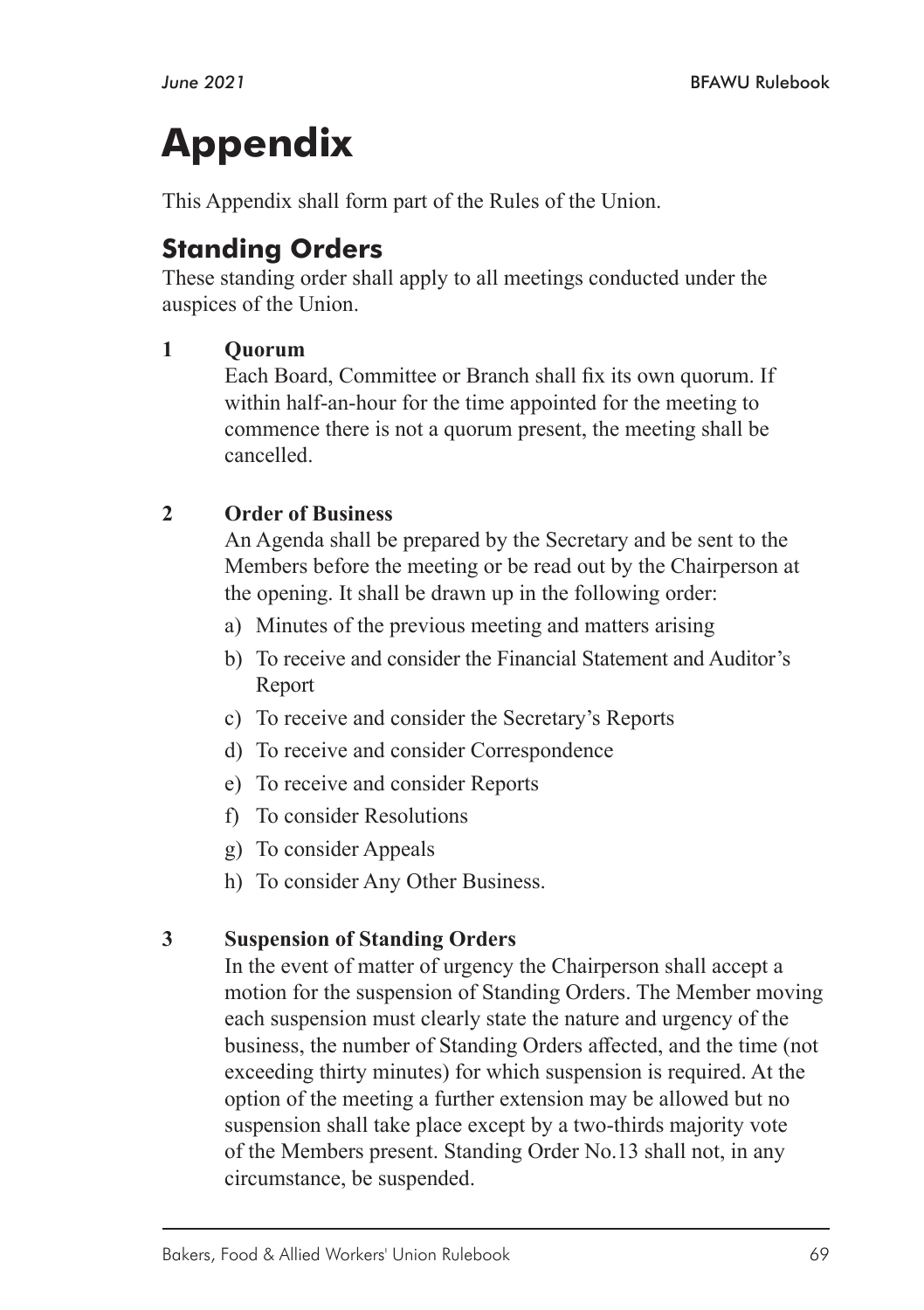# Appendix

This Appendix shall form part of the Rules of the Union.

## Standing Orders

These standing order shall apply to all meetings conducted under the auspices of the Union.

### 1 Quorum

Each Board, Committee or Branch shall fix its own quorum. If within half-an-hour for the time appointed for the meeting to commence there is not a quorum present, the meeting shall be cancelled.

### 2 Order of Business

An Agenda shall be prepared by the Secretary and be sent to the Members before the meeting or be read out by the Chairperson at the opening. It shall be drawn up in the following order:

a) Minutes of the previous meeting and matters arising
b) To receive and consider the Financial Statement and Auditor's Report
c) To receive and consider the Secretary's Reports
d) To receive and consider Correspondence
e) To receive and consider Reports
f) To consider Resolutions
g) To consider Appeals
h) To consider Any Other Business.

### 3 Suspension of Standing Orders

In the event of matter of urgency the Chairperson shall accept a motion for the suspension of Standing Orders. The Member moving each suspension must clearly state the nature and urgency of the business, the number of Standing Orders affected, and the time (not exceeding thirty minutes) for which suspension is required. At the option of the meeting a further extension may be allowed but no suspension shall take place except by a two-thirds majority vote of the Members present. Standing Order No.13 shall not, in any circumstance, be suspended.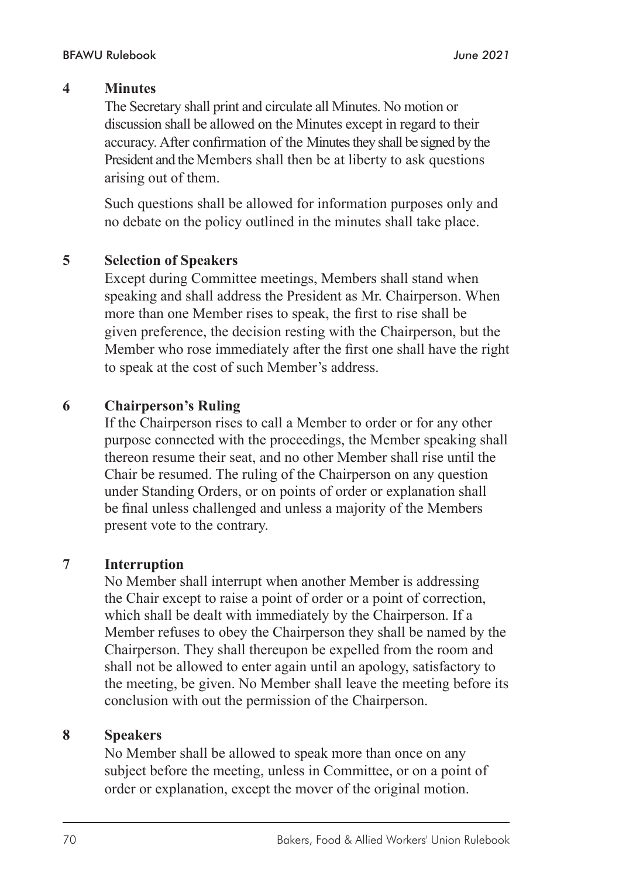**4 Minutes**

The Secretary shall print and circulate all Minutes. No motion or discussion shall be allowed on the Minutes except in regard to their accuracy. After confirmation of the Minutes they shall be signed by the President and the Members shall then be at liberty to ask questions arising out of them.

Such questions shall be allowed for information purposes only and no debate on the policy outlined in the minutes shall take place.

**5 Selection of Speakers**

Except during Committee meetings, Members shall stand when speaking and shall address the President as Mr. Chairperson. When more than one Member rises to speak, the first to rise shall be given preference, the decision resting with the Chairperson, but the Member who rose immediately after the first one shall have the right to speak at the cost of such Member's address.

**6 Chairperson's Ruling**

If the Chairperson rises to call a Member to order or for any other purpose connected with the proceedings, the Member speaking shall thereon resume their seat, and no other Member shall rise until the Chair be resumed. The ruling of the Chairperson on any question under Standing Orders, or on points of order or explanation shall be final unless challenged and unless a majority of the Members present vote to the contrary.

**7 Interruption**

No Member shall interrupt when another Member is addressing the Chair except to raise a point of order or a point of correction, which shall be dealt with immediately by the Chairperson. If a Member refuses to obey the Chairperson they shall be named by the Chairperson. They shall thereupon be expelled from the room and shall not be allowed to enter again until an apology, satisfactory to the meeting, be given. No Member shall leave the meeting before its conclusion with out the permission of the Chairperson.

**8 Speakers**

No Member shall be allowed to speak more than once on any subject before the meeting, unless in Committee, or on a point of order or explanation, except the mover of the original motion.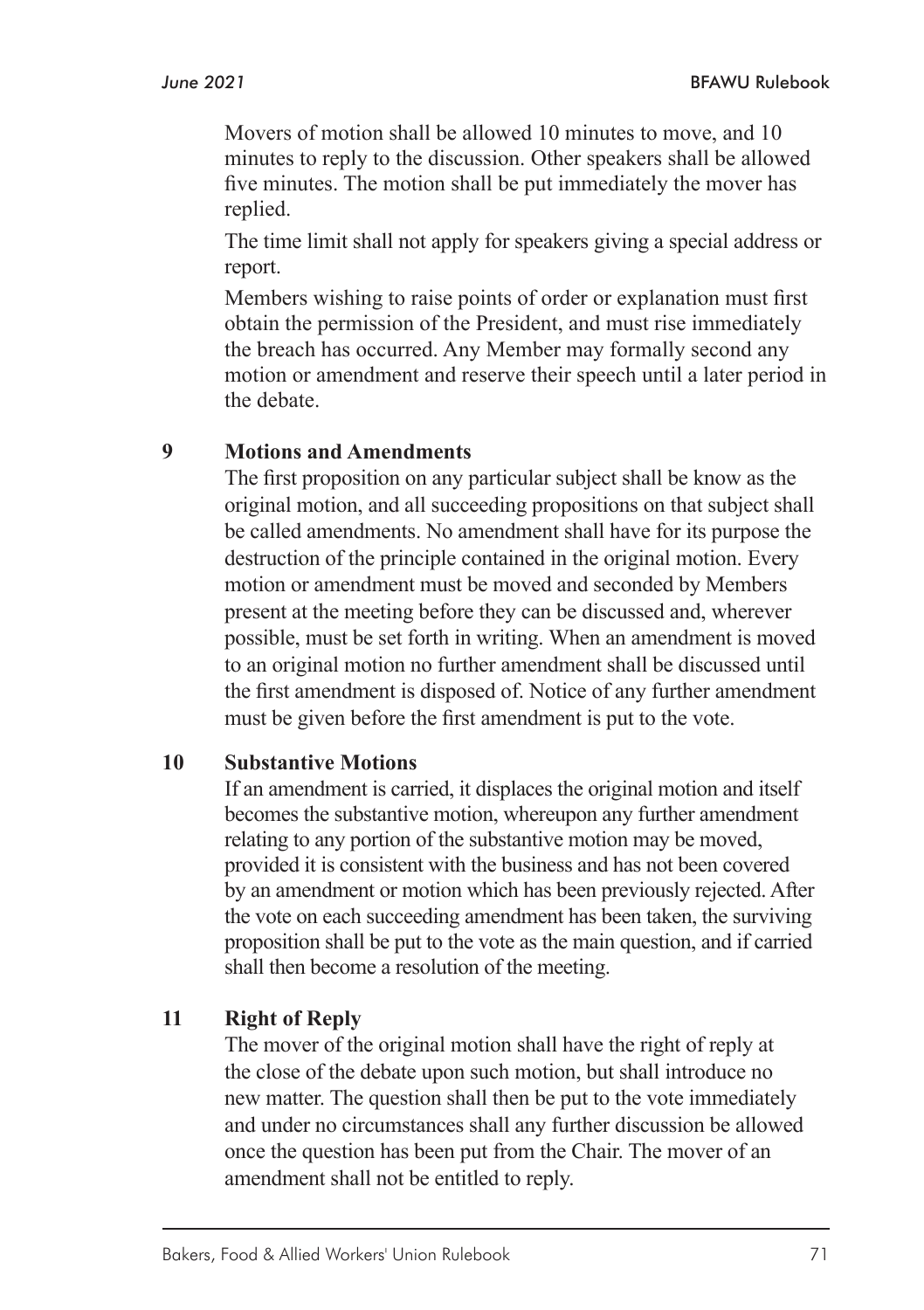Movers of motion shall be allowed 10 minutes to move, and 10 minutes to reply to the discussion. Other speakers shall be allowed five minutes. The motion shall be put immediately the mover has replied.

The time limit shall not apply for speakers giving a special address or report.

Members wishing to raise points of order or explanation must first obtain the permission of the President, and must rise immediately the breach has occurred. Any Member may formally second any motion or amendment and reserve their speech until a later period in the debate.

### 9 Motions and Amendments

The first proposition on any particular subject shall be know as the original motion, and all succeeding propositions on that subject shall be called amendments. No amendment shall have for its purpose the destruction of the principle contained in the original motion. Every motion or amendment must be moved and seconded by Members present at the meeting before they can be discussed and, wherever possible, must be set forth in writing. When an amendment is moved to an original motion no further amendment shall be discussed until the first amendment is disposed of. Notice of any further amendment must be given before the first amendment is put to the vote.

### 10 Substantive Motions

If an amendment is carried, it displaces the original motion and itself becomes the substantive motion, whereupon any further amendment relating to any portion of the substantive motion may be moved, provided it is consistent with the business and has not been covered by an amendment or motion which has been previously rejected. After the vote on each succeeding amendment has been taken, the surviving proposition shall be put to the vote as the main question, and if carried shall then become a resolution of the meeting.

### 11 Right of Reply

The mover of the original motion shall have the right of reply at the close of the debate upon such motion, but shall introduce no new matter. The question shall then be put to the vote immediately and under no circumstances shall any further discussion be allowed once the question has been put from the Chair. The mover of an amendment shall not be entitled to reply.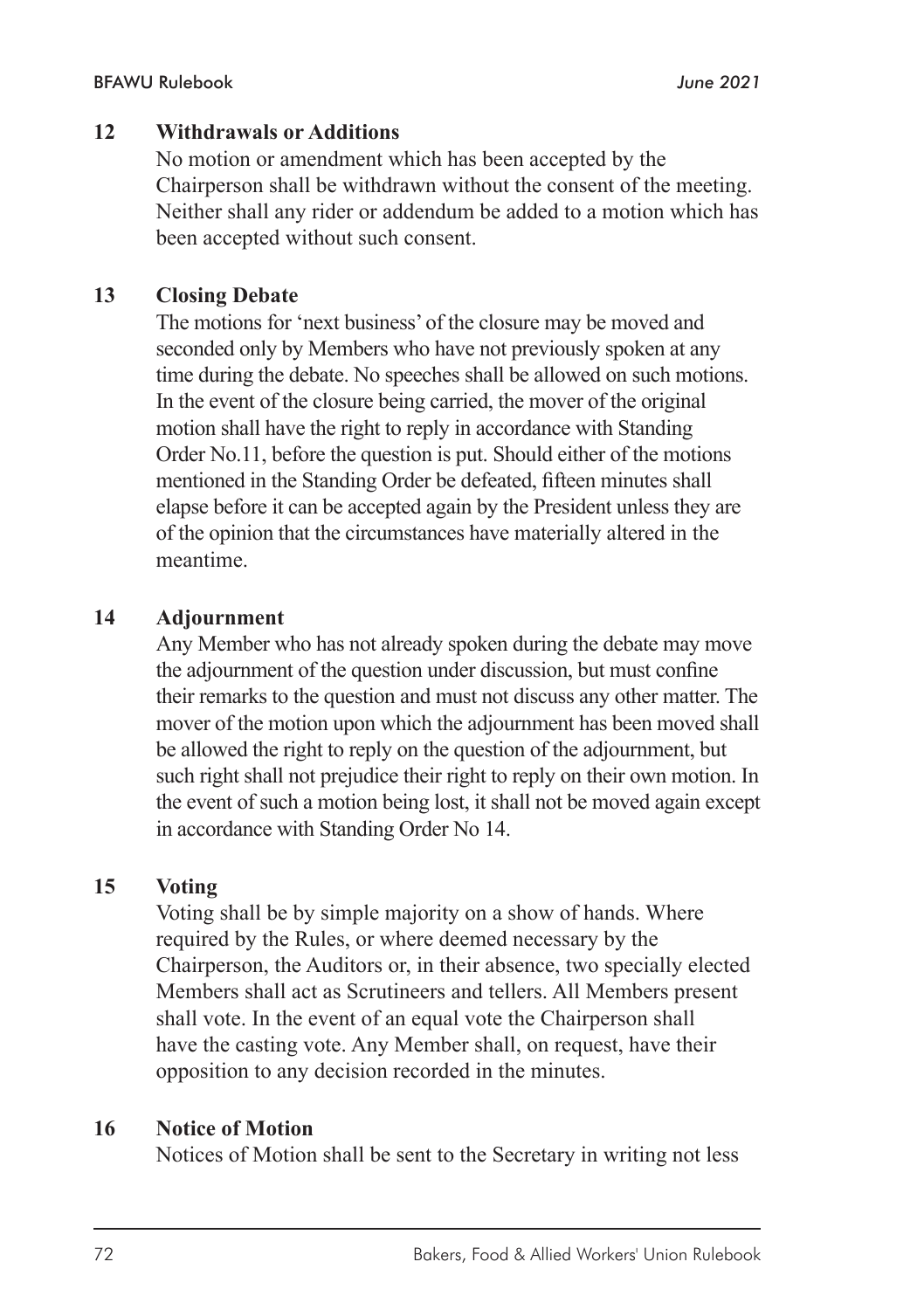## 12 Withdrawals or Additions

No motion or amendment which has been accepted by the Chairperson shall be withdrawn without the consent of the meeting. Neither shall any rider or addendum be added to a motion which has been accepted without such consent.

## 13 Closing Debate

The motions for 'next business' of the closure may be moved and seconded only by Members who have not previously spoken at any time during the debate. No speeches shall be allowed on such motions. In the event of the closure being carried, the mover of the original motion shall have the right to reply in accordance with Standing Order No.11, before the question is put. Should either of the motions mentioned in the Standing Order be defeated, fifteen minutes shall elapse before it can be accepted again by the President unless they are of the opinion that the circumstances have materially altered in the meantime.

## 14 Adjournment

Any Member who has not already spoken during the debate may move the adjournment of the question under discussion, but must confine their remarks to the question and must not discuss any other matter. The mover of the motion upon which the adjournment has been moved shall be allowed the right to reply on the question of the adjournment, but such right shall not prejudice their right to reply on their own motion. In the event of such a motion being lost, it shall not be moved again except in accordance with Standing Order No 14.

## 15 Voting

Voting shall be by simple majority on a show of hands. Where required by the Rules, or where deemed necessary by the Chairperson, the Auditors or, in their absence, two specially elected Members shall act as Scrutineers and tellers. All Members present shall vote. In the event of an equal vote the Chairperson shall have the casting vote. Any Member shall, on request, have their opposition to any decision recorded in the minutes.

## 16 Notice of Motion

Notices of Motion shall be sent to the Secretary in writing not less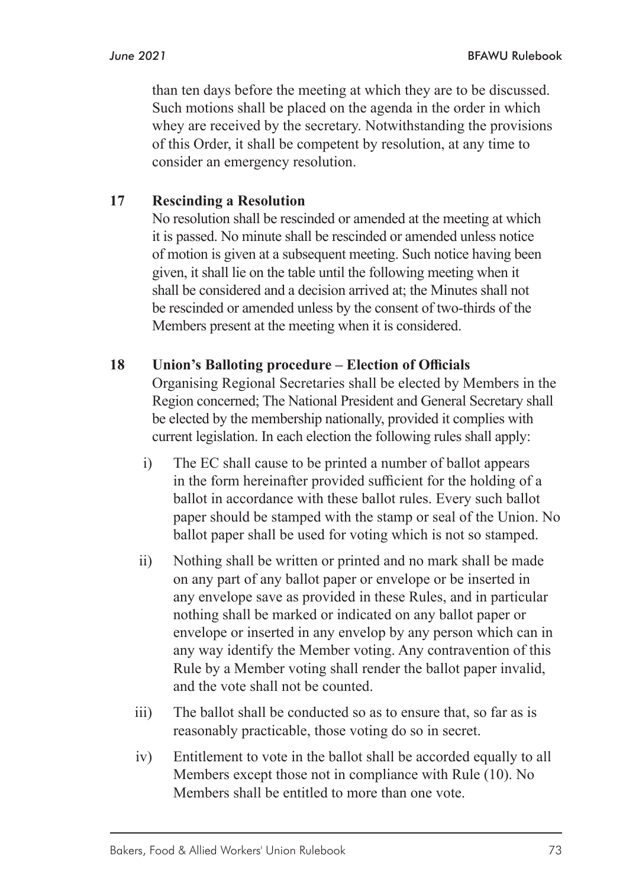than ten days before the meeting at which they are to be discussed. Such motions shall be placed on the agenda in the order in which whey are received by the secretary. Notwithstanding the provisions of this Order, it shall be competent by resolution, at any time to consider an emergency resolution.

**17 Rescinding a Resolution**

No resolution shall be rescinded or amended at the meeting at which it is passed. No minute shall be rescinded or amended unless notice of motion is given at a subsequent meeting. Such notice having been given, it shall lie on the table until the following meeting when it shall be considered and a decision arrived at; the Minutes shall not be rescinded or amended unless by the consent of two-thirds of the Members present at the meeting when it is considered.

**18 Union's Balloting procedure – Election of Officials**

Organising Regional Secretaries shall be elected by Members in the Region concerned; The National President and General Secretary shall be elected by the membership nationally, provided it complies with current legislation. In each election the following rules shall apply:

i) The EC shall cause to be printed a number of ballot appears in the form hereinafter provided sufficient for the holding of a ballot in accordance with these ballot rules. Every such ballot paper should be stamped with the stamp or seal of the Union. No ballot paper shall be used for voting which is not so stamped.

ii) Nothing shall be written or printed and no mark shall be made on any part of any ballot paper or envelope or be inserted in any envelope save as provided in these Rules, and in particular nothing shall be marked or indicated on any ballot paper or envelope or inserted in any envelop by any person which can in any way identify the Member voting. Any contravention of this Rule by a Member voting shall render the ballot paper invalid, and the vote shall not be counted.

iii) The ballot shall be conducted so as to ensure that, so far as is reasonably practicable, those voting do so in secret.

iv) Entitlement to vote in the ballot shall be accorded equally to all Members except those not in compliance with Rule (10). No Members shall be entitled to more than one vote.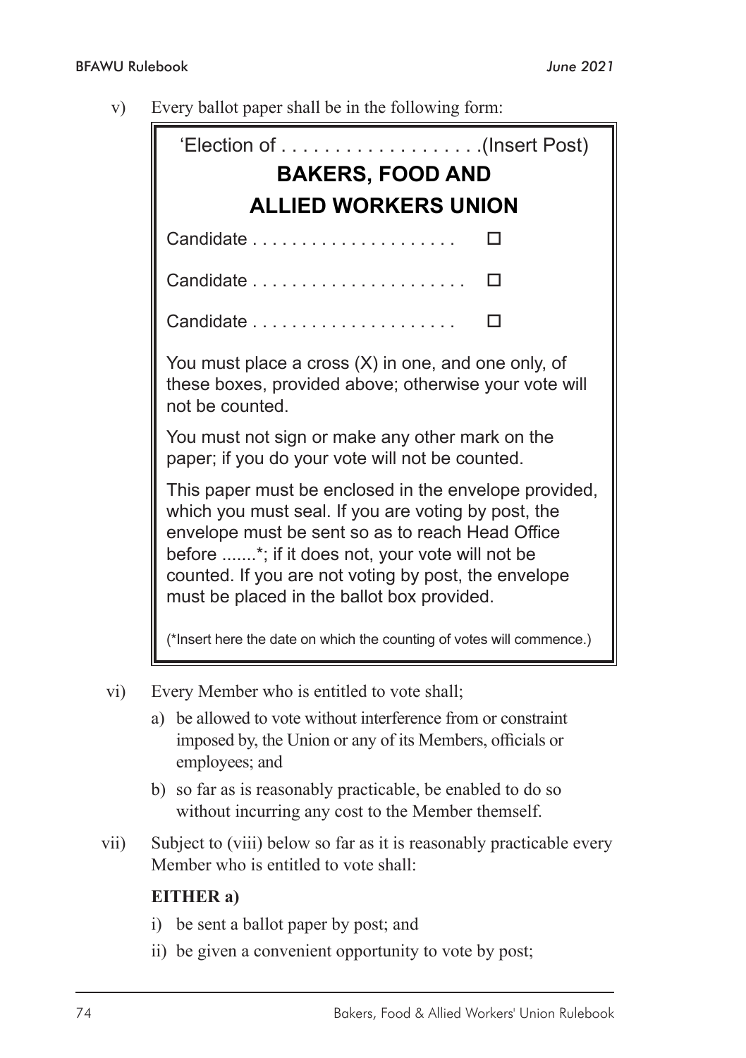v) Every ballot paper shall be in the following form:

> 'Election of . . . . . . . . . . . . . . . . . . .(Insert Post)
>
> **BAKERS, FOOD AND ALLIED WORKERS UNION**
>
> Candidate . . . . . . . . . . . . . . . . . . . . . ☐
>
> Candidate . . . . . . . . . . . . . . . . . . . . . . ☐
>
> Candidate . . . . . . . . . . . . . . . . . . . . . ☐
>
> You must place a cross (X) in one, and one only, of these boxes, provided above; otherwise your vote will not be counted.
>
> You must not sign or make any other mark on the paper; if you do your vote will not be counted.
>
> This paper must be enclosed in the envelope provided, which you must seal. If you are voting by post, the envelope must be sent so as to reach Head Office before .......*; if it does not, your vote will not be counted. If you are not voting by post, the envelope must be placed in the ballot box provided.
>
> (*Insert here the date on which the counting of votes will commence.)

vi) Every Member who is entitled to vote shall;

a) be allowed to vote without interference from or constraint imposed by, the Union or any of its Members, officials or employees; and

b) so far as is reasonably practicable, be enabled to do so without incurring any cost to the Member themself.

vii) Subject to (viii) below so far as it is reasonably practicable every Member who is entitled to vote shall:

**EITHER a)**

i) be sent a ballot paper by post; and

ii) be given a convenient opportunity to vote by post;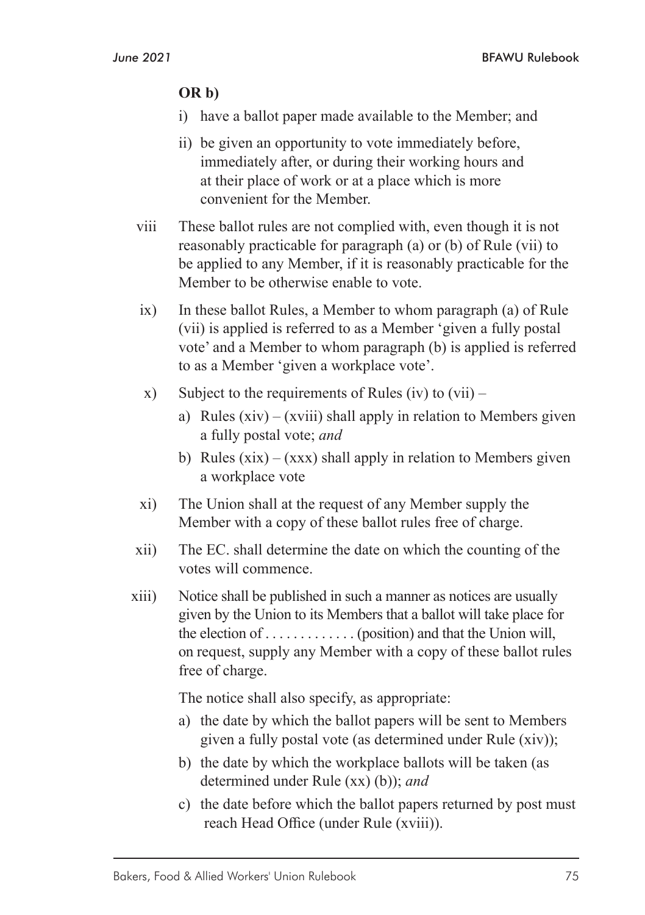**OR b)**

i) have a ballot paper made available to the Member; and

ii) be given an opportunity to vote immediately before, immediately after, or during their working hours and at their place of work or at a place which is more convenient for the Member.

viii These ballot rules are not complied with, even though it is not reasonably practicable for paragraph (a) or (b) of Rule (vii) to be applied to any Member, if it is reasonably practicable for the Member to be otherwise enable to vote.

ix) In these ballot Rules, a Member to whom paragraph (a) of Rule (vii) is applied is referred to as a Member 'given a fully postal vote' and a Member to whom paragraph (b) is applied is referred to as a Member 'given a workplace vote'.

x) Subject to the requirements of Rules (iv) to (vii) –

a) Rules (xiv) – (xviii) shall apply in relation to Members given a fully postal vote; *and*

b) Rules (xix) – (xxx) shall apply in relation to Members given a workplace vote

xi) The Union shall at the request of any Member supply the Member with a copy of these ballot rules free of charge.

xii) The EC. shall determine the date on which the counting of the votes will commence.

xiii) Notice shall be published in such a manner as notices are usually given by the Union to its Members that a ballot will take place for the election of . . . . . . . . . . . . . (position) and that the Union will, on request, supply any Member with a copy of these ballot rules free of charge.

The notice shall also specify, as appropriate:

a) the date by which the ballot papers will be sent to Members given a fully postal vote (as determined under Rule (xiv));

b) the date by which the workplace ballots will be taken (as determined under Rule (xx) (b)); *and*

c) the date before which the ballot papers returned by post must reach Head Office (under Rule (xviii)).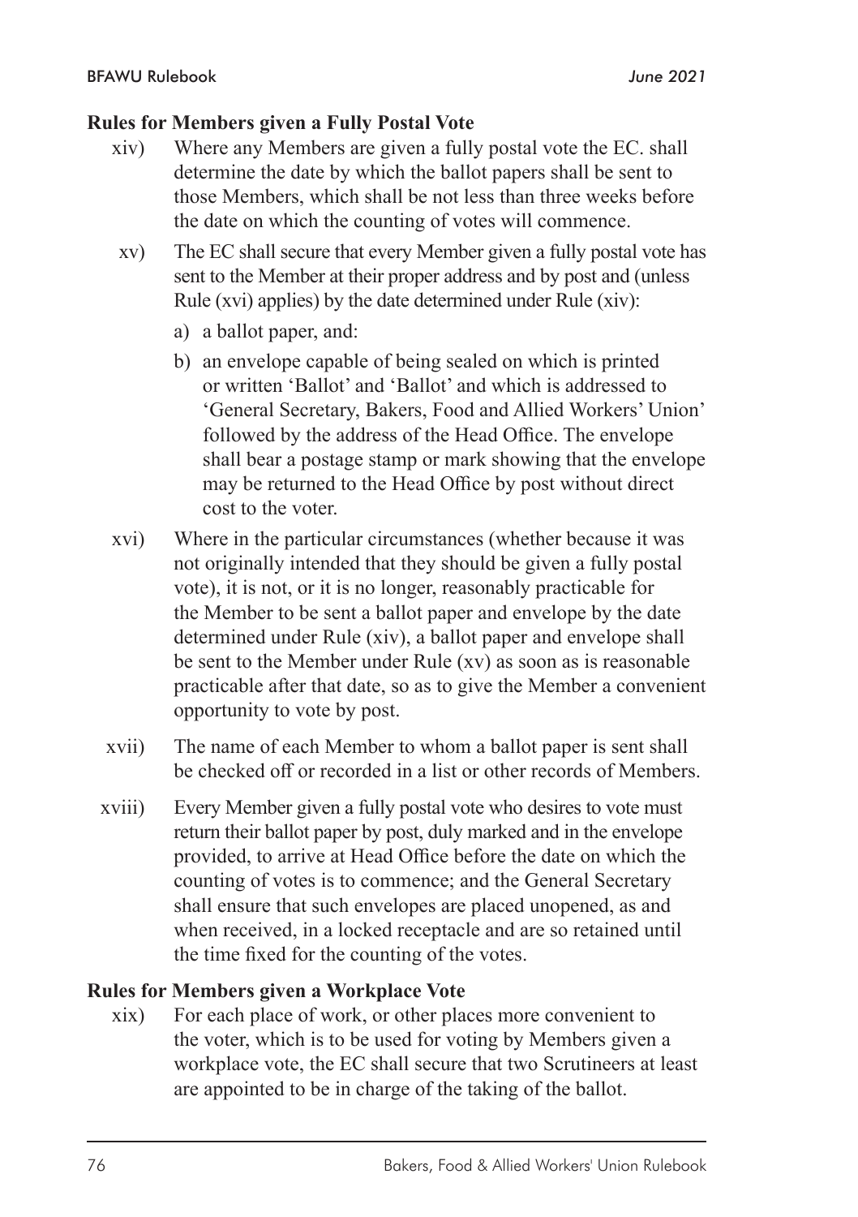**Rules for Members given a Fully Postal Vote**

xiv) Where any Members are given a fully postal vote the EC. shall determine the date by which the ballot papers shall be sent to those Members, which shall be not less than three weeks before the date on which the counting of votes will commence.

xv) The EC shall secure that every Member given a fully postal vote has sent to the Member at their proper address and by post and (unless Rule (xvi) applies) by the date determined under Rule (xiv):

a) a ballot paper, and:

b) an envelope capable of being sealed on which is printed or written 'Ballot' and 'Ballot' and which is addressed to 'General Secretary, Bakers, Food and Allied Workers' Union' followed by the address of the Head Office. The envelope shall bear a postage stamp or mark showing that the envelope may be returned to the Head Office by post without direct cost to the voter.

xvi) Where in the particular circumstances (whether because it was not originally intended that they should be given a fully postal vote), it is not, or it is no longer, reasonably practicable for the Member to be sent a ballot paper and envelope by the date determined under Rule (xiv), a ballot paper and envelope shall be sent to the Member under Rule (xv) as soon as is reasonable practicable after that date, so as to give the Member a convenient opportunity to vote by post.

xvii) The name of each Member to whom a ballot paper is sent shall be checked off or recorded in a list or other records of Members.

xviii) Every Member given a fully postal vote who desires to vote must return their ballot paper by post, duly marked and in the envelope provided, to arrive at Head Office before the date on which the counting of votes is to commence; and the General Secretary shall ensure that such envelopes are placed unopened, as and when received, in a locked receptacle and are so retained until the time fixed for the counting of the votes.

**Rules for Members given a Workplace Vote**

xix) For each place of work, or other places more convenient to the voter, which is to be used for voting by Members given a workplace vote, the EC shall secure that two Scrutineers at least are appointed to be in charge of the taking of the ballot.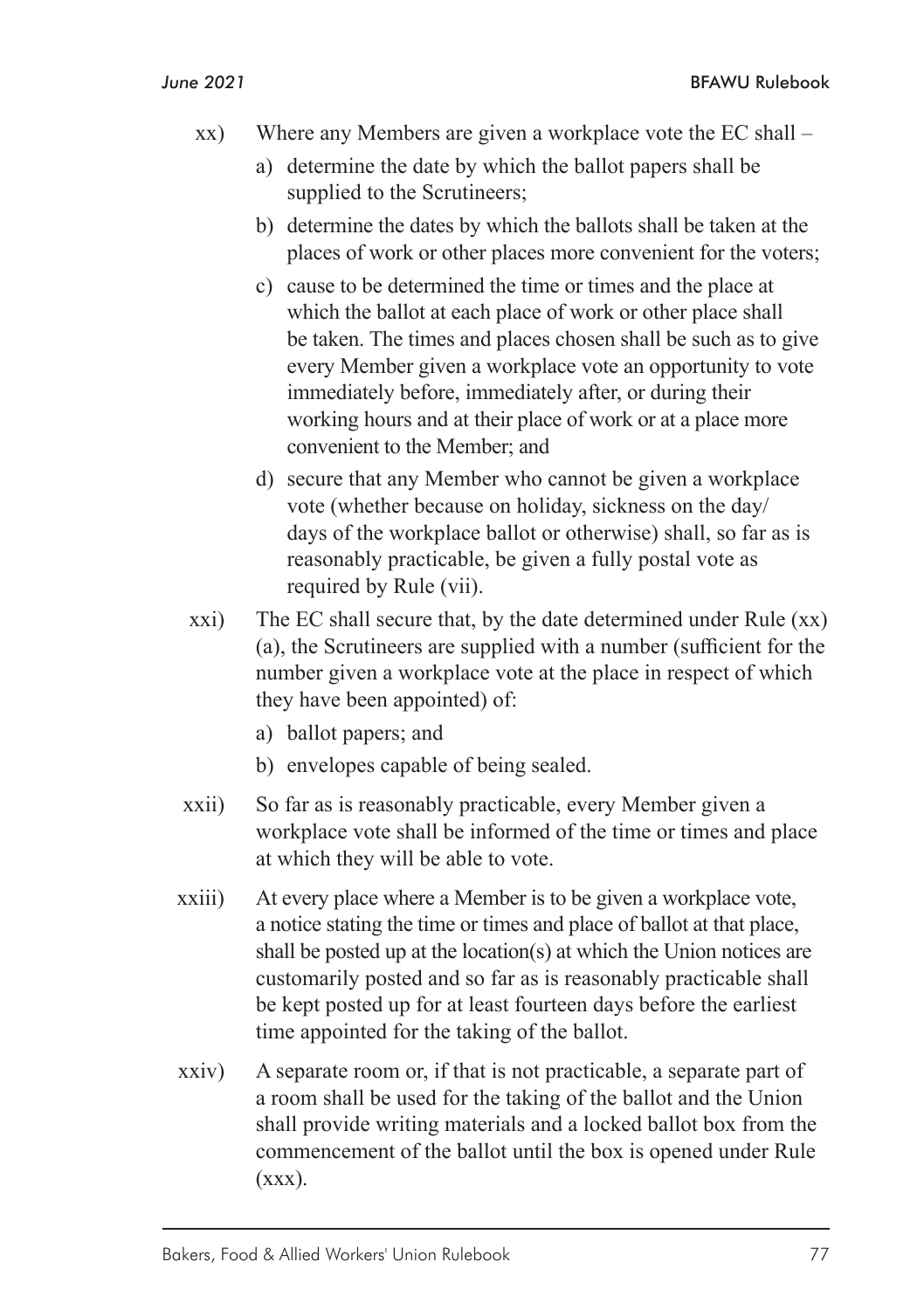xx) Where any Members are given a workplace vote the EC shall –

a) determine the date by which the ballot papers shall be supplied to the Scrutineers;

b) determine the dates by which the ballots shall be taken at the places of work or other places more convenient for the voters;

c) cause to be determined the time or times and the place at which the ballot at each place of work or other place shall be taken. The times and places chosen shall be such as to give every Member given a workplace vote an opportunity to vote immediately before, immediately after, or during their working hours and at their place of work or at a place more convenient to the Member; and

d) secure that any Member who cannot be given a workplace vote (whether because on holiday, sickness on the day/days of the workplace ballot or otherwise) shall, so far as is reasonably practicable, be given a fully postal vote as required by Rule (vii).

xxi) The EC shall secure that, by the date determined under Rule (xx)(a), the Scrutineers are supplied with a number (sufficient for the number given a workplace vote at the place in respect of which they have been appointed) of:

a) ballot papers; and

b) envelopes capable of being sealed.

xxii) So far as is reasonably practicable, every Member given a workplace vote shall be informed of the time or times and place at which they will be able to vote.

xxiii) At every place where a Member is to be given a workplace vote, a notice stating the time or times and place of ballot at that place, shall be posted up at the location(s) at which the Union notices are customarily posted and so far as is reasonably practicable shall be kept posted up for at least fourteen days before the earliest time appointed for the taking of the ballot.

xxiv) A separate room or, if that is not practicable, a separate part of a room shall be used for the taking of the ballot and the Union shall provide writing materials and a locked ballot box from the commencement of the ballot until the box is opened under Rule (xxx).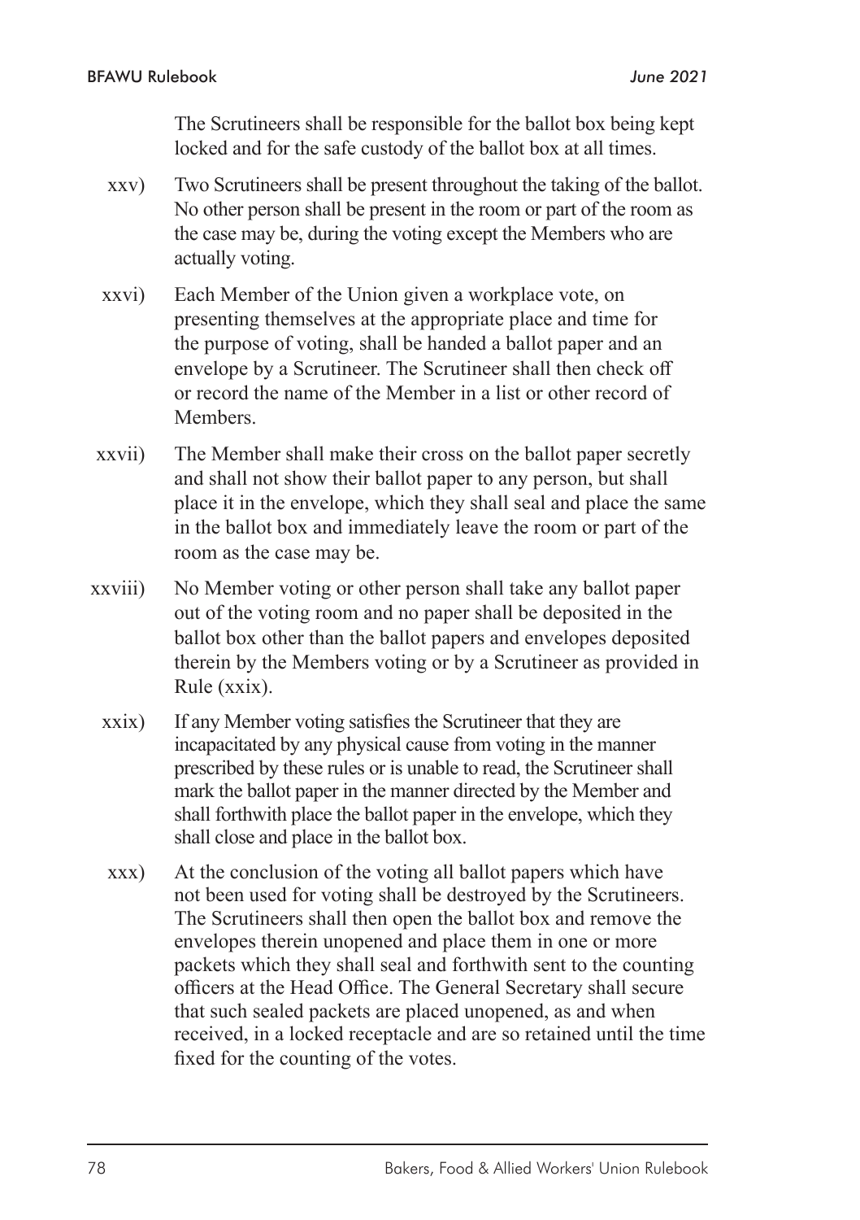The Scrutineers shall be responsible for the ballot box being kept locked and for the safe custody of the ballot box at all times.

xxv) Two Scrutineers shall be present throughout the taking of the ballot. No other person shall be present in the room or part of the room as the case may be, during the voting except the Members who are actually voting.

xxvi) Each Member of the Union given a workplace vote, on presenting themselves at the appropriate place and time for the purpose of voting, shall be handed a ballot paper and an envelope by a Scrutineer. The Scrutineer shall then check off or record the name of the Member in a list or other record of Members.

xxvii) The Member shall make their cross on the ballot paper secretly and shall not show their ballot paper to any person, but shall place it in the envelope, which they shall seal and place the same in the ballot box and immediately leave the room or part of the room as the case may be.

xxviii) No Member voting or other person shall take any ballot paper out of the voting room and no paper shall be deposited in the ballot box other than the ballot papers and envelopes deposited therein by the Members voting or by a Scrutineer as provided in Rule (xxix).

xxix) If any Member voting satisfies the Scrutineer that they are incapacitated by any physical cause from voting in the manner prescribed by these rules or is unable to read, the Scrutineer shall mark the ballot paper in the manner directed by the Member and shall forthwith place the ballot paper in the envelope, which they shall close and place in the ballot box.

xxx) At the conclusion of the voting all ballot papers which have not been used for voting shall be destroyed by the Scrutineers. The Scrutineers shall then open the ballot box and remove the envelopes therein unopened and place them in one or more packets which they shall seal and forthwith sent to the counting officers at the Head Office. The General Secretary shall secure that such sealed packets are placed unopened, as and when received, in a locked receptacle and are so retained until the time fixed for the counting of the votes.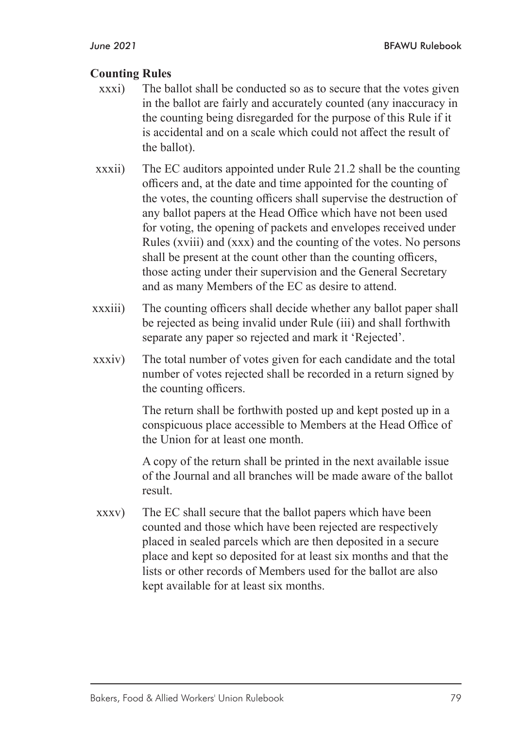**Counting Rules**

xxxi) The ballot shall be conducted so as to secure that the votes given in the ballot are fairly and accurately counted (any inaccuracy in the counting being disregarded for the purpose of this Rule if it is accidental and on a scale which could not affect the result of the ballot).

xxxii) The EC auditors appointed under Rule 21.2 shall be the counting officers and, at the date and time appointed for the counting of the votes, the counting officers shall supervise the destruction of any ballot papers at the Head Office which have not been used for voting, the opening of packets and envelopes received under Rules (xviii) and (xxx) and the counting of the votes. No persons shall be present at the count other than the counting officers, those acting under their supervision and the General Secretary and as many Members of the EC as desire to attend.

xxxiii) The counting officers shall decide whether any ballot paper shall be rejected as being invalid under Rule (iii) and shall forthwith separate any paper so rejected and mark it 'Rejected'.

xxxiv) The total number of votes given for each candidate and the total number of votes rejected shall be recorded in a return signed by the counting officers.

The return shall be forthwith posted up and kept posted up in a conspicuous place accessible to Members at the Head Office of the Union for at least one month.

A copy of the return shall be printed in the next available issue of the Journal and all branches will be made aware of the ballot result.

xxxv) The EC shall secure that the ballot papers which have been counted and those which have been rejected are respectively placed in sealed parcels which are then deposited in a secure place and kept so deposited for at least six months and that the lists or other records of Members used for the ballot are also kept available for at least six months.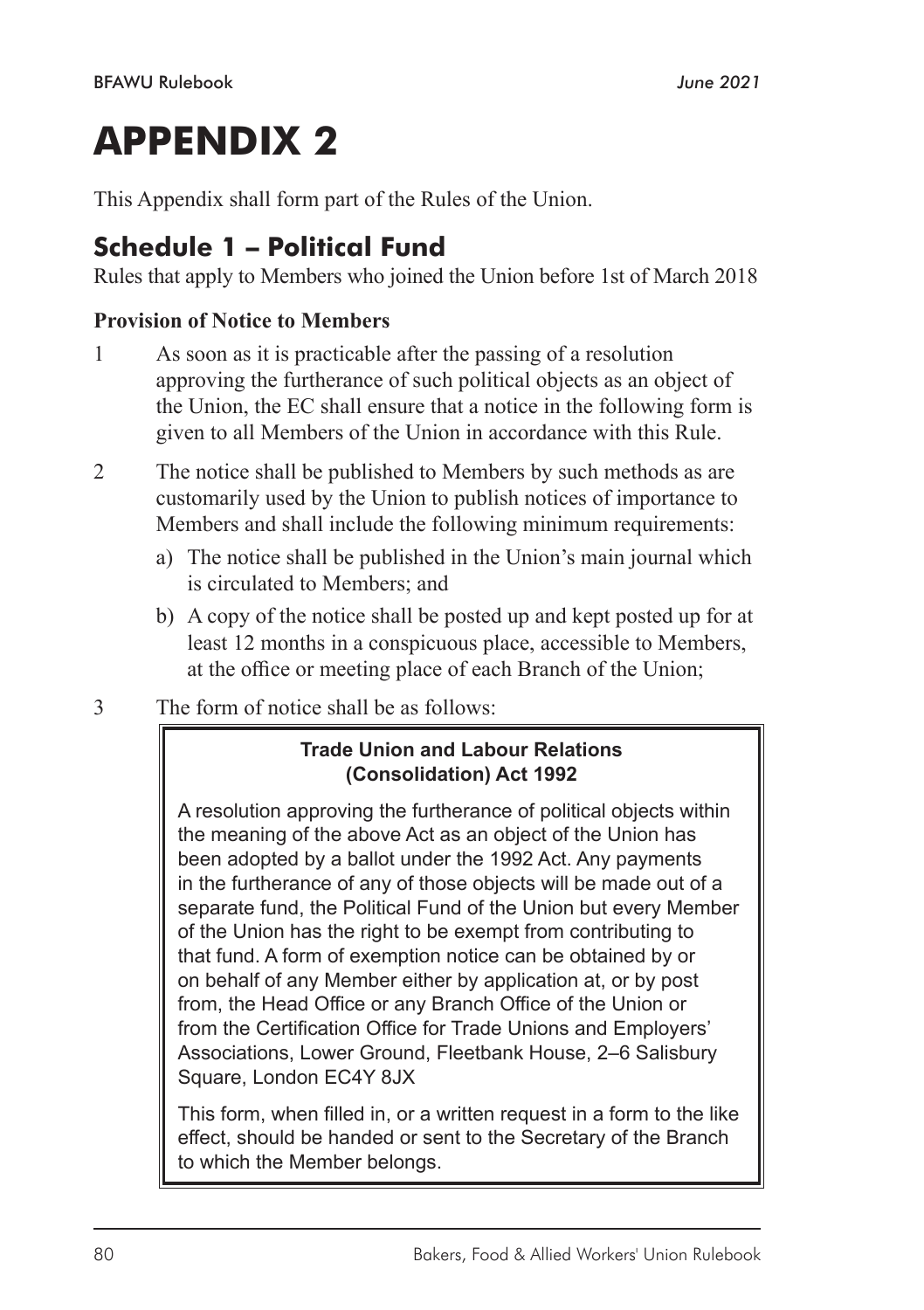# APPENDIX 2

This Appendix shall form part of the Rules of the Union.

## Schedule 1 – Political Fund

Rules that apply to Members who joined the Union before 1st of March 2018

**Provision of Notice to Members**

1 As soon as it is practicable after the passing of a resolution approving the furtherance of such political objects as an object of the Union, the EC shall ensure that a notice in the following form is given to all Members of the Union in accordance with this Rule.

2 The notice shall be published to Members by such methods as are customarily used by the Union to publish notices of importance to Members and shall include the following minimum requirements:

a) The notice shall be published in the Union's main journal which is circulated to Members; and

b) A copy of the notice shall be posted up and kept posted up for at least 12 months in a conspicuous place, accessible to Members, at the office or meeting place of each Branch of the Union;

3 The form of notice shall be as follows:

> **Trade Union and Labour Relations (Consolidation) Act 1992**
>
> A resolution approving the furtherance of political objects within the meaning of the above Act as an object of the Union has been adopted by a ballot under the 1992 Act. Any payments in the furtherance of any of those objects will be made out of a separate fund, the Political Fund of the Union but every Member of the Union has the right to be exempt from contributing to that fund. A form of exemption notice can be obtained by or on behalf of any Member either by application at, or by post from, the Head Office or any Branch Office of the Union or from the Certification Office for Trade Unions and Employers' Associations, Lower Ground, Fleetbank House, 2–6 Salisbury Square, London EC4Y 8JX
>
> This form, when filled in, or a written request in a form to the like effect, should be handed or sent to the Secretary of the Branch to which the Member belongs.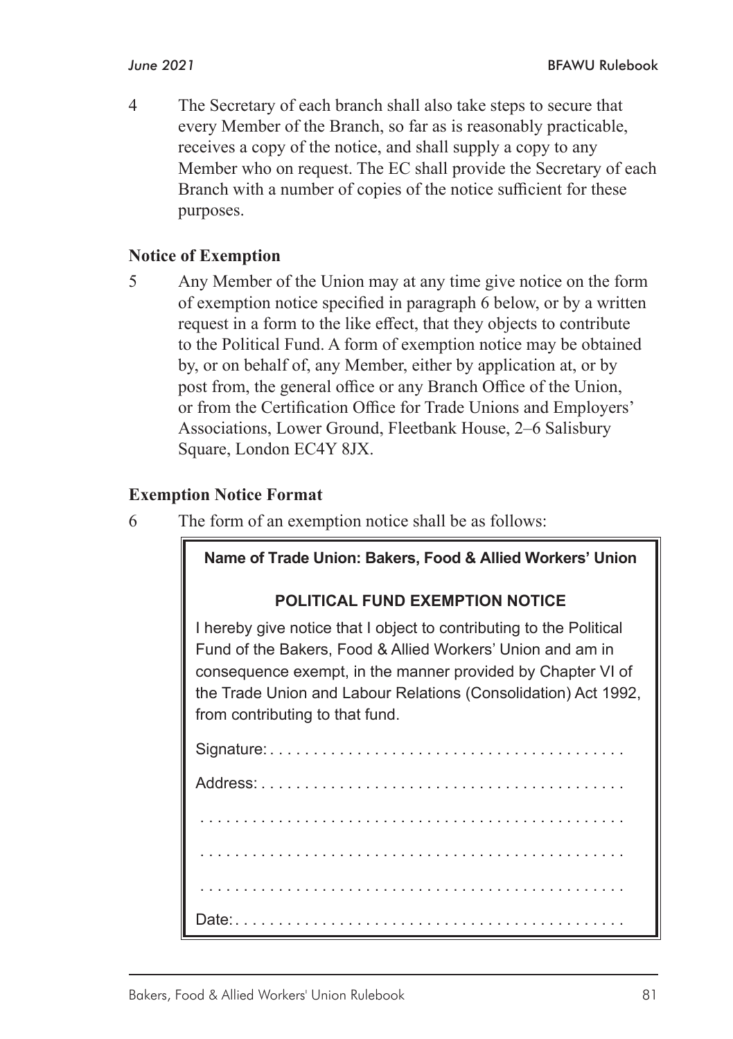4 The Secretary of each branch shall also take steps to secure that every Member of the Branch, so far as is reasonably practicable, receives a copy of the notice, and shall supply a copy to any Member who on request. The EC shall provide the Secretary of each Branch with a number of copies of the notice sufficient for these purposes.

**Notice of Exemption**

5 Any Member of the Union may at any time give notice on the form of exemption notice specified in paragraph 6 below, or by a written request in a form to the like effect, that they objects to contribute to the Political Fund. A form of exemption notice may be obtained by, or on behalf of, any Member, either by application at, or by post from, the general office or any Branch Office of the Union, or from the Certification Office for Trade Unions and Employers' Associations, Lower Ground, Fleetbank House, 2–6 Salisbury Square, London EC4Y 8JX.

**Exemption Notice Format**

6 The form of an exemption notice shall be as follows:

> **Name of Trade Union: Bakers, Food & Allied Workers' Union**
>
> **POLITICAL FUND EXEMPTION NOTICE**
>
> I hereby give notice that I object to contributing to the Political Fund of the Bakers, Food & Allied Workers' Union and am in consequence exempt, in the manner provided by Chapter VI of the Trade Union and Labour Relations (Consolidation) Act 1992, from contributing to that fund.
>
> Signature: . . . . . . . . . . . . . . . . . . . . . . . . . . . . . . . . . . . . . . . .
>
> Address: . . . . . . . . . . . . . . . . . . . . . . . . . . . . . . . . . . . . . . . . .
>
> . . . . . . . . . . . . . . . . . . . . . . . . . . . . . . . . . . . . . . . . . . . . . . .
>
> . . . . . . . . . . . . . . . . . . . . . . . . . . . . . . . . . . . . . . . . . . . . . . .
>
> . . . . . . . . . . . . . . . . . . . . . . . . . . . . . . . . . . . . . . . . . . . . . . .
>
> Date: . . . . . . . . . . . . . . . . . . . . . . . . . . . . . . . . . . . . . . . . . . . .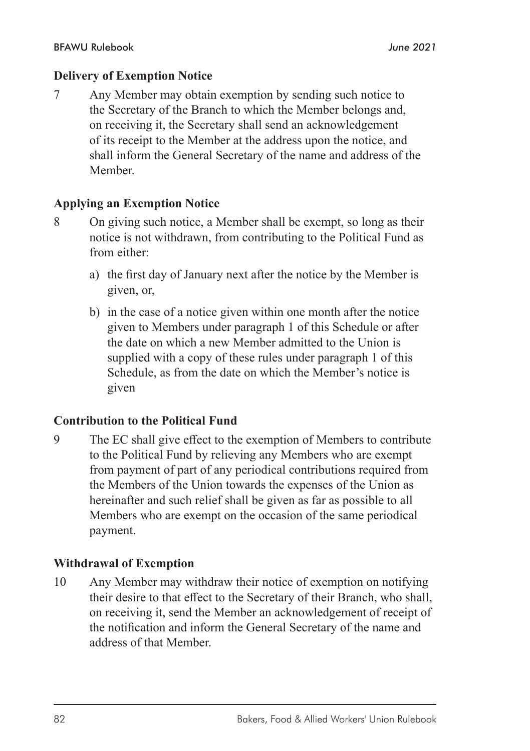**Delivery of Exemption Notice**

7 Any Member may obtain exemption by sending such notice to the Secretary of the Branch to which the Member belongs and, on receiving it, the Secretary shall send an acknowledgement of its receipt to the Member at the address upon the notice, and shall inform the General Secretary of the name and address of the Member.

**Applying an Exemption Notice**

8 On giving such notice, a Member shall be exempt, so long as their notice is not withdrawn, from contributing to the Political Fund as from either:

a) the first day of January next after the notice by the Member is given, or,

b) in the case of a notice given within one month after the notice given to Members under paragraph 1 of this Schedule or after the date on which a new Member admitted to the Union is supplied with a copy of these rules under paragraph 1 of this Schedule, as from the date on which the Member's notice is given

**Contribution to the Political Fund**

9 The EC shall give effect to the exemption of Members to contribute to the Political Fund by relieving any Members who are exempt from payment of part of any periodical contributions required from the Members of the Union towards the expenses of the Union as hereinafter and such relief shall be given as far as possible to all Members who are exempt on the occasion of the same periodical payment.

**Withdrawal of Exemption**

10 Any Member may withdraw their notice of exemption on notifying their desire to that effect to the Secretary of their Branch, who shall, on receiving it, send the Member an acknowledgement of receipt of the notification and inform the General Secretary of the name and address of that Member.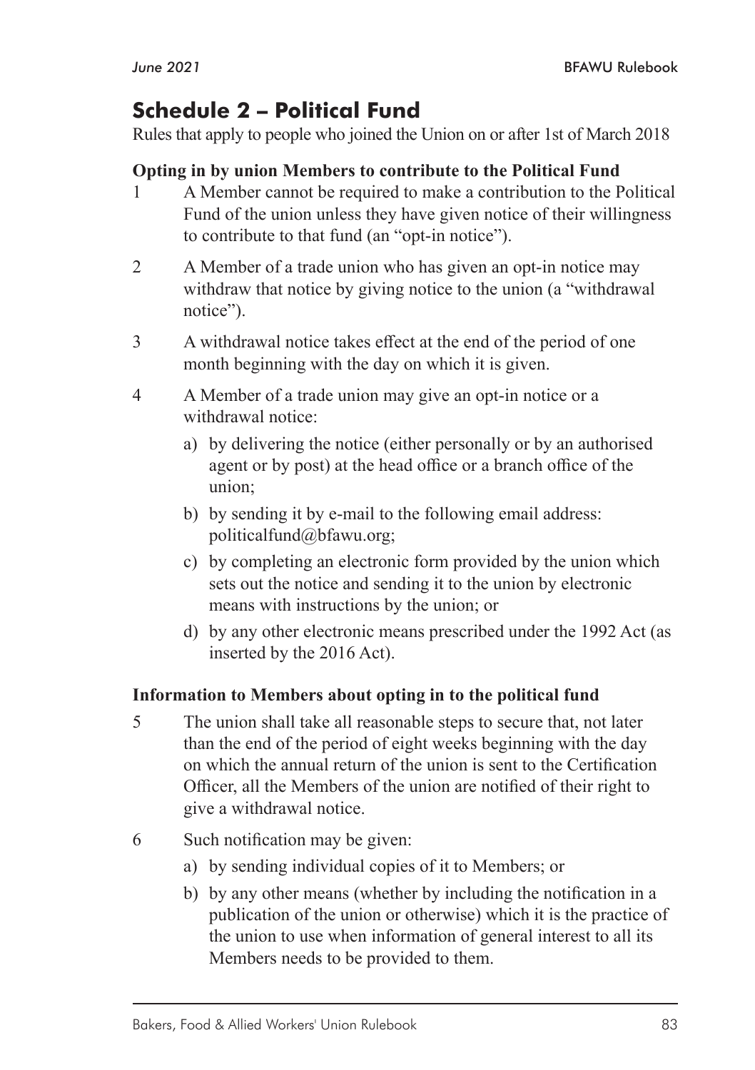## Schedule 2 – Political Fund

Rules that apply to people who joined the Union on or after 1st of March 2018

**Opting in by union Members to contribute to the Political Fund**

1 A Member cannot be required to make a contribution to the Political Fund of the union unless they have given notice of their willingness to contribute to that fund (an "opt-in notice").

2 A Member of a trade union who has given an opt-in notice may withdraw that notice by giving notice to the union (a "withdrawal notice").

3 A withdrawal notice takes effect at the end of the period of one month beginning with the day on which it is given.

4 A Member of a trade union may give an opt-in notice or a withdrawal notice:

a) by delivering the notice (either personally or by an authorised agent or by post) at the head office or a branch office of the union;

b) by sending it by e-mail to the following email address: politicalfund@bfawu.org;

c) by completing an electronic form provided by the union which sets out the notice and sending it to the union by electronic means with instructions by the union; or

d) by any other electronic means prescribed under the 1992 Act (as inserted by the 2016 Act).

**Information to Members about opting in to the political fund**

5 The union shall take all reasonable steps to secure that, not later than the end of the period of eight weeks beginning with the day on which the annual return of the union is sent to the Certification Officer, all the Members of the union are notified of their right to give a withdrawal notice.

6 Such notification may be given:

a) by sending individual copies of it to Members; or

b) by any other means (whether by including the notification in a publication of the union or otherwise) which it is the practice of the union to use when information of general interest to all its Members needs to be provided to them.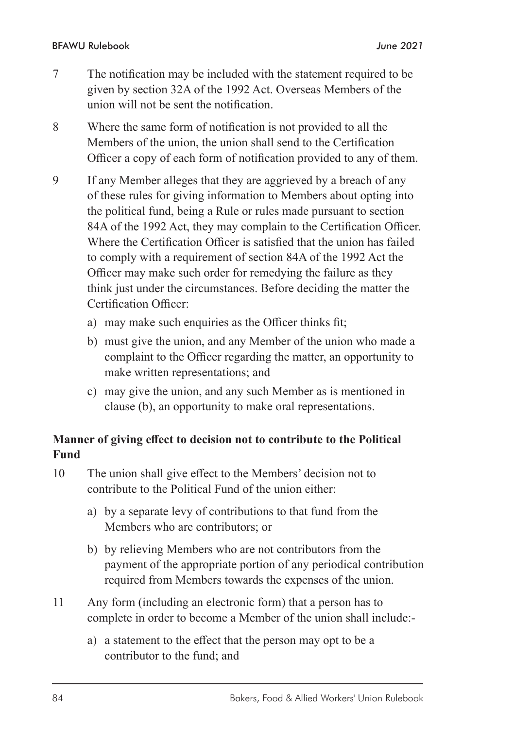7 The notification may be included with the statement required to be given by section 32A of the 1992 Act. Overseas Members of the union will not be sent the notification.

8 Where the same form of notification is not provided to all the Members of the union, the union shall send to the Certification Officer a copy of each form of notification provided to any of them.

9 If any Member alleges that they are aggrieved by a breach of any of these rules for giving information to Members about opting into the political fund, being a Rule or rules made pursuant to section 84A of the 1992 Act, they may complain to the Certification Officer. Where the Certification Officer is satisfied that the union has failed to comply with a requirement of section 84A of the 1992 Act the Officer may make such order for remedying the failure as they think just under the circumstances. Before deciding the matter the Certification Officer:

   a) may make such enquiries as the Officer thinks fit;

   b) must give the union, and any Member of the union who made a complaint to the Officer regarding the matter, an opportunity to make written representations; and

   c) may give the union, and any such Member as is mentioned in clause (b), an opportunity to make oral representations.

**Manner of giving effect to decision not to contribute to the Political Fund**

10 The union shall give effect to the Members' decision not to contribute to the Political Fund of the union either:

   a) by a separate levy of contributions to that fund from the Members who are contributors; or

   b) by relieving Members who are not contributors from the payment of the appropriate portion of any periodical contribution required from Members towards the expenses of the union.

11 Any form (including an electronic form) that a person has to complete in order to become a Member of the union shall include:-

   a) a statement to the effect that the person may opt to be a contributor to the fund; and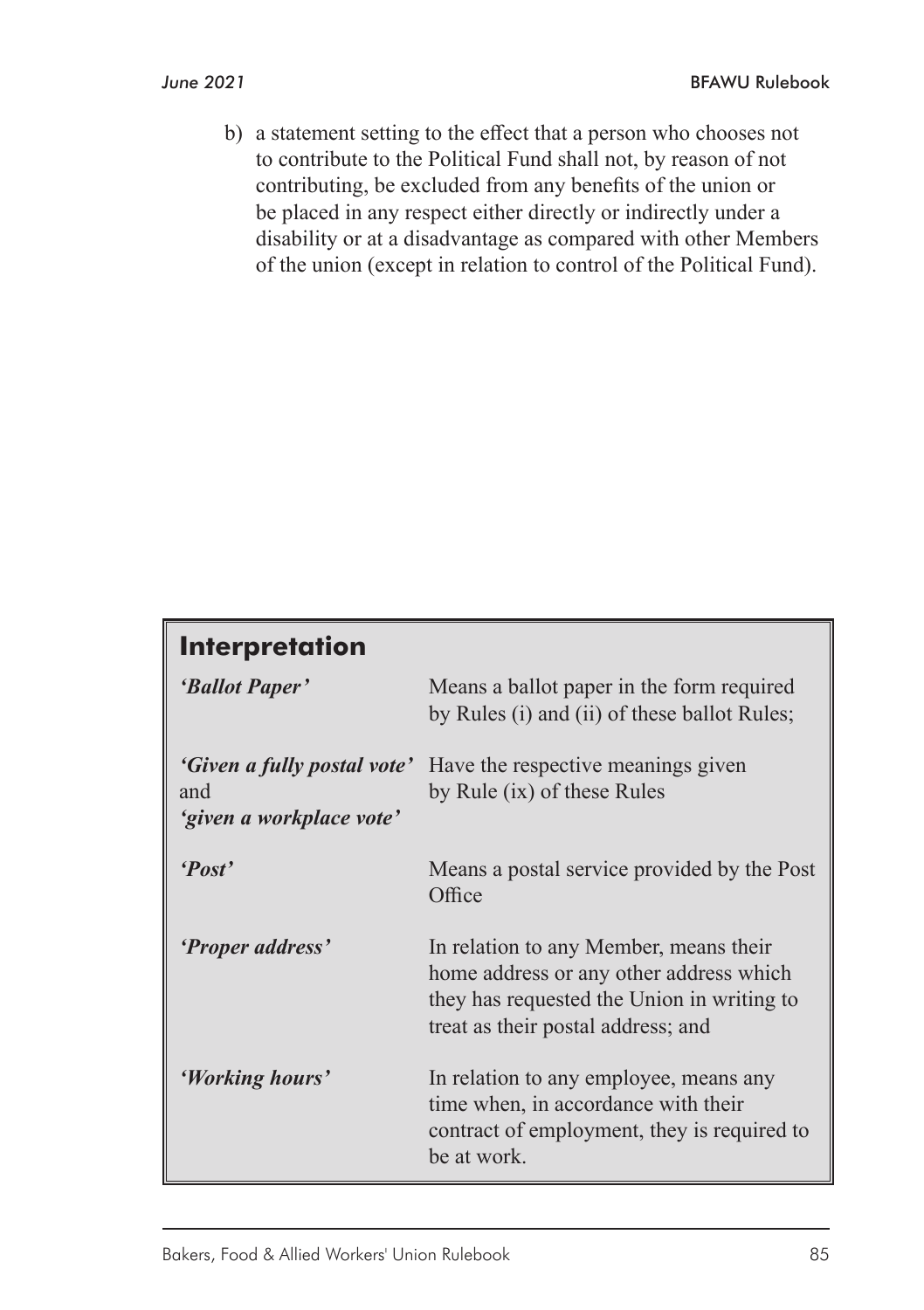b) a statement setting to the effect that a person who chooses not to contribute to the Political Fund shall not, by reason of not contributing, be excluded from any benefits of the union or be placed in any respect either directly or indirectly under a disability or at a disadvantage as compared with other Members of the union (except in relation to control of the Political Fund).

## Interpretation

| | |
|---|---|
| ***'Ballot Paper'*** | Means a ballot paper in the form required by Rules (i) and (ii) of these ballot Rules; |
| ***'Given a fully postal vote'*** and ***'given a workplace vote'*** | Have the respective meanings given by Rule (ix) of these Rules |
| ***'Post'*** | Means a postal service provided by the Post Office |
| ***'Proper address'*** | In relation to any Member, means their home address or any other address which they has requested the Union in writing to treat as their postal address; and |
| ***'Working hours'*** | In relation to any employee, means any time when, in accordance with their contract of employment, they is required to be at work. |